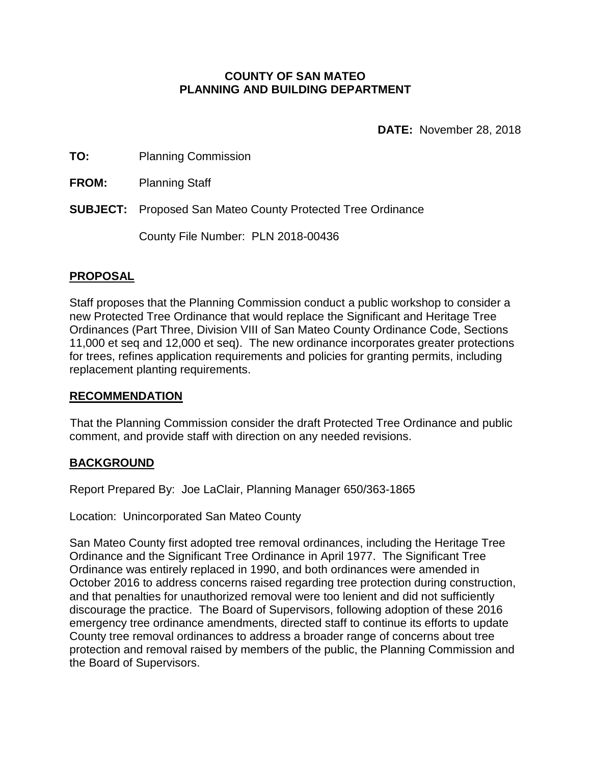**COUNTY OF SAN MATEO**
**PLANNING AND BUILDING DEPARTMENT**

**DATE:** November 28, 2018

**TO:** Planning Commission

**FROM:** Planning Staff

**SUBJECT:** Proposed San Mateo County Protected Tree Ordinance

County File Number: PLN 2018-00436

## PROPOSAL

Staff proposes that the Planning Commission conduct a public workshop to consider a new Protected Tree Ordinance that would replace the Significant and Heritage Tree Ordinances (Part Three, Division VIII of San Mateo County Ordinance Code, Sections 11,000 et seq and 12,000 et seq). The new ordinance incorporates greater protections for trees, refines application requirements and policies for granting permits, including replacement planting requirements.

## RECOMMENDATION

That the Planning Commission consider the draft Protected Tree Ordinance and public comment, and provide staff with direction on any needed revisions.

## BACKGROUND

Report Prepared By: Joe LaClair, Planning Manager 650/363-1865

Location: Unincorporated San Mateo County

San Mateo County first adopted tree removal ordinances, including the Heritage Tree Ordinance and the Significant Tree Ordinance in April 1977. The Significant Tree Ordinance was entirely replaced in 1990, and both ordinances were amended in October 2016 to address concerns raised regarding tree protection during construction, and that penalties for unauthorized removal were too lenient and did not sufficiently discourage the practice. The Board of Supervisors, following adoption of these 2016 emergency tree ordinance amendments, directed staff to continue its efforts to update County tree removal ordinances to address a broader range of concerns about tree protection and removal raised by members of the public, the Planning Commission and the Board of Supervisors.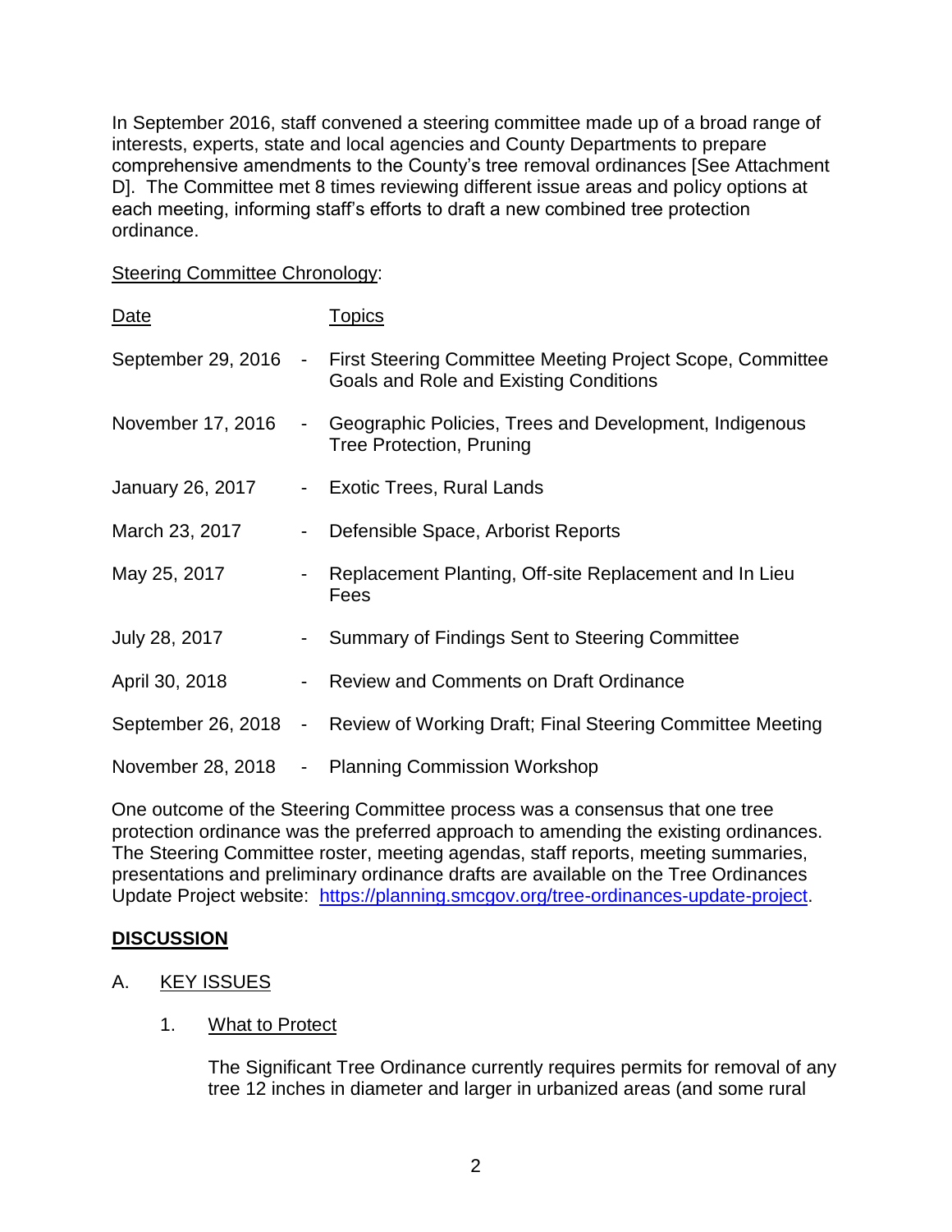In September 2016, staff convened a steering committee made up of a broad range of interests, experts, state and local agencies and County Departments to prepare comprehensive amendments to the County's tree removal ordinances [See Attachment D]. The Committee met 8 times reviewing different issue areas and policy options at each meeting, informing staff's efforts to draft a new combined tree protection ordinance.

Steering Committee Chronology:

| Date | | Topics |
|---|---|---|
| September 29, 2016 | - | First Steering Committee Meeting Project Scope, Committee Goals and Role and Existing Conditions |
| November 17, 2016 | - | Geographic Policies, Trees and Development, Indigenous Tree Protection, Pruning |
| January 26, 2017 | - | Exotic Trees, Rural Lands |
| March 23, 2017 | - | Defensible Space, Arborist Reports |
| May 25, 2017 | - | Replacement Planting, Off-site Replacement and In Lieu Fees |
| July 28, 2017 | - | Summary of Findings Sent to Steering Committee |
| April 30, 2018 | - | Review and Comments on Draft Ordinance |
| September 26, 2018 | - | Review of Working Draft; Final Steering Committee Meeting |
| November 28, 2018 | - | Planning Commission Workshop |

One outcome of the Steering Committee process was a consensus that one tree protection ordinance was the preferred approach to amending the existing ordinances. The Steering Committee roster, meeting agendas, staff reports, meeting summaries, presentations and preliminary ordinance drafts are available on the Tree Ordinances Update Project website: https://planning.smcgov.org/tree-ordinances-update-project.

## DISCUSSION

A. KEY ISSUES

1. What to Protect

The Significant Tree Ordinance currently requires permits for removal of any tree 12 inches in diameter and larger in urbanized areas (and some rural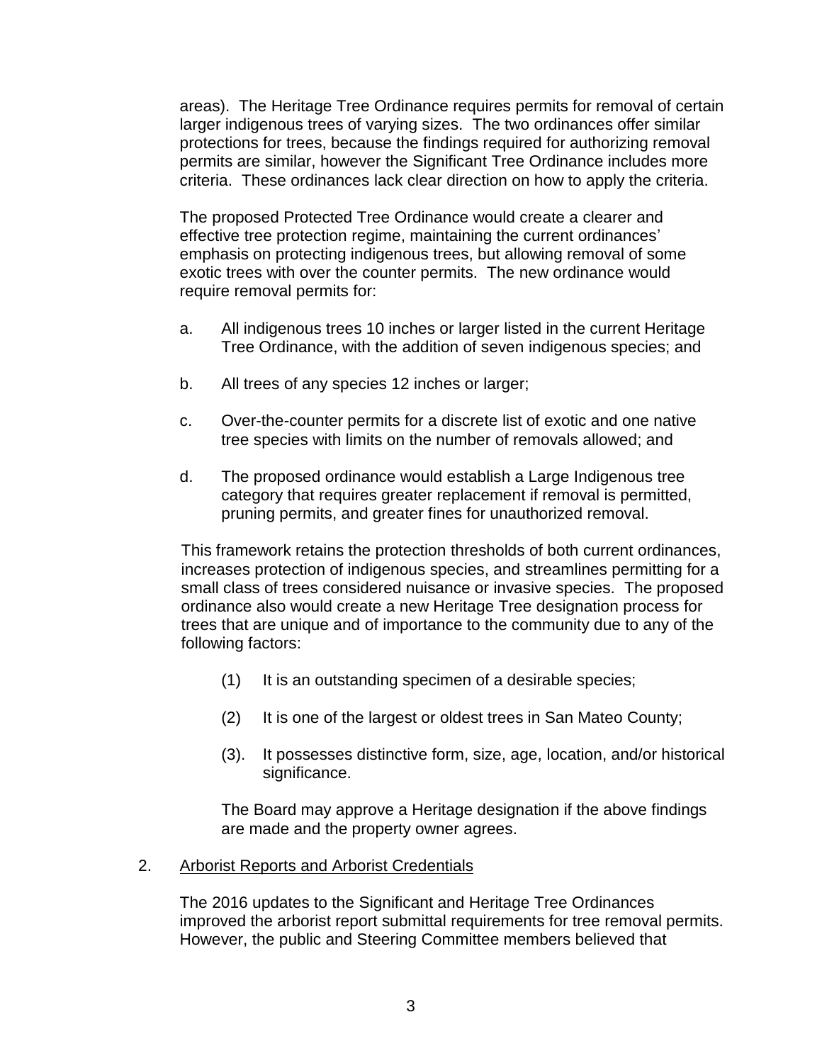areas). The Heritage Tree Ordinance requires permits for removal of certain larger indigenous trees of varying sizes. The two ordinances offer similar protections for trees, because the findings required for authorizing removal permits are similar, however the Significant Tree Ordinance includes more criteria. These ordinances lack clear direction on how to apply the criteria.

The proposed Protected Tree Ordinance would create a clearer and effective tree protection regime, maintaining the current ordinances' emphasis on protecting indigenous trees, but allowing removal of some exotic trees with over the counter permits. The new ordinance would require removal permits for:

a. All indigenous trees 10 inches or larger listed in the current Heritage Tree Ordinance, with the addition of seven indigenous species; and

b. All trees of any species 12 inches or larger;

c. Over-the-counter permits for a discrete list of exotic and one native tree species with limits on the number of removals allowed; and

d. The proposed ordinance would establish a Large Indigenous tree category that requires greater replacement if removal is permitted, pruning permits, and greater fines for unauthorized removal.

This framework retains the protection thresholds of both current ordinances, increases protection of indigenous species, and streamlines permitting for a small class of trees considered nuisance or invasive species. The proposed ordinance also would create a new Heritage Tree designation process for trees that are unique and of importance to the community due to any of the following factors:

(1) It is an outstanding specimen of a desirable species;

(2) It is one of the largest or oldest trees in San Mateo County;

(3). It possesses distinctive form, size, age, location, and/or historical significance.

The Board may approve a Heritage designation if the above findings are made and the property owner agrees.

2. <u>Arborist Reports and Arborist Credentials</u>

The 2016 updates to the Significant and Heritage Tree Ordinances improved the arborist report submittal requirements for tree removal permits. However, the public and Steering Committee members believed that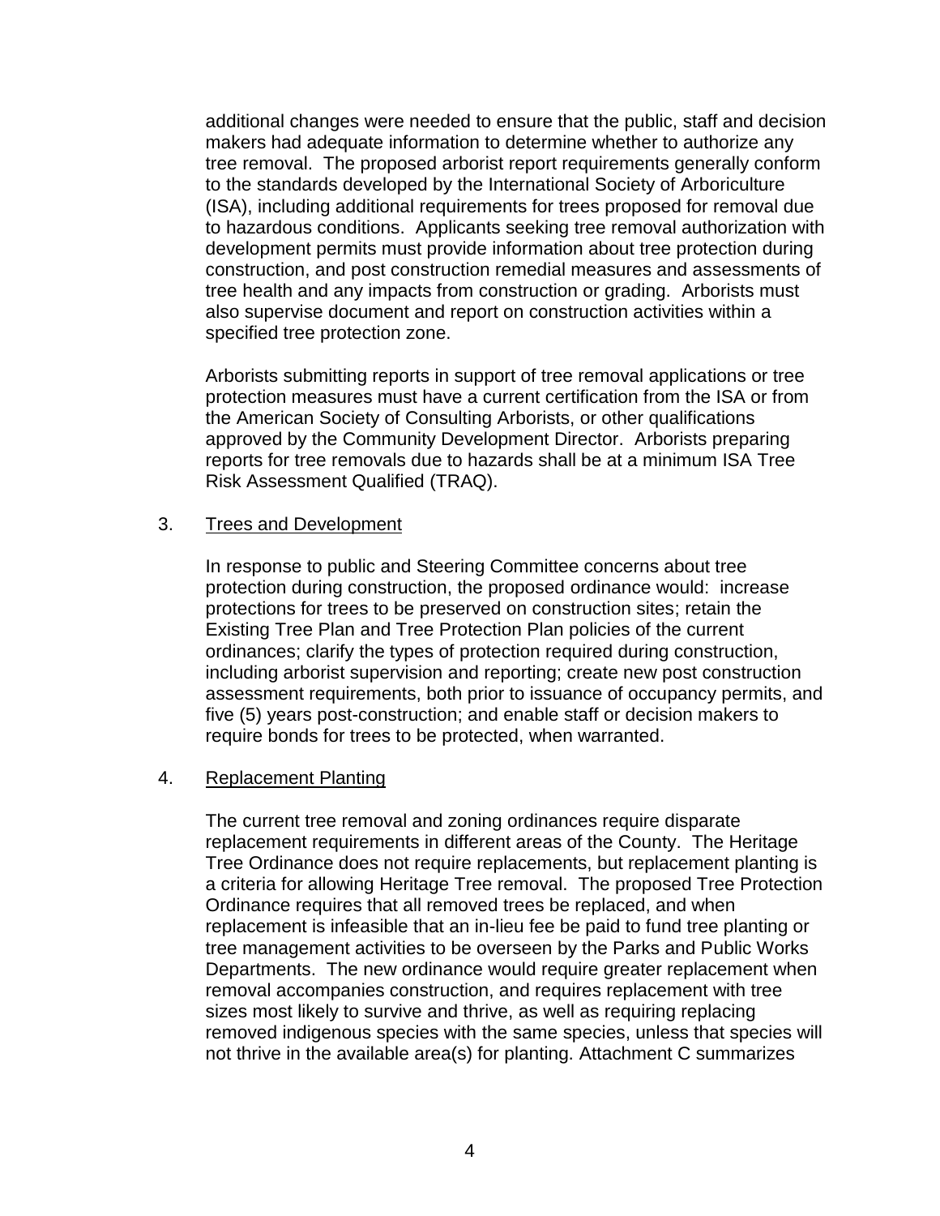additional changes were needed to ensure that the public, staff and decision makers had adequate information to determine whether to authorize any tree removal. The proposed arborist report requirements generally conform to the standards developed by the International Society of Arboriculture (ISA), including additional requirements for trees proposed for removal due to hazardous conditions. Applicants seeking tree removal authorization with development permits must provide information about tree protection during construction, and post construction remedial measures and assessments of tree health and any impacts from construction or grading. Arborists must also supervise document and report on construction activities within a specified tree protection zone.

Arborists submitting reports in support of tree removal applications or tree protection measures must have a current certification from the ISA or from the American Society of Consulting Arborists, or other qualifications approved by the Community Development Director. Arborists preparing reports for tree removals due to hazards shall be at a minimum ISA Tree Risk Assessment Qualified (TRAQ).

3. Trees and Development

In response to public and Steering Committee concerns about tree protection during construction, the proposed ordinance would: increase protections for trees to be preserved on construction sites; retain the Existing Tree Plan and Tree Protection Plan policies of the current ordinances; clarify the types of protection required during construction, including arborist supervision and reporting; create new post construction assessment requirements, both prior to issuance of occupancy permits, and five (5) years post-construction; and enable staff or decision makers to require bonds for trees to be protected, when warranted.

4. Replacement Planting

The current tree removal and zoning ordinances require disparate replacement requirements in different areas of the County. The Heritage Tree Ordinance does not require replacements, but replacement planting is a criteria for allowing Heritage Tree removal. The proposed Tree Protection Ordinance requires that all removed trees be replaced, and when replacement is infeasible that an in-lieu fee be paid to fund tree planting or tree management activities to be overseen by the Parks and Public Works Departments. The new ordinance would require greater replacement when removal accompanies construction, and requires replacement with tree sizes most likely to survive and thrive, as well as requiring replacing removed indigenous species with the same species, unless that species will not thrive in the available area(s) for planting. Attachment C summarizes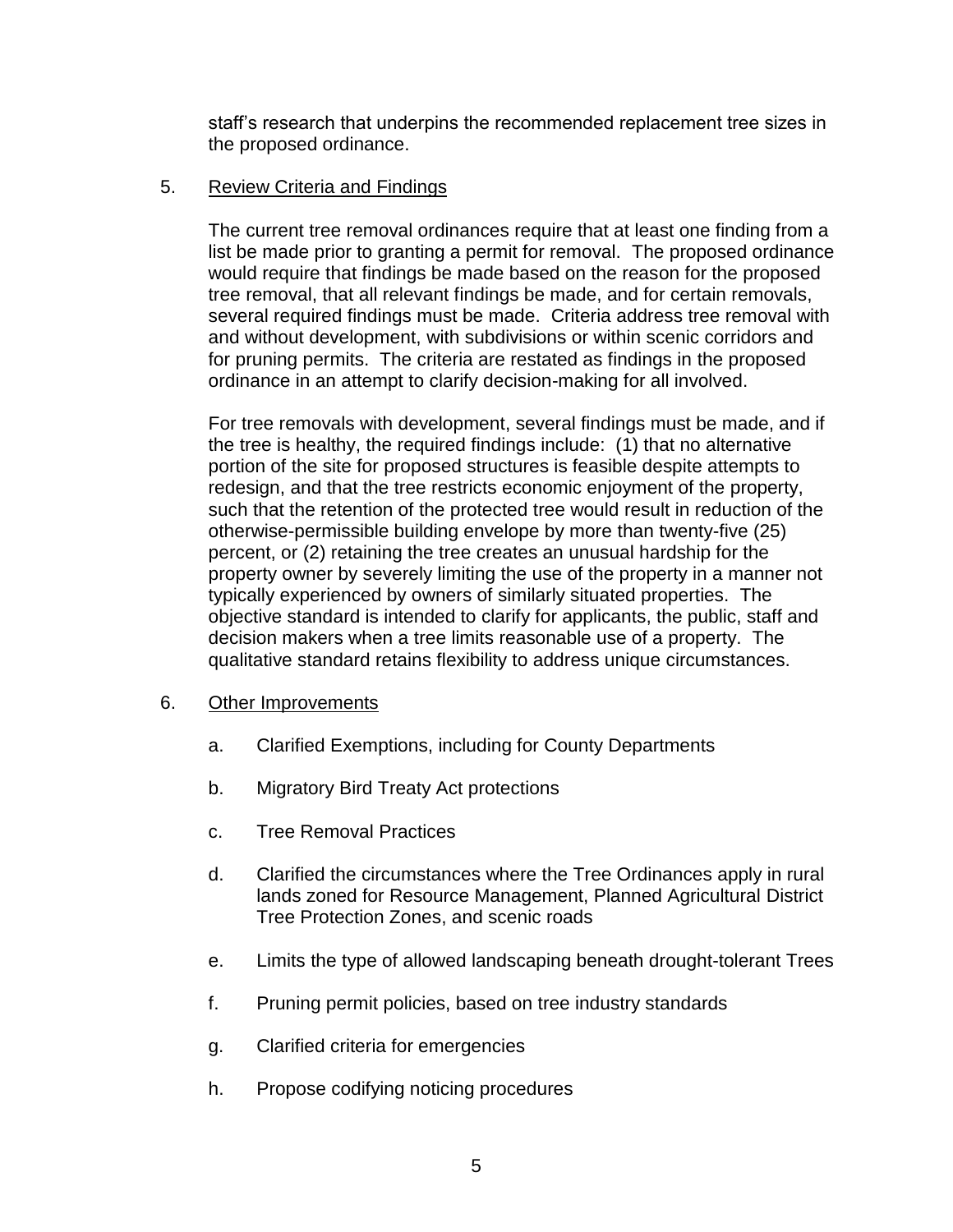staff's research that underpins the recommended replacement tree sizes in the proposed ordinance.

5. Review Criteria and Findings

The current tree removal ordinances require that at least one finding from a list be made prior to granting a permit for removal. The proposed ordinance would require that findings be made based on the reason for the proposed tree removal, that all relevant findings be made, and for certain removals, several required findings must be made. Criteria address tree removal with and without development, with subdivisions or within scenic corridors and for pruning permits. The criteria are restated as findings in the proposed ordinance in an attempt to clarify decision-making for all involved.

For tree removals with development, several findings must be made, and if the tree is healthy, the required findings include: (1) that no alternative portion of the site for proposed structures is feasible despite attempts to redesign, and that the tree restricts economic enjoyment of the property, such that the retention of the protected tree would result in reduction of the otherwise-permissible building envelope by more than twenty-five (25) percent, or (2) retaining the tree creates an unusual hardship for the property owner by severely limiting the use of the property in a manner not typically experienced by owners of similarly situated properties. The objective standard is intended to clarify for applicants, the public, staff and decision makers when a tree limits reasonable use of a property. The qualitative standard retains flexibility to address unique circumstances.

6. Other Improvements

   a. Clarified Exemptions, including for County Departments

   b. Migratory Bird Treaty Act protections

   c. Tree Removal Practices

   d. Clarified the circumstances where the Tree Ordinances apply in rural lands zoned for Resource Management, Planned Agricultural District Tree Protection Zones, and scenic roads

   e. Limits the type of allowed landscaping beneath drought-tolerant Trees

   f. Pruning permit policies, based on tree industry standards

   g. Clarified criteria for emergencies

   h. Propose codifying noticing procedures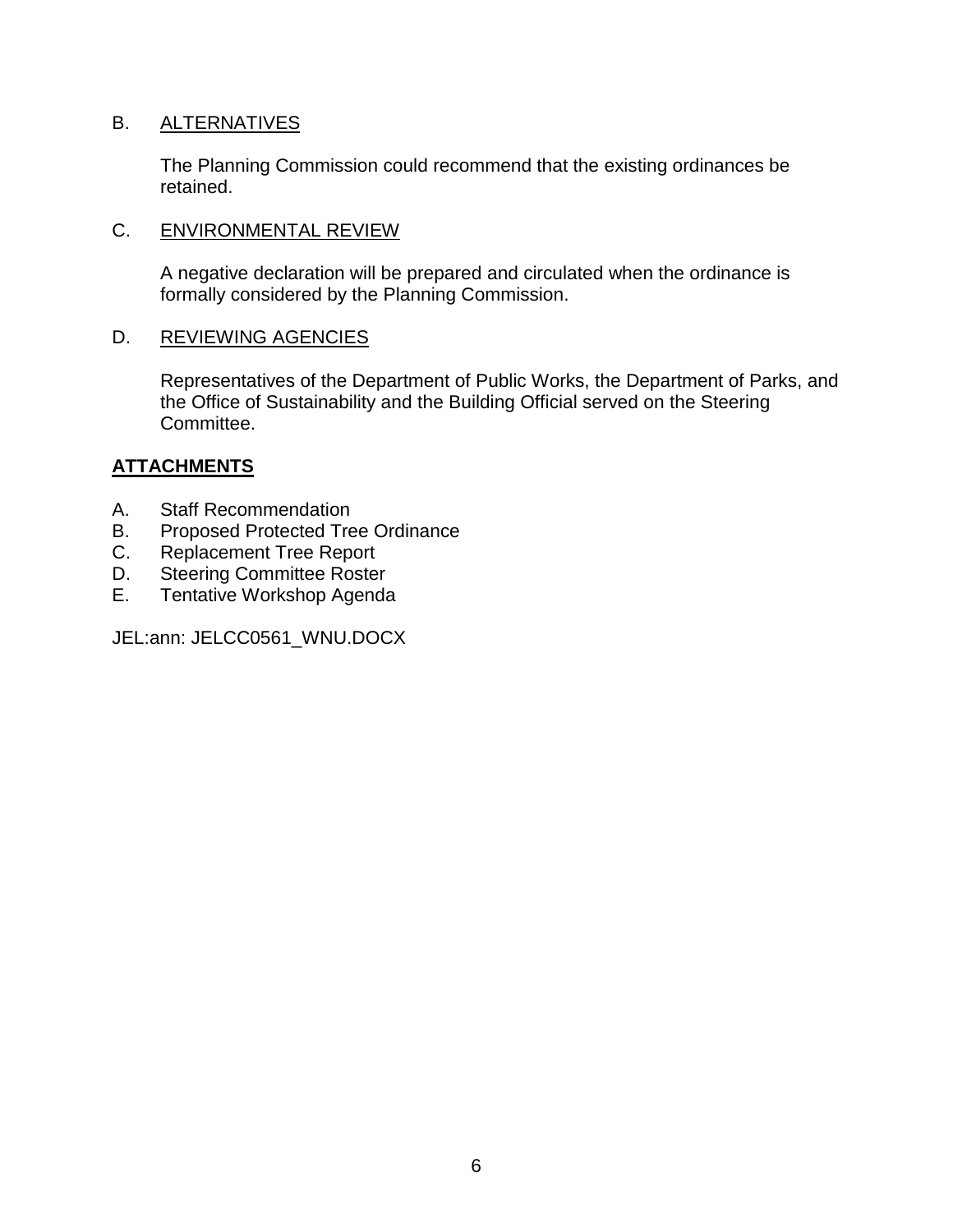B. <u>ALTERNATIVES</u>

The Planning Commission could recommend that the existing ordinances be retained.

C. <u>ENVIRONMENTAL REVIEW</u>

A negative declaration will be prepared and circulated when the ordinance is formally considered by the Planning Commission.

D. <u>REVIEWING AGENCIES</u>

Representatives of the Department of Public Works, the Department of Parks, and the Office of Sustainability and the Building Official served on the Steering Committee.

## **ATTACHMENTS**

A. Staff Recommendation
B. Proposed Protected Tree Ordinance
C. Replacement Tree Report
D. Steering Committee Roster
E. Tentative Workshop Agenda

JEL:ann: JELCC0561_WNU.DOCX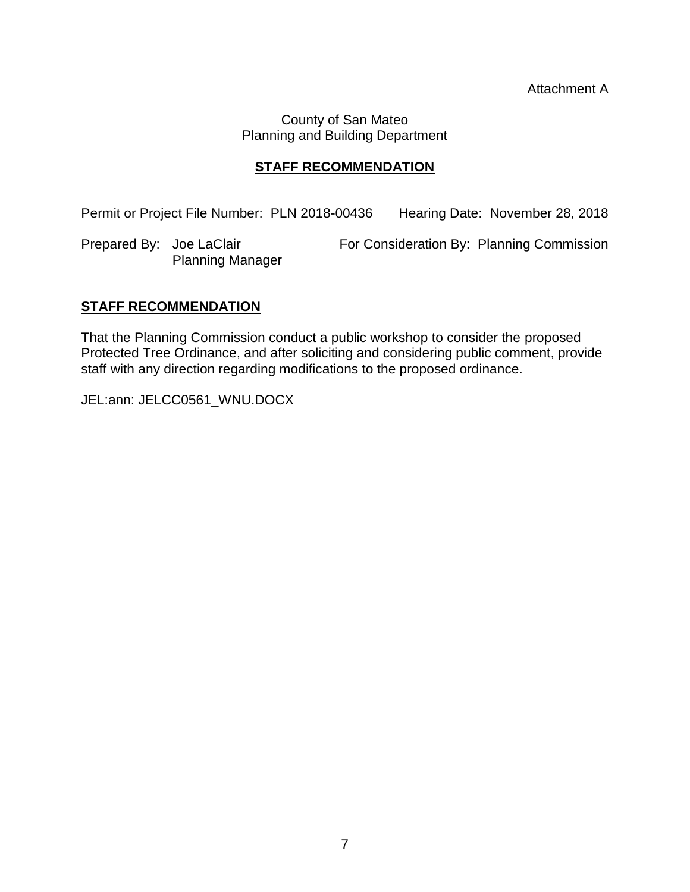Attachment A

County of San Mateo
Planning and Building Department

**STAFF RECOMMENDATION**

Permit or Project File Number: PLN 2018-00436 Hearing Date: November 28, 2018

Prepared By: Joe LaClair
Planning Manager

For Consideration By: Planning Commission

## **STAFF RECOMMENDATION**

That the Planning Commission conduct a public workshop to consider the proposed Protected Tree Ordinance, and after soliciting and considering public comment, provide staff with any direction regarding modifications to the proposed ordinance.

JEL:ann: JELCC0561_WNU.DOCX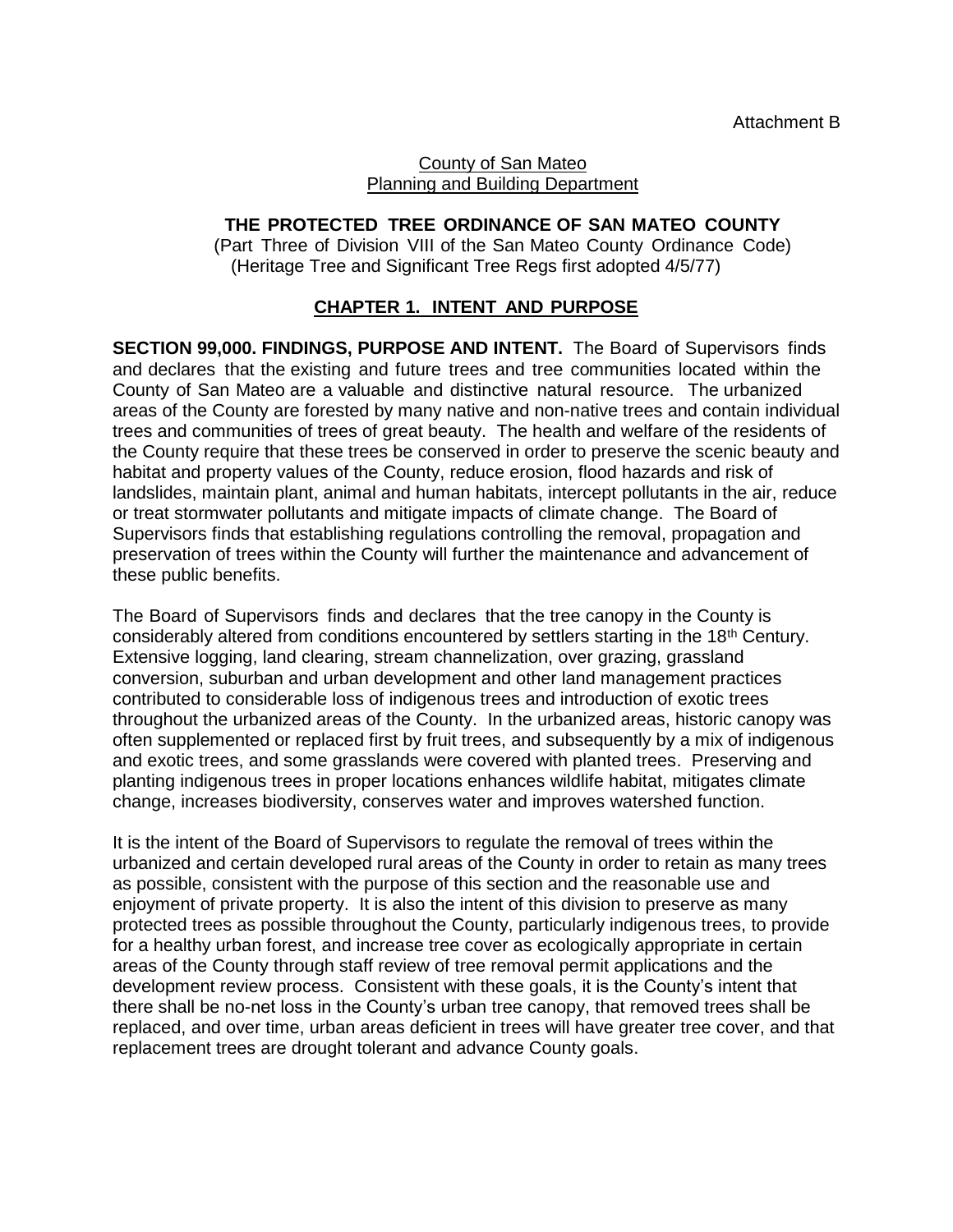Attachment B

County of San Mateo
Planning and Building Department

**THE PROTECTED TREE ORDINANCE OF SAN MATEO COUNTY**

(Part Three of Division VIII of the San Mateo County Ordinance Code)
(Heritage Tree and Significant Tree Regs first adopted 4/5/77)

## CHAPTER 1. INTENT AND PURPOSE

**SECTION 99,000. FINDINGS, PURPOSE AND INTENT.** The Board of Supervisors finds and declares that the existing and future trees and tree communities located within the County of San Mateo are a valuable and distinctive natural resource. The urbanized areas of the County are forested by many native and non-native trees and contain individual trees and communities of trees of great beauty. The health and welfare of the residents of the County require that these trees be conserved in order to preserve the scenic beauty and habitat and property values of the County, reduce erosion, flood hazards and risk of landslides, maintain plant, animal and human habitats, intercept pollutants in the air, reduce or treat stormwater pollutants and mitigate impacts of climate change. The Board of Supervisors finds that establishing regulations controlling the removal, propagation and preservation of trees within the County will further the maintenance and advancement of these public benefits.

The Board of Supervisors finds and declares that the tree canopy in the County is considerably altered from conditions encountered by settlers starting in the 18th Century. Extensive logging, land clearing, stream channelization, over grazing, grassland conversion, suburban and urban development and other land management practices contributed to considerable loss of indigenous trees and introduction of exotic trees throughout the urbanized areas of the County. In the urbanized areas, historic canopy was often supplemented or replaced first by fruit trees, and subsequently by a mix of indigenous and exotic trees, and some grasslands were covered with planted trees. Preserving and planting indigenous trees in proper locations enhances wildlife habitat, mitigates climate change, increases biodiversity, conserves water and improves watershed function.

It is the intent of the Board of Supervisors to regulate the removal of trees within the urbanized and certain developed rural areas of the County in order to retain as many trees as possible, consistent with the purpose of this section and the reasonable use and enjoyment of private property. It is also the intent of this division to preserve as many protected trees as possible throughout the County, particularly indigenous trees, to provide for a healthy urban forest, and increase tree cover as ecologically appropriate in certain areas of the County through staff review of tree removal permit applications and the development review process. Consistent with these goals, it is the County's intent that there shall be no-net loss in the County's urban tree canopy, that removed trees shall be replaced, and over time, urban areas deficient in trees will have greater tree cover, and that replacement trees are drought tolerant and advance County goals.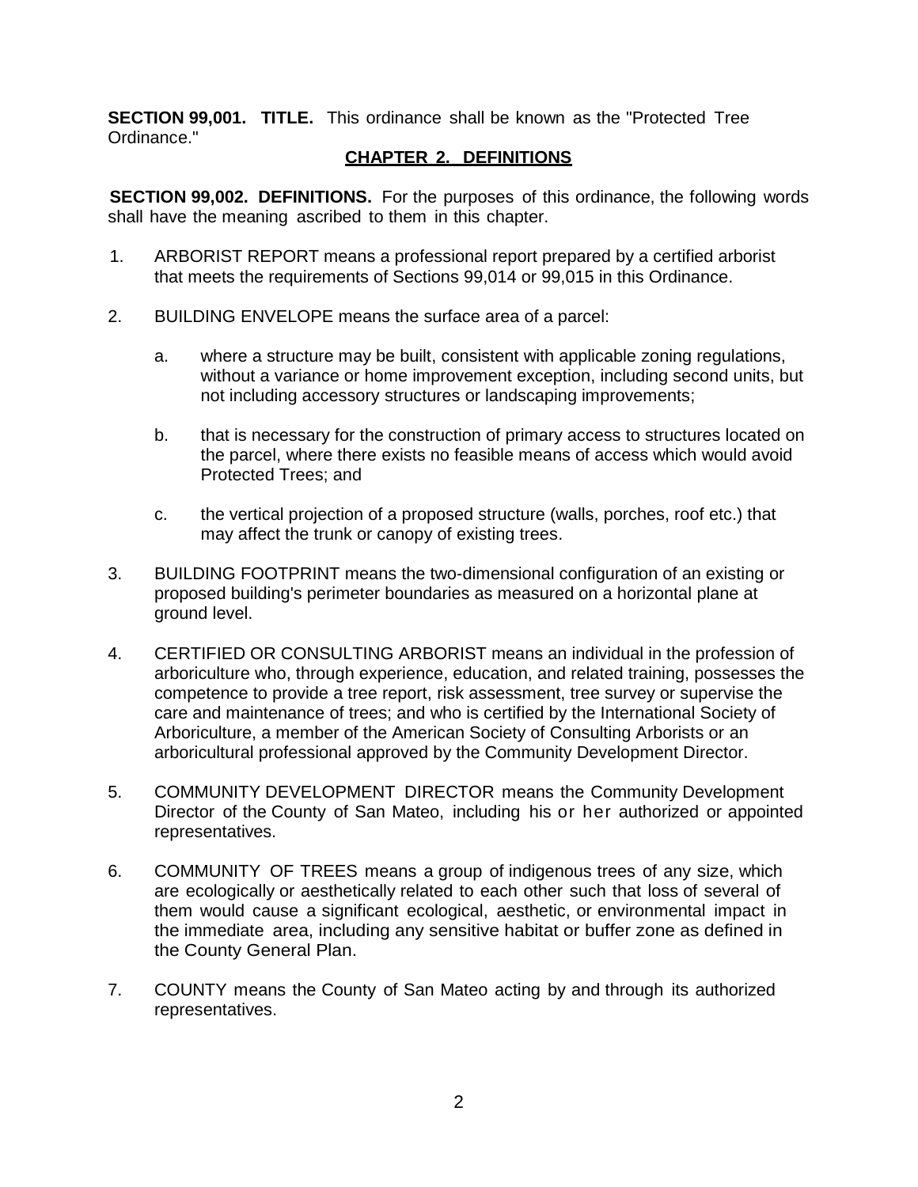**SECTION 99,001. TITLE.** This ordinance shall be known as the "Protected Tree Ordinance."

## CHAPTER 2. DEFINITIONS

**SECTION 99,002. DEFINITIONS.** For the purposes of this ordinance, the following words shall have the meaning ascribed to them in this chapter.

1. ARBORIST REPORT means a professional report prepared by a certified arborist that meets the requirements of Sections 99,014 or 99,015 in this Ordinance.

2. BUILDING ENVELOPE means the surface area of a parcel:

   a. where a structure may be built, consistent with applicable zoning regulations, without a variance or home improvement exception, including second units, but not including accessory structures or landscaping improvements;

   b. that is necessary for the construction of primary access to structures located on the parcel, where there exists no feasible means of access which would avoid Protected Trees; and

   c. the vertical projection of a proposed structure (walls, porches, roof etc.) that may affect the trunk or canopy of existing trees.

3. BUILDING FOOTPRINT means the two-dimensional configuration of an existing or proposed building's perimeter boundaries as measured on a horizontal plane at ground level.

4. CERTIFIED OR CONSULTING ARBORIST means an individual in the profession of arboriculture who, through experience, education, and related training, possesses the competence to provide a tree report, risk assessment, tree survey or supervise the care and maintenance of trees; and who is certified by the International Society of Arboriculture, a member of the American Society of Consulting Arborists or an arboricultural professional approved by the Community Development Director.

5. COMMUNITY DEVELOPMENT DIRECTOR means the Community Development Director of the County of San Mateo, including his or her authorized or appointed representatives.

6. COMMUNITY OF TREES means a group of indigenous trees of any size, which are ecologically or aesthetically related to each other such that loss of several of them would cause a significant ecological, aesthetic, or environmental impact in the immediate area, including any sensitive habitat or buffer zone as defined in the County General Plan.

7. COUNTY means the County of San Mateo acting by and through its authorized representatives.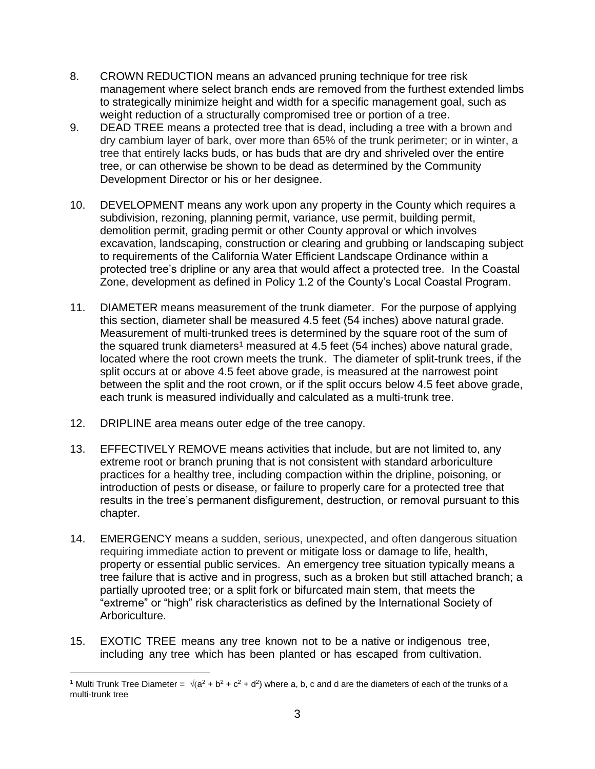8. CROWN REDUCTION means an advanced pruning technique for tree risk management where select branch ends are removed from the furthest extended limbs to strategically minimize height and width for a specific management goal, such as weight reduction of a structurally compromised tree or portion of a tree.

9. DEAD TREE means a protected tree that is dead, including a tree with a brown and dry cambium layer of bark, over more than 65% of the trunk perimeter; or in winter, a tree that entirely lacks buds, or has buds that are dry and shriveled over the entire tree, or can otherwise be shown to be dead as determined by the Community Development Director or his or her designee.

10. DEVELOPMENT means any work upon any property in the County which requires a subdivision, rezoning, planning permit, variance, use permit, building permit, demolition permit, grading permit or other County approval or which involves excavation, landscaping, construction or clearing and grubbing or landscaping subject to requirements of the California Water Efficient Landscape Ordinance within a protected tree's dripline or any area that would affect a protected tree. In the Coastal Zone, development as defined in Policy 1.2 of the County's Local Coastal Program.

11. DIAMETER means measurement of the trunk diameter. For the purpose of applying this section, diameter shall be measured 4.5 feet (54 inches) above natural grade. Measurement of multi-trunked trees is determined by the square root of the sum of the squared trunk diameters[1] measured at 4.5 feet (54 inches) above natural grade, located where the root crown meets the trunk. The diameter of split-trunk trees, if the split occurs at or above 4.5 feet above grade, is measured at the narrowest point between the split and the root crown, or if the split occurs below 4.5 feet above grade, each trunk is measured individually and calculated as a multi-trunk tree.

12. DRIPLINE area means outer edge of the tree canopy.

13. EFFECTIVELY REMOVE means activities that include, but are not limited to, any extreme root or branch pruning that is not consistent with standard arboriculture practices for a healthy tree, including compaction within the dripline, poisoning, or introduction of pests or disease, or failure to properly care for a protected tree that results in the tree's permanent disfigurement, destruction, or removal pursuant to this chapter.

14. EMERGENCY means a sudden, serious, unexpected, and often dangerous situation requiring immediate action to prevent or mitigate loss or damage to life, health, property or essential public services. An emergency tree situation typically means a tree failure that is active and in progress, such as a broken but still attached branch; a partially uprooted tree; or a split fork or bifurcated main stem, that meets the "extreme" or "high" risk characteristics as defined by the International Society of Arboriculture.

15. EXOTIC TREE means any tree known not to be a native or indigenous tree, including any tree which has been planted or has escaped from cultivation.

---

[1] Multi Trunk Tree Diameter = $\sqrt{(a^2 + b^2 + c^2 + d^2)}$ where a, b, c and d are the diameters of each of the trunks of a multi-trunk tree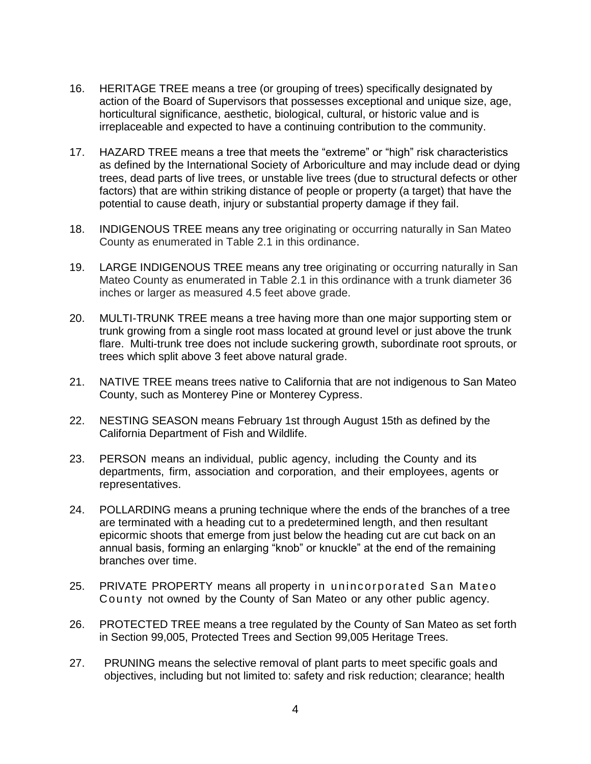16. HERITAGE TREE means a tree (or grouping of trees) specifically designated by action of the Board of Supervisors that possesses exceptional and unique size, age, horticultural significance, aesthetic, biological, cultural, or historic value and is irreplaceable and expected to have a continuing contribution to the community.

17. HAZARD TREE means a tree that meets the "extreme" or "high" risk characteristics as defined by the International Society of Arboriculture and may include dead or dying trees, dead parts of live trees, or unstable live trees (due to structural defects or other factors) that are within striking distance of people or property (a target) that have the potential to cause death, injury or substantial property damage if they fail.

18. INDIGENOUS TREE means any tree originating or occurring naturally in San Mateo County as enumerated in Table 2.1 in this ordinance.

19. LARGE INDIGENOUS TREE means any tree originating or occurring naturally in San Mateo County as enumerated in Table 2.1 in this ordinance with a trunk diameter 36 inches or larger as measured 4.5 feet above grade.

20. MULTI-TRUNK TREE means a tree having more than one major supporting stem or trunk growing from a single root mass located at ground level or just above the trunk flare. Multi-trunk tree does not include suckering growth, subordinate root sprouts, or trees which split above 3 feet above natural grade.

21. NATIVE TREE means trees native to California that are not indigenous to San Mateo County, such as Monterey Pine or Monterey Cypress.

22. NESTING SEASON means February 1st through August 15th as defined by the California Department of Fish and Wildlife.

23. PERSON means an individual, public agency, including the County and its departments, firm, association and corporation, and their employees, agents or representatives.

24. POLLARDING means a pruning technique where the ends of the branches of a tree are terminated with a heading cut to a predetermined length, and then resultant epicormic shoots that emerge from just below the heading cut are cut back on an annual basis, forming an enlarging "knob" or knuckle" at the end of the remaining branches over time.

25. PRIVATE PROPERTY means all property in unincorporated San Mateo County not owned by the County of San Mateo or any other public agency.

26. PROTECTED TREE means a tree regulated by the County of San Mateo as set forth in Section 99,005, Protected Trees and Section 99,005 Heritage Trees.

27. PRUNING means the selective removal of plant parts to meet specific goals and objectives, including but not limited to: safety and risk reduction; clearance; health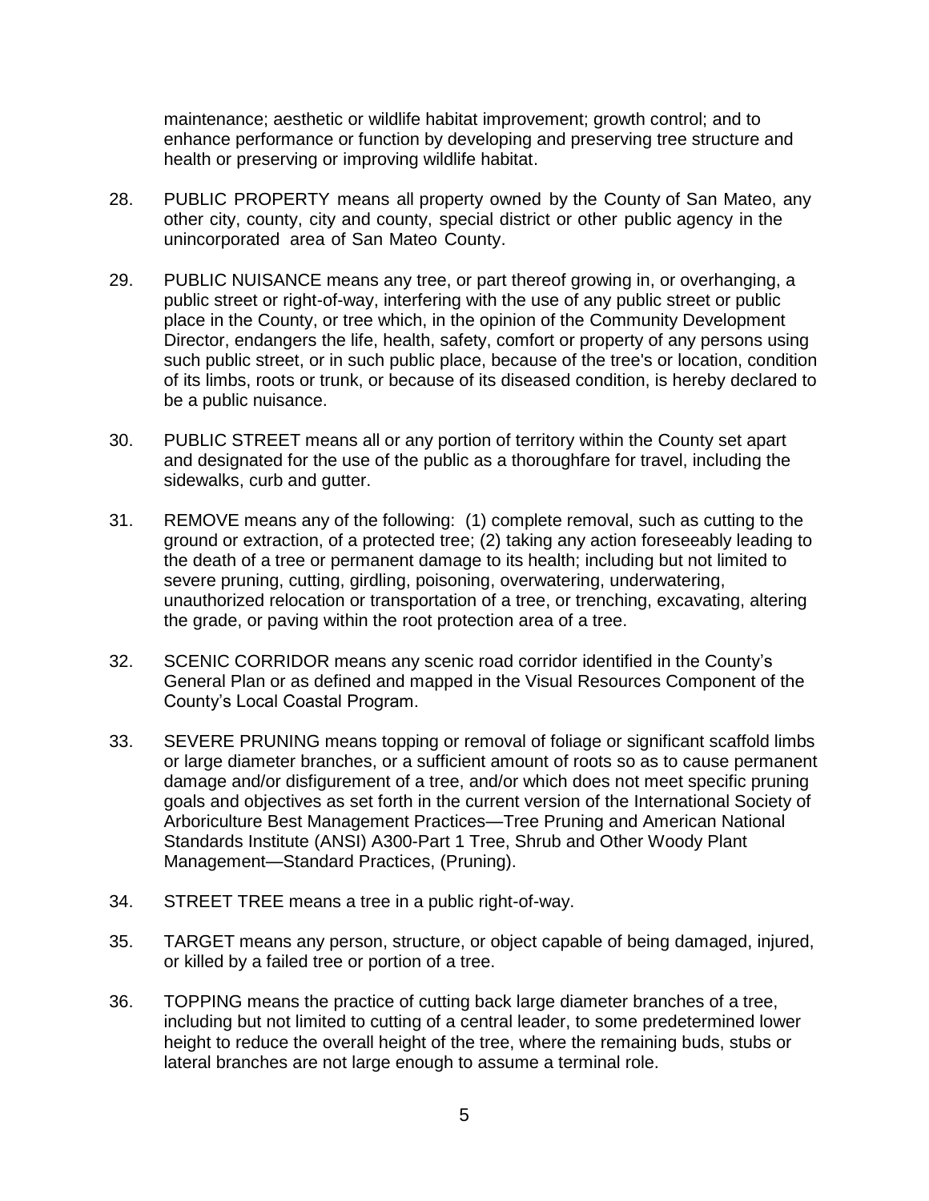maintenance; aesthetic or wildlife habitat improvement; growth control; and to enhance performance or function by developing and preserving tree structure and health or preserving or improving wildlife habitat.

28. PUBLIC PROPERTY means all property owned by the County of San Mateo, any other city, county, city and county, special district or other public agency in the unincorporated area of San Mateo County.

29. PUBLIC NUISANCE means any tree, or part thereof growing in, or overhanging, a public street or right-of-way, interfering with the use of any public street or public place in the County, or tree which, in the opinion of the Community Development Director, endangers the life, health, safety, comfort or property of any persons using such public street, or in such public place, because of the tree's or location, condition of its limbs, roots or trunk, or because of its diseased condition, is hereby declared to be a public nuisance.

30. PUBLIC STREET means all or any portion of territory within the County set apart and designated for the use of the public as a thoroughfare for travel, including the sidewalks, curb and gutter.

31. REMOVE means any of the following: (1) complete removal, such as cutting to the ground or extraction, of a protected tree; (2) taking any action foreseeably leading to the death of a tree or permanent damage to its health; including but not limited to severe pruning, cutting, girdling, poisoning, overwatering, underwatering, unauthorized relocation or transportation of a tree, or trenching, excavating, altering the grade, or paving within the root protection area of a tree.

32. SCENIC CORRIDOR means any scenic road corridor identified in the County's General Plan or as defined and mapped in the Visual Resources Component of the County's Local Coastal Program.

33. SEVERE PRUNING means topping or removal of foliage or significant scaffold limbs or large diameter branches, or a sufficient amount of roots so as to cause permanent damage and/or disfigurement of a tree, and/or which does not meet specific pruning goals and objectives as set forth in the current version of the International Society of Arboriculture Best Management Practices—Tree Pruning and American National Standards Institute (ANSI) A300-Part 1 Tree, Shrub and Other Woody Plant Management—Standard Practices, (Pruning).

34. STREET TREE means a tree in a public right-of-way.

35. TARGET means any person, structure, or object capable of being damaged, injured, or killed by a failed tree or portion of a tree.

36. TOPPING means the practice of cutting back large diameter branches of a tree, including but not limited to cutting of a central leader, to some predetermined lower height to reduce the overall height of the tree, where the remaining buds, stubs or lateral branches are not large enough to assume a terminal role.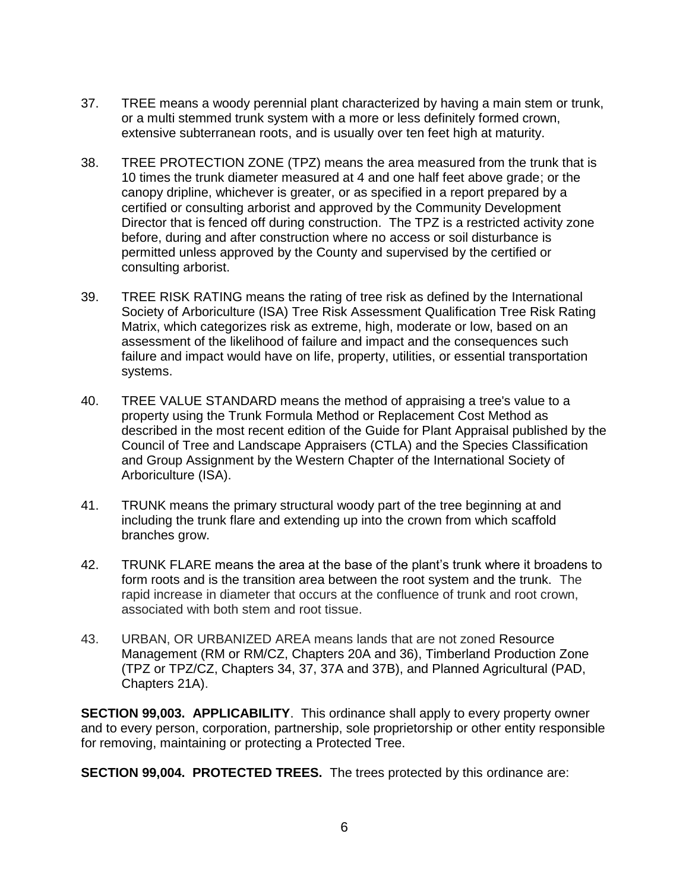37. TREE means a woody perennial plant characterized by having a main stem or trunk, or a multi stemmed trunk system with a more or less definitely formed crown, extensive subterranean roots, and is usually over ten feet high at maturity.

38. TREE PROTECTION ZONE (TPZ) means the area measured from the trunk that is 10 times the trunk diameter measured at 4 and one half feet above grade; or the canopy dripline, whichever is greater, or as specified in a report prepared by a certified or consulting arborist and approved by the Community Development Director that is fenced off during construction. The TPZ is a restricted activity zone before, during and after construction where no access or soil disturbance is permitted unless approved by the County and supervised by the certified or consulting arborist.

39. TREE RISK RATING means the rating of tree risk as defined by the International Society of Arboriculture (ISA) Tree Risk Assessment Qualification Tree Risk Rating Matrix, which categorizes risk as extreme, high, moderate or low, based on an assessment of the likelihood of failure and impact and the consequences such failure and impact would have on life, property, utilities, or essential transportation systems.

40. TREE VALUE STANDARD means the method of appraising a tree's value to a property using the Trunk Formula Method or Replacement Cost Method as described in the most recent edition of the Guide for Plant Appraisal published by the Council of Tree and Landscape Appraisers (CTLA) and the Species Classification and Group Assignment by the Western Chapter of the International Society of Arboriculture (ISA).

41. TRUNK means the primary structural woody part of the tree beginning at and including the trunk flare and extending up into the crown from which scaffold branches grow.

42. TRUNK FLARE means the area at the base of the plant's trunk where it broadens to form roots and is the transition area between the root system and the trunk. The rapid increase in diameter that occurs at the confluence of trunk and root crown, associated with both stem and root tissue.

43. URBAN, OR URBANIZED AREA means lands that are not zoned Resource Management (RM or RM/CZ, Chapters 20A and 36), Timberland Production Zone (TPZ or TPZ/CZ, Chapters 34, 37, 37A and 37B), and Planned Agricultural (PAD, Chapters 21A).

**SECTION 99,003. APPLICABILITY**. This ordinance shall apply to every property owner and to every person, corporation, partnership, sole proprietorship or other entity responsible for removing, maintaining or protecting a Protected Tree.

**SECTION 99,004. PROTECTED TREES.** The trees protected by this ordinance are: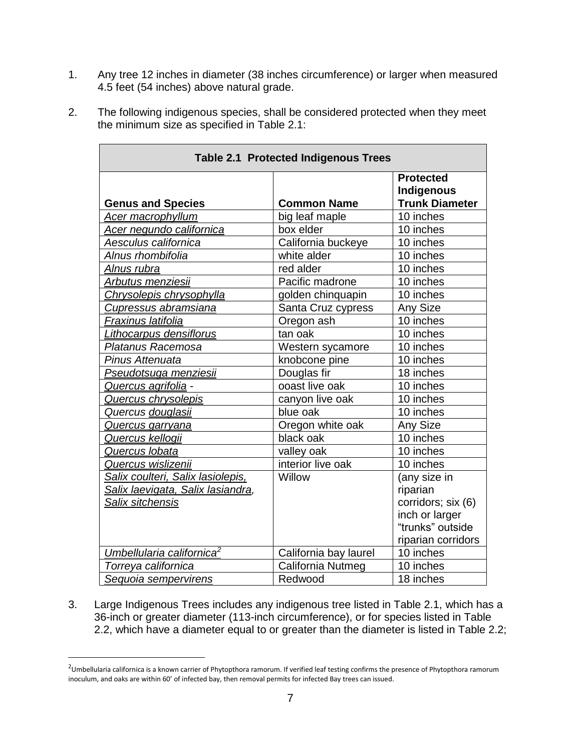1. Any tree 12 inches in diameter (38 inches circumference) or larger when measured 4.5 feet (54 inches) above natural grade.

2. The following indigenous species, shall be considered protected when they meet the minimum size as specified in Table 2.1:

**Table 2.1 Protected Indigenous Trees**

| Genus and Species | Common Name | Protected Indigenous Trunk Diameter |
|---|---|---|
| *Acer macrophyllum* | big leaf maple | 10 inches |
| *Acer negundo californica* | box elder | 10 inches |
| *Aesculus californica* | California buckeye | 10 inches |
| *Alnus rhombifolia* | white alder | 10 inches |
| *Alnus rubra* | red alder | 10 inches |
| *Arbutus menziesii* | Pacific madrone | 10 inches |
| *Chrysolepis chrysophylla* | golden chinquapin | 10 inches |
| *Cupressus abramsiana* | Santa Cruz cypress | Any Size |
| *Fraxinus latifolia* | Oregon ash | 10 inches |
| *Lithocarpus densiflorus* | tan oak | 10 inches |
| *Platanus Racemosa* | Western sycamore | 10 inches |
| *Pinus Attenuata* | knobcone pine | 10 inches |
| *Pseudotsuga menziesii* | Douglas fir | 18 inches |
| *Quercus agrifolia* - | ooast live oak | 10 inches |
| *Quercus chrysolepis* | canyon live oak | 10 inches |
| *Quercus douglasii* | blue oak | 10 inches |
| *Quercus garryana* | Oregon white oak | Any Size |
| *Quercus kellogii* | black oak | 10 inches |
| *Quercus lobata* | valley oak | 10 inches |
| *Quercus wislizenii* | interior live oak | 10 inches |
| *Salix coulteri, Salix lasiolepis, Salix laevigata, Salix lasiandra, Salix sitchensis* | Willow | (any size in riparian corridors; six (6) inch or larger "trunks" outside riparian corridors |
| *Umbellularia californica*[2] | California bay laurel | 10 inches |
| *Torreya californica* | California Nutmeg | 10 inches |
| *Sequoia sempervirens* | Redwood | 18 inches |

3. Large Indigenous Trees includes any indigenous tree listed in Table 2.1, which has a 36-inch or greater diameter (113-inch circumference), or for species listed in Table 2.2, which have a diameter equal to or greater than the diameter is listed in Table 2.2;

---

[2] Umbellularia californica is a known carrier of Phytopthora ramorum. If verified leaf testing confirms the presence of Phytopthora ramorum inoculum, and oaks are within 60' of infected bay, then removal permits for infected Bay trees can issued.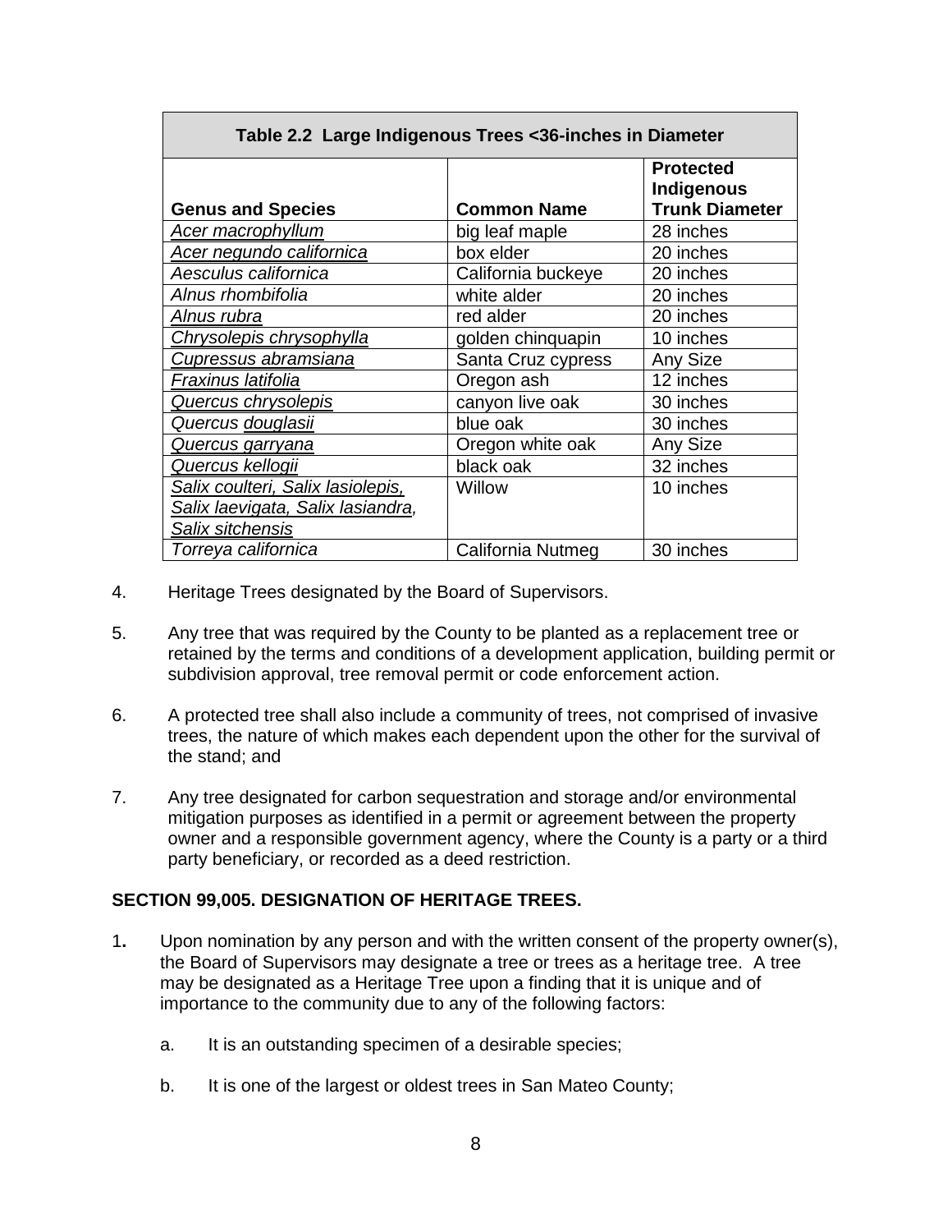| Table 2.2 Large Indigenous Trees <36-inches in Diameter | | |
|---|---|---|
| **Genus and Species** | **Common Name** | **Protected Indigenous Trunk Diameter** |
| *Acer macrophyllum* | big leaf maple | 28 inches |
| *Acer negundo californica* | box elder | 20 inches |
| *Aesculus californica* | California buckeye | 20 inches |
| *Alnus rhombifolia* | white alder | 20 inches |
| *Alnus rubra* | red alder | 20 inches |
| *Chrysolepis chrysophylla* | golden chinquapin | 10 inches |
| *Cupressus abramsiana* | Santa Cruz cypress | Any Size |
| *Fraxinus latifolia* | Oregon ash | 12 inches |
| *Quercus chrysolepis* | canyon live oak | 30 inches |
| *Quercus douglasii* | blue oak | 30 inches |
| *Quercus garryana* | Oregon white oak | Any Size |
| *Quercus kellogii* | black oak | 32 inches |
| *Salix coulteri, Salix lasiolepis, Salix laevigata, Salix lasiandra, Salix sitchensis* | Willow | 10 inches |
| *Torreya californica* | California Nutmeg | 30 inches |

4. Heritage Trees designated by the Board of Supervisors.

5. Any tree that was required by the County to be planted as a replacement tree or retained by the terms and conditions of a development application, building permit or subdivision approval, tree removal permit or code enforcement action.

6. A protected tree shall also include a community of trees, not comprised of invasive trees, the nature of which makes each dependent upon the other for the survival of the stand; and

7. Any tree designated for carbon sequestration and storage and/or environmental mitigation purposes as identified in a permit or agreement between the property owner and a responsible government agency, where the County is a party or a third party beneficiary, or recorded as a deed restriction.

**SECTION 99,005. DESIGNATION OF HERITAGE TREES.**

1. Upon nomination by any person and with the written consent of the property owner(s), the Board of Supervisors may designate a tree or trees as a heritage tree. A tree may be designated as a Heritage Tree upon a finding that it is unique and of importance to the community due to any of the following factors:

   a. It is an outstanding specimen of a desirable species;

   b. It is one of the largest or oldest trees in San Mateo County;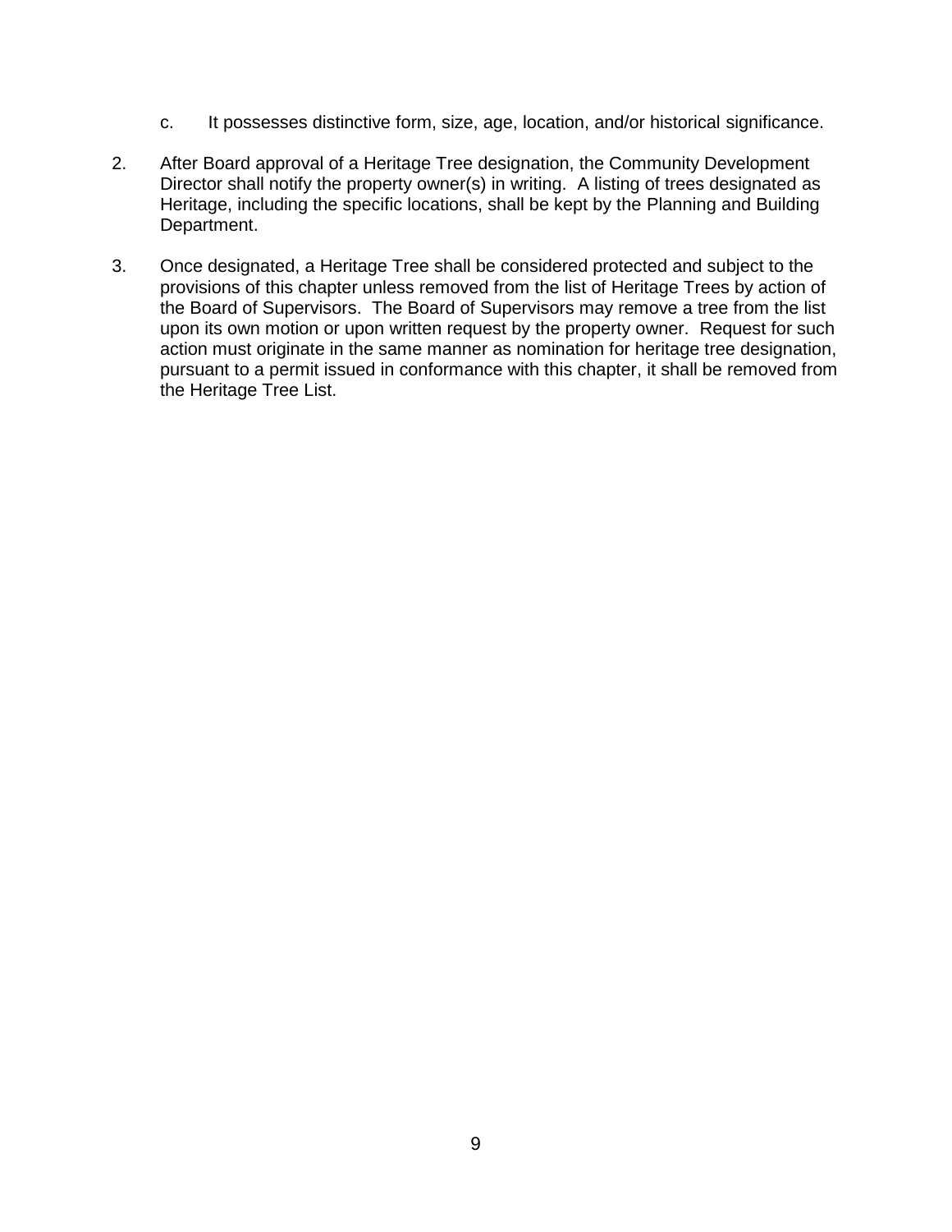c. It possesses distinctive form, size, age, location, and/or historical significance.

2. After Board approval of a Heritage Tree designation, the Community Development Director shall notify the property owner(s) in writing. A listing of trees designated as Heritage, including the specific locations, shall be kept by the Planning and Building Department.

3. Once designated, a Heritage Tree shall be considered protected and subject to the provisions of this chapter unless removed from the list of Heritage Trees by action of the Board of Supervisors. The Board of Supervisors may remove a tree from the list upon its own motion or upon written request by the property owner. Request for such action must originate in the same manner as nomination for heritage tree designation, pursuant to a permit issued in conformance with this chapter, it shall be removed from the Heritage Tree List.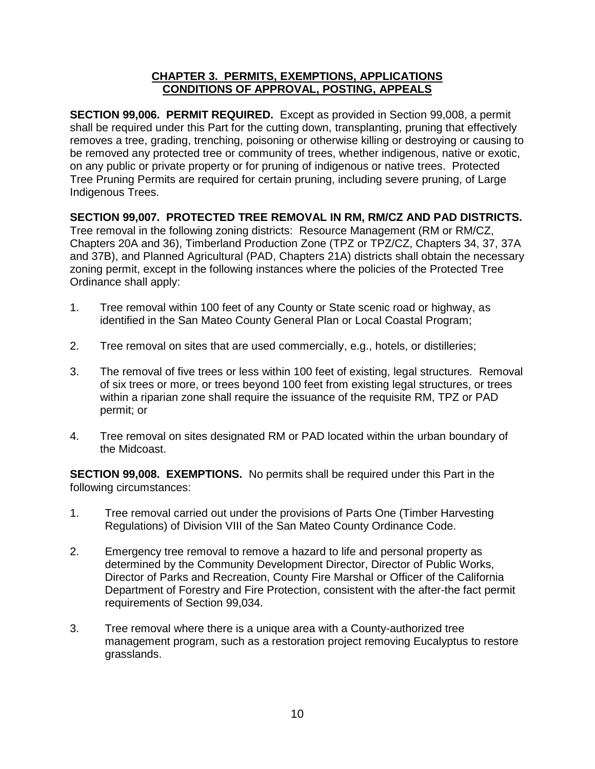## CHAPTER 3. PERMITS, EXEMPTIONS, APPLICATIONS CONDITIONS OF APPROVAL, POSTING, APPEALS

**SECTION 99,006. PERMIT REQUIRED.** Except as provided in Section 99,008, a permit shall be required under this Part for the cutting down, transplanting, pruning that effectively removes a tree, grading, trenching, poisoning or otherwise killing or destroying or causing to be removed any protected tree or community of trees, whether indigenous, native or exotic, on any public or private property or for pruning of indigenous or native trees. Protected Tree Pruning Permits are required for certain pruning, including severe pruning, of Large Indigenous Trees.

**SECTION 99,007. PROTECTED TREE REMOVAL IN RM, RM/CZ AND PAD DISTRICTS.** Tree removal in the following zoning districts: Resource Management (RM or RM/CZ, Chapters 20A and 36), Timberland Production Zone (TPZ or TPZ/CZ, Chapters 34, 37, 37A and 37B), and Planned Agricultural (PAD, Chapters 21A) districts shall obtain the necessary zoning permit, except in the following instances where the policies of the Protected Tree Ordinance shall apply:

1. Tree removal within 100 feet of any County or State scenic road or highway, as identified in the San Mateo County General Plan or Local Coastal Program;

2. Tree removal on sites that are used commercially, e.g., hotels, or distilleries;

3. The removal of five trees or less within 100 feet of existing, legal structures. Removal of six trees or more, or trees beyond 100 feet from existing legal structures, or trees within a riparian zone shall require the issuance of the requisite RM, TPZ or PAD permit; or

4. Tree removal on sites designated RM or PAD located within the urban boundary of the Midcoast.

**SECTION 99,008. EXEMPTIONS.** No permits shall be required under this Part in the following circumstances:

1. Tree removal carried out under the provisions of Parts One (Timber Harvesting Regulations) of Division VIII of the San Mateo County Ordinance Code.

2. Emergency tree removal to remove a hazard to life and personal property as determined by the Community Development Director, Director of Public Works, Director of Parks and Recreation, County Fire Marshal or Officer of the California Department of Forestry and Fire Protection, consistent with the after-the fact permit requirements of Section 99,034.

3. Tree removal where there is a unique area with a County-authorized tree management program, such as a restoration project removing Eucalyptus to restore grasslands.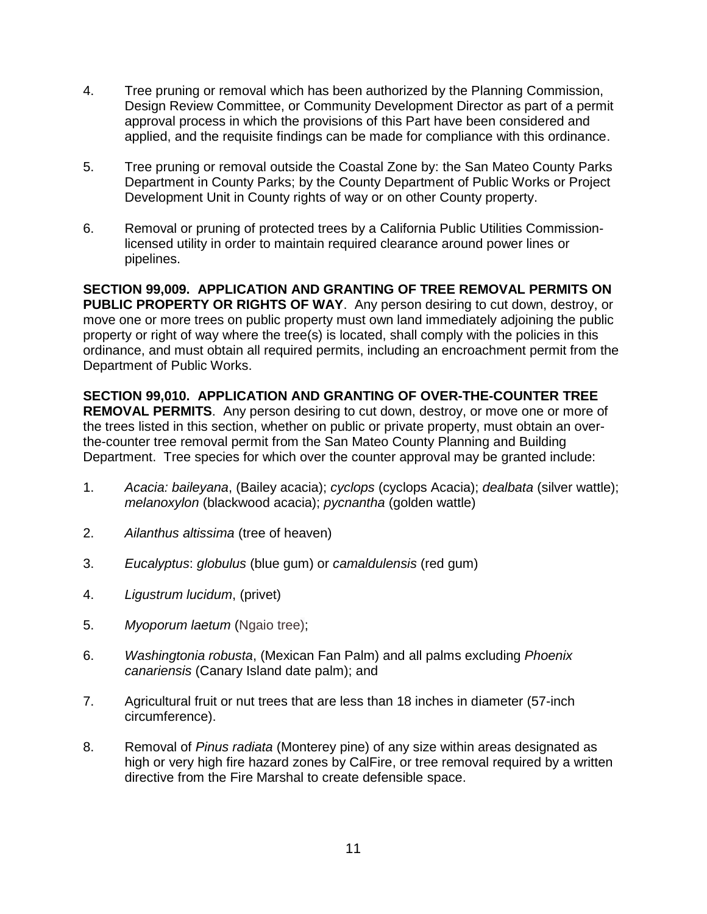4. Tree pruning or removal which has been authorized by the Planning Commission, Design Review Committee, or Community Development Director as part of a permit approval process in which the provisions of this Part have been considered and applied, and the requisite findings can be made for compliance with this ordinance.

5. Tree pruning or removal outside the Coastal Zone by: the San Mateo County Parks Department in County Parks; by the County Department of Public Works or Project Development Unit in County rights of way or on other County property.

6. Removal or pruning of protected trees by a California Public Utilities Commission-licensed utility in order to maintain required clearance around power lines or pipelines.

**SECTION 99,009. APPLICATION AND GRANTING OF TREE REMOVAL PERMITS ON PUBLIC PROPERTY OR RIGHTS OF WAY**. Any person desiring to cut down, destroy, or move one or more trees on public property must own land immediately adjoining the public property or right of way where the tree(s) is located, shall comply with the policies in this ordinance, and must obtain all required permits, including an encroachment permit from the Department of Public Works.

**SECTION 99,010. APPLICATION AND GRANTING OF OVER-THE-COUNTER TREE REMOVAL PERMITS**. Any person desiring to cut down, destroy, or move one or more of the trees listed in this section, whether on public or private property, must obtain an over-the-counter tree removal permit from the San Mateo County Planning and Building Department. Tree species for which over the counter approval may be granted include:

1. *Acacia: baileyana*, (Bailey acacia); *cyclops* (cyclops Acacia); *dealbata* (silver wattle); *melanoxylon* (blackwood acacia); *pycnantha* (golden wattle)

2. *Ailanthus altissima* (tree of heaven)

3. *Eucalyptus*: *globulus* (blue gum) or *camaldulensis* (red gum)

4. *Ligustrum lucidum*, (privet)

5. *Myoporum laetum* (Ngaio tree);

6. *Washingtonia robusta*, (Mexican Fan Palm) and all palms excluding *Phoenix canariensis* (Canary Island date palm); and

7. Agricultural fruit or nut trees that are less than 18 inches in diameter (57-inch circumference).

8. Removal of *Pinus radiata* (Monterey pine) of any size within areas designated as high or very high fire hazard zones by CalFire, or tree removal required by a written directive from the Fire Marshal to create defensible space.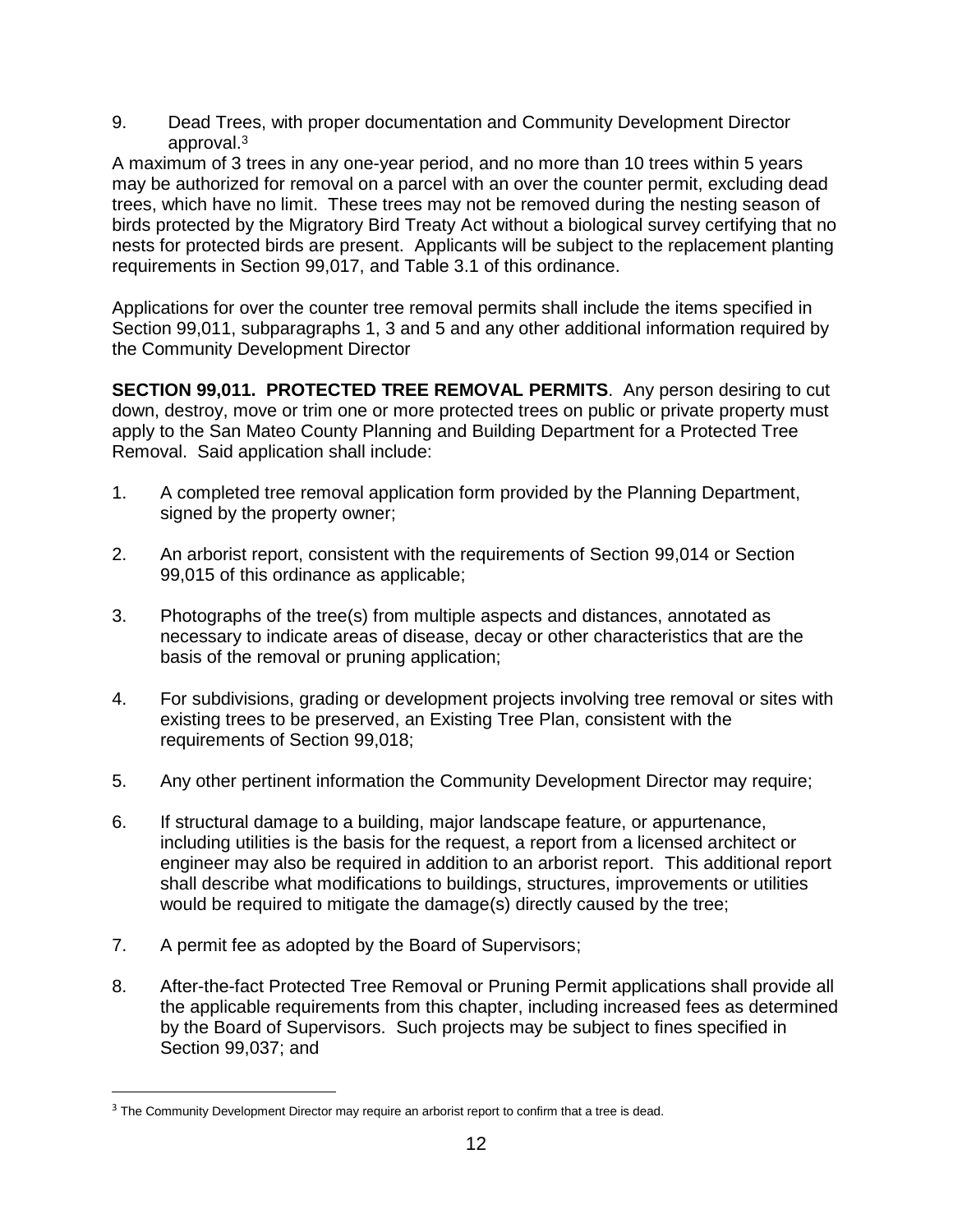9. Dead Trees, with proper documentation and Community Development Director approval.[3]

A maximum of 3 trees in any one-year period, and no more than 10 trees within 5 years may be authorized for removal on a parcel with an over the counter permit, excluding dead trees, which have no limit. These trees may not be removed during the nesting season of birds protected by the Migratory Bird Treaty Act without a biological survey certifying that no nests for protected birds are present. Applicants will be subject to the replacement planting requirements in Section 99,017, and Table 3.1 of this ordinance.

Applications for over the counter tree removal permits shall include the items specified in Section 99,011, subparagraphs 1, 3 and 5 and any other additional information required by the Community Development Director

**SECTION 99,011. PROTECTED TREE REMOVAL PERMITS**. Any person desiring to cut down, destroy, move or trim one or more protected trees on public or private property must apply to the San Mateo County Planning and Building Department for a Protected Tree Removal. Said application shall include:

1. A completed tree removal application form provided by the Planning Department, signed by the property owner;

2. An arborist report, consistent with the requirements of Section 99,014 or Section 99,015 of this ordinance as applicable;

3. Photographs of the tree(s) from multiple aspects and distances, annotated as necessary to indicate areas of disease, decay or other characteristics that are the basis of the removal or pruning application;

4. For subdivisions, grading or development projects involving tree removal or sites with existing trees to be preserved, an Existing Tree Plan, consistent with the requirements of Section 99,018;

5. Any other pertinent information the Community Development Director may require;

6. If structural damage to a building, major landscape feature, or appurtenance, including utilities is the basis for the request, a report from a licensed architect or engineer may also be required in addition to an arborist report. This additional report shall describe what modifications to buildings, structures, improvements or utilities would be required to mitigate the damage(s) directly caused by the tree;

7. A permit fee as adopted by the Board of Supervisors;

8. After-the-fact Protected Tree Removal or Pruning Permit applications shall provide all the applicable requirements from this chapter, including increased fees as determined by the Board of Supervisors. Such projects may be subject to fines specified in Section 99,037; and

---

[3] The Community Development Director may require an arborist report to confirm that a tree is dead.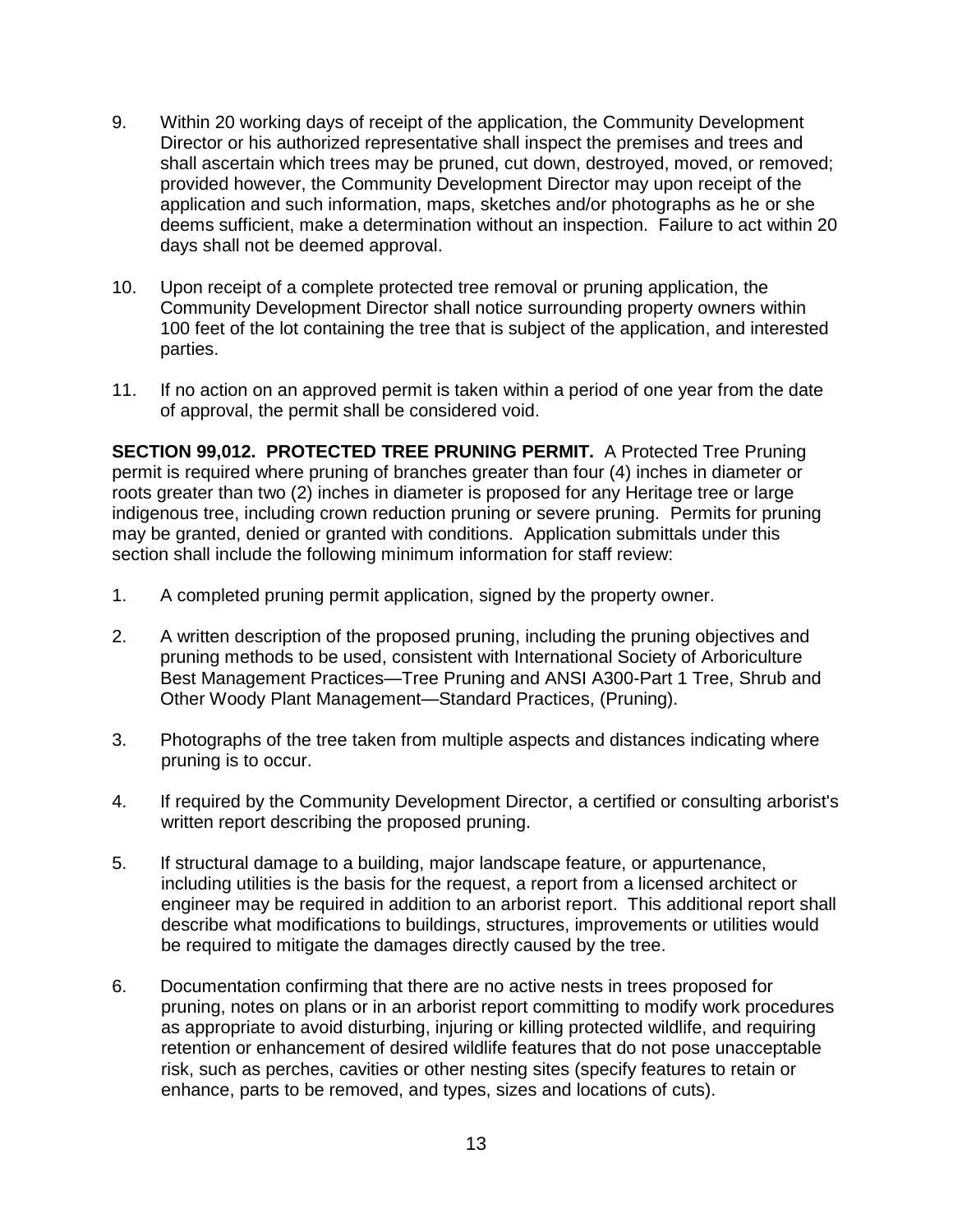9. Within 20 working days of receipt of the application, the Community Development Director or his authorized representative shall inspect the premises and trees and shall ascertain which trees may be pruned, cut down, destroyed, moved, or removed; provided however, the Community Development Director may upon receipt of the application and such information, maps, sketches and/or photographs as he or she deems sufficient, make a determination without an inspection. Failure to act within 20 days shall not be deemed approval.

10. Upon receipt of a complete protected tree removal or pruning application, the Community Development Director shall notice surrounding property owners within 100 feet of the lot containing the tree that is subject of the application, and interested parties.

11. If no action on an approved permit is taken within a period of one year from the date of approval, the permit shall be considered void.

**SECTION 99,012. PROTECTED TREE PRUNING PERMIT.** A Protected Tree Pruning permit is required where pruning of branches greater than four (4) inches in diameter or roots greater than two (2) inches in diameter is proposed for any Heritage tree or large indigenous tree, including crown reduction pruning or severe pruning. Permits for pruning may be granted, denied or granted with conditions. Application submittals under this section shall include the following minimum information for staff review:

1. A completed pruning permit application, signed by the property owner.

2. A written description of the proposed pruning, including the pruning objectives and pruning methods to be used, consistent with International Society of Arboriculture Best Management Practices—Tree Pruning and ANSI A300-Part 1 Tree, Shrub and Other Woody Plant Management—Standard Practices, (Pruning).

3. Photographs of the tree taken from multiple aspects and distances indicating where pruning is to occur.

4. If required by the Community Development Director, a certified or consulting arborist's written report describing the proposed pruning.

5. If structural damage to a building, major landscape feature, or appurtenance, including utilities is the basis for the request, a report from a licensed architect or engineer may be required in addition to an arborist report. This additional report shall describe what modifications to buildings, structures, improvements or utilities would be required to mitigate the damages directly caused by the tree.

6. Documentation confirming that there are no active nests in trees proposed for pruning, notes on plans or in an arborist report committing to modify work procedures as appropriate to avoid disturbing, injuring or killing protected wildlife, and requiring retention or enhancement of desired wildlife features that do not pose unacceptable risk, such as perches, cavities or other nesting sites (specify features to retain or enhance, parts to be removed, and types, sizes and locations of cuts).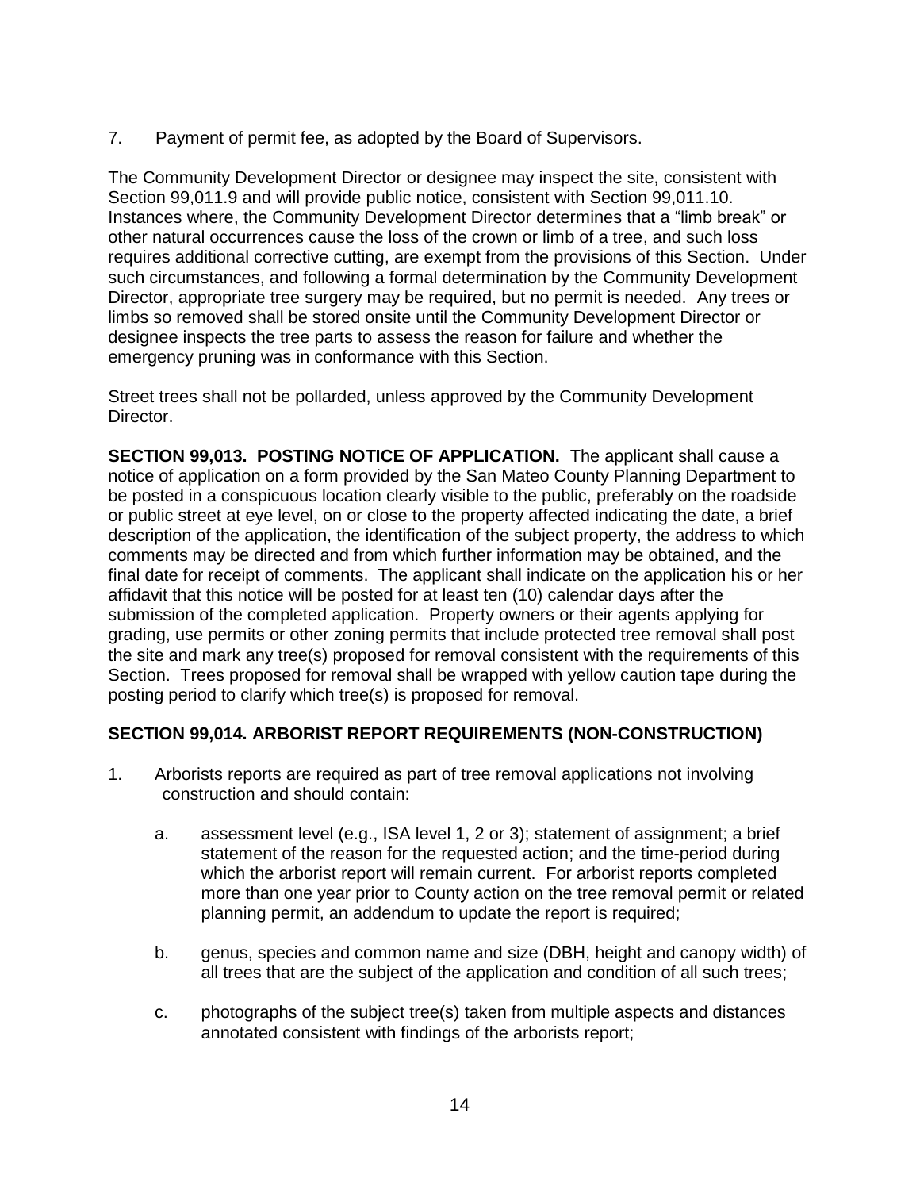7. Payment of permit fee, as adopted by the Board of Supervisors.

The Community Development Director or designee may inspect the site, consistent with Section 99,011.9 and will provide public notice, consistent with Section 99,011.10. Instances where, the Community Development Director determines that a "limb break" or other natural occurrences cause the loss of the crown or limb of a tree, and such loss requires additional corrective cutting, are exempt from the provisions of this Section. Under such circumstances, and following a formal determination by the Community Development Director, appropriate tree surgery may be required, but no permit is needed. Any trees or limbs so removed shall be stored onsite until the Community Development Director or designee inspects the tree parts to assess the reason for failure and whether the emergency pruning was in conformance with this Section.

Street trees shall not be pollarded, unless approved by the Community Development Director.

**SECTION 99,013. POSTING NOTICE OF APPLICATION.** The applicant shall cause a notice of application on a form provided by the San Mateo County Planning Department to be posted in a conspicuous location clearly visible to the public, preferably on the roadside or public street at eye level, on or close to the property affected indicating the date, a brief description of the application, the identification of the subject property, the address to which comments may be directed and from which further information may be obtained, and the final date for receipt of comments. The applicant shall indicate on the application his or her affidavit that this notice will be posted for at least ten (10) calendar days after the submission of the completed application. Property owners or their agents applying for grading, use permits or other zoning permits that include protected tree removal shall post the site and mark any tree(s) proposed for removal consistent with the requirements of this Section. Trees proposed for removal shall be wrapped with yellow caution tape during the posting period to clarify which tree(s) is proposed for removal.

**SECTION 99,014. ARBORIST REPORT REQUIREMENTS (NON-CONSTRUCTION)**

1. Arborists reports are required as part of tree removal applications not involving construction and should contain:

   a. assessment level (e.g., ISA level 1, 2 or 3); statement of assignment; a brief statement of the reason for the requested action; and the time-period during which the arborist report will remain current. For arborist reports completed more than one year prior to County action on the tree removal permit or related planning permit, an addendum to update the report is required;

   b. genus, species and common name and size (DBH, height and canopy width) of all trees that are the subject of the application and condition of all such trees;

   c. photographs of the subject tree(s) taken from multiple aspects and distances annotated consistent with findings of the arborists report;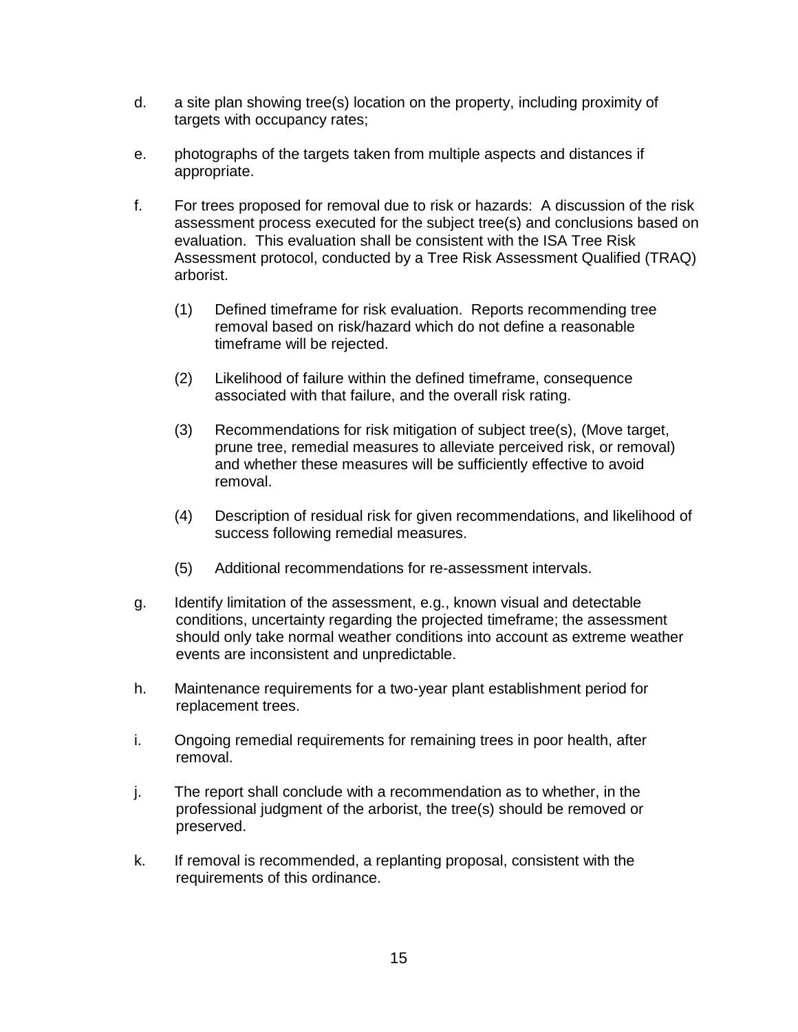d. a site plan showing tree(s) location on the property, including proximity of targets with occupancy rates;

e. photographs of the targets taken from multiple aspects and distances if appropriate.

f. For trees proposed for removal due to risk or hazards: A discussion of the risk assessment process executed for the subject tree(s) and conclusions based on evaluation. This evaluation shall be consistent with the ISA Tree Risk Assessment protocol, conducted by a Tree Risk Assessment Qualified (TRAQ) arborist.

   (1) Defined timeframe for risk evaluation. Reports recommending tree removal based on risk/hazard which do not define a reasonable timeframe will be rejected.

   (2) Likelihood of failure within the defined timeframe, consequence associated with that failure, and the overall risk rating.

   (3) Recommendations for risk mitigation of subject tree(s), (Move target, prune tree, remedial measures to alleviate perceived risk, or removal) and whether these measures will be sufficiently effective to avoid removal.

   (4) Description of residual risk for given recommendations, and likelihood of success following remedial measures.

   (5) Additional recommendations for re-assessment intervals.

g. Identify limitation of the assessment, e.g., known visual and detectable conditions, uncertainty regarding the projected timeframe; the assessment should only take normal weather conditions into account as extreme weather events are inconsistent and unpredictable.

h. Maintenance requirements for a two-year plant establishment period for replacement trees.

i. Ongoing remedial requirements for remaining trees in poor health, after removal.

j. The report shall conclude with a recommendation as to whether, in the professional judgment of the arborist, the tree(s) should be removed or preserved.

k. If removal is recommended, a replanting proposal, consistent with the requirements of this ordinance.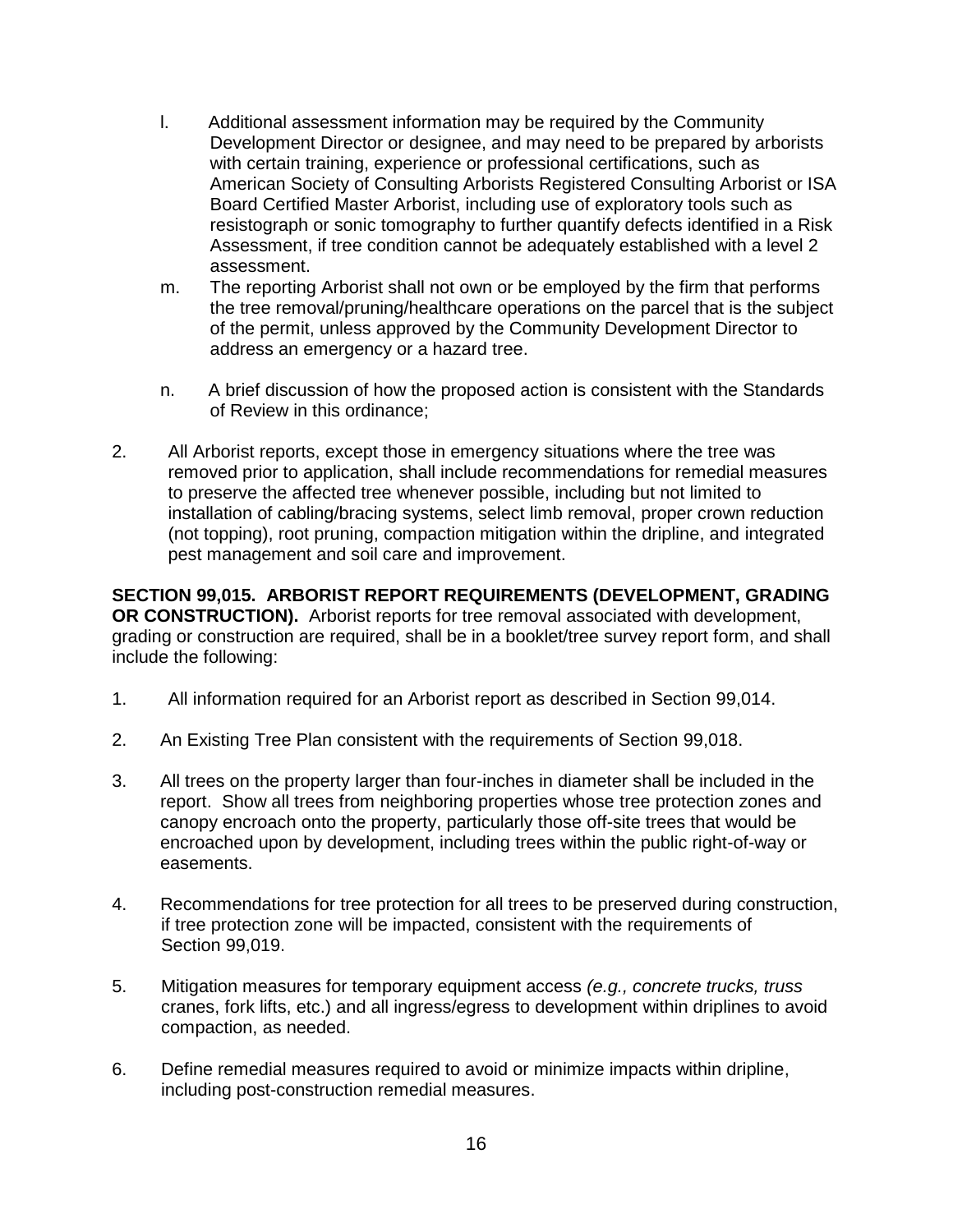l. Additional assessment information may be required by the Community Development Director or designee, and may need to be prepared by arborists with certain training, experience or professional certifications, such as American Society of Consulting Arborists Registered Consulting Arborist or ISA Board Certified Master Arborist, including use of exploratory tools such as resistograph or sonic tomography to further quantify defects identified in a Risk Assessment, if tree condition cannot be adequately established with a level 2 assessment.

m. The reporting Arborist shall not own or be employed by the firm that performs the tree removal/pruning/healthcare operations on the parcel that is the subject of the permit, unless approved by the Community Development Director to address an emergency or a hazard tree.

n. A brief discussion of how the proposed action is consistent with the Standards of Review in this ordinance;

2. All Arborist reports, except those in emergency situations where the tree was removed prior to application, shall include recommendations for remedial measures to preserve the affected tree whenever possible, including but not limited to installation of cabling/bracing systems, select limb removal, proper crown reduction (not topping), root pruning, compaction mitigation within the dripline, and integrated pest management and soil care and improvement.

**SECTION 99,015. ARBORIST REPORT REQUIREMENTS (DEVELOPMENT, GRADING OR CONSTRUCTION).** Arborist reports for tree removal associated with development, grading or construction are required, shall be in a booklet/tree survey report form, and shall include the following:

1. All information required for an Arborist report as described in Section 99,014.

2. An Existing Tree Plan consistent with the requirements of Section 99,018.

3. All trees on the property larger than four-inches in diameter shall be included in the report. Show all trees from neighboring properties whose tree protection zones and canopy encroach onto the property, particularly those off-site trees that would be encroached upon by development, including trees within the public right-of-way or easements.

4. Recommendations for tree protection for all trees to be preserved during construction, if tree protection zone will be impacted, consistent with the requirements of Section 99,019.

5. Mitigation measures for temporary equipment access *(e.g., concrete trucks, truss* cranes, fork lifts, etc.) and all ingress/egress to development within driplines to avoid compaction, as needed.

6. Define remedial measures required to avoid or minimize impacts within dripline, including post-construction remedial measures.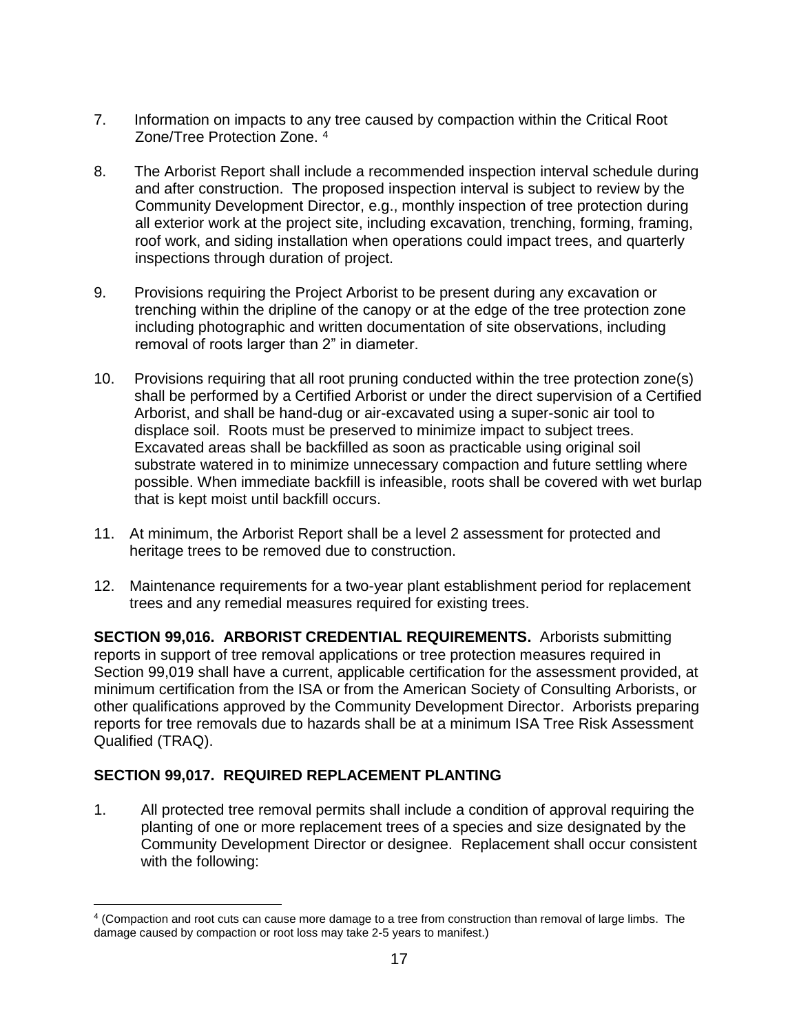7. Information on impacts to any tree caused by compaction within the Critical Root Zone/Tree Protection Zone. [4]

8. The Arborist Report shall include a recommended inspection interval schedule during and after construction. The proposed inspection interval is subject to review by the Community Development Director, e.g., monthly inspection of tree protection during all exterior work at the project site, including excavation, trenching, forming, framing, roof work, and siding installation when operations could impact trees, and quarterly inspections through duration of project.

9. Provisions requiring the Project Arborist to be present during any excavation or trenching within the dripline of the canopy or at the edge of the tree protection zone including photographic and written documentation of site observations, including removal of roots larger than 2" in diameter.

10. Provisions requiring that all root pruning conducted within the tree protection zone(s) shall be performed by a Certified Arborist or under the direct supervision of a Certified Arborist, and shall be hand-dug or air-excavated using a super-sonic air tool to displace soil. Roots must be preserved to minimize impact to subject trees. Excavated areas shall be backfilled as soon as practicable using original soil substrate watered in to minimize unnecessary compaction and future settling where possible. When immediate backfill is infeasible, roots shall be covered with wet burlap that is kept moist until backfill occurs.

11. At minimum, the Arborist Report shall be a level 2 assessment for protected and heritage trees to be removed due to construction.

12. Maintenance requirements for a two-year plant establishment period for replacement trees and any remedial measures required for existing trees.

**SECTION 99,016. ARBORIST CREDENTIAL REQUIREMENTS.** Arborists submitting reports in support of tree removal applications or tree protection measures required in Section 99,019 shall have a current, applicable certification for the assessment provided, at minimum certification from the ISA or from the American Society of Consulting Arborists, or other qualifications approved by the Community Development Director. Arborists preparing reports for tree removals due to hazards shall be at a minimum ISA Tree Risk Assessment Qualified (TRAQ).

**SECTION 99,017. REQUIRED REPLACEMENT PLANTING**

1. All protected tree removal permits shall include a condition of approval requiring the planting of one or more replacement trees of a species and size designated by the Community Development Director or designee. Replacement shall occur consistent with the following:

---

[4] (Compaction and root cuts can cause more damage to a tree from construction than removal of large limbs. The damage caused by compaction or root loss may take 2-5 years to manifest.)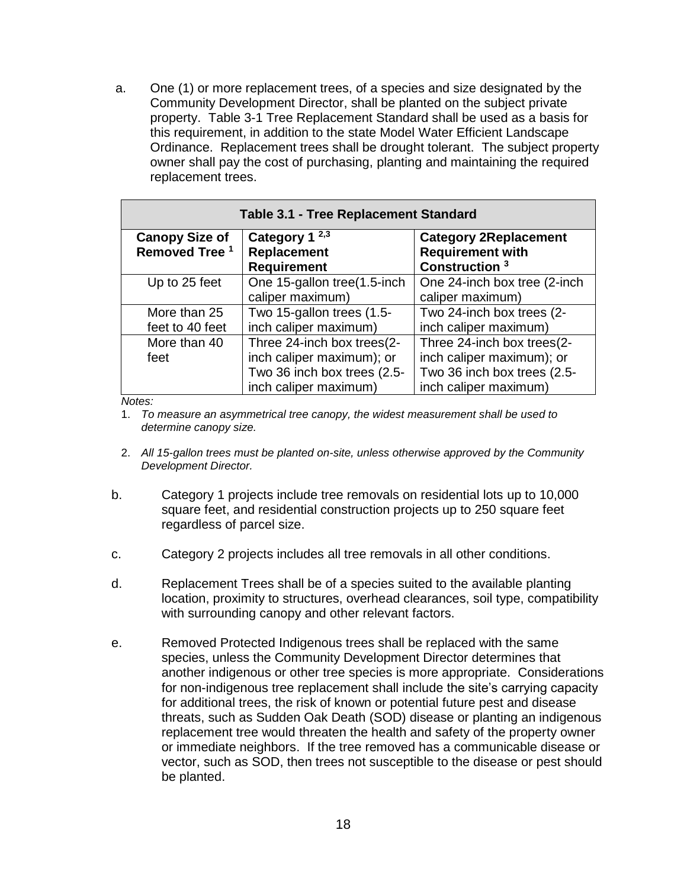a. One (1) or more replacement trees, of a species and size designated by the Community Development Director, shall be planted on the subject private property. Table 3-1 Tree Replacement Standard shall be used as a basis for this requirement, in addition to the state Model Water Efficient Landscape Ordinance. Replacement trees shall be drought tolerant. The subject property owner shall pay the cost of purchasing, planting and maintaining the required replacement trees.

| **Table 3.1 - Tree Replacement Standard** | | |
|---|---|---|
| **Canopy Size of Removed Tree [1]** | **Category 1 [2,3] Replacement Requirement** | **Category 2Replacement Requirement with Construction [3]** |
| Up to 25 feet | One 15-gallon tree(1.5-inch caliper maximum) | One 24-inch box tree (2-inch caliper maximum) |
| More than 25 feet to 40 feet | Two 15-gallon trees (1.5-inch caliper maximum) | Two 24-inch box trees (2-inch caliper maximum) |
| More than 40 feet | Three 24-inch box trees(2-inch caliper maximum); or Two 36 inch box trees (2.5-inch caliper maximum) | Three 24-inch box trees(2-inch caliper maximum); or Two 36 inch box trees (2.5-inch caliper maximum) |

*Notes:*

1. *To measure an asymmetrical tree canopy, the widest measurement shall be used to determine canopy size.*
2. *All 15-gallon trees must be planted on-site, unless otherwise approved by the Community Development Director.*

b. Category 1 projects include tree removals on residential lots up to 10,000 square feet, and residential construction projects up to 250 square feet regardless of parcel size.

c. Category 2 projects includes all tree removals in all other conditions.

d. Replacement Trees shall be of a species suited to the available planting location, proximity to structures, overhead clearances, soil type, compatibility with surrounding canopy and other relevant factors.

e. Removed Protected Indigenous trees shall be replaced with the same species, unless the Community Development Director determines that another indigenous or other tree species is more appropriate. Considerations for non-indigenous tree replacement shall include the site's carrying capacity for additional trees, the risk of known or potential future pest and disease threats, such as Sudden Oak Death (SOD) disease or planting an indigenous replacement tree would threaten the health and safety of the property owner or immediate neighbors. If the tree removed has a communicable disease or vector, such as SOD, then trees not susceptible to the disease or pest should be planted.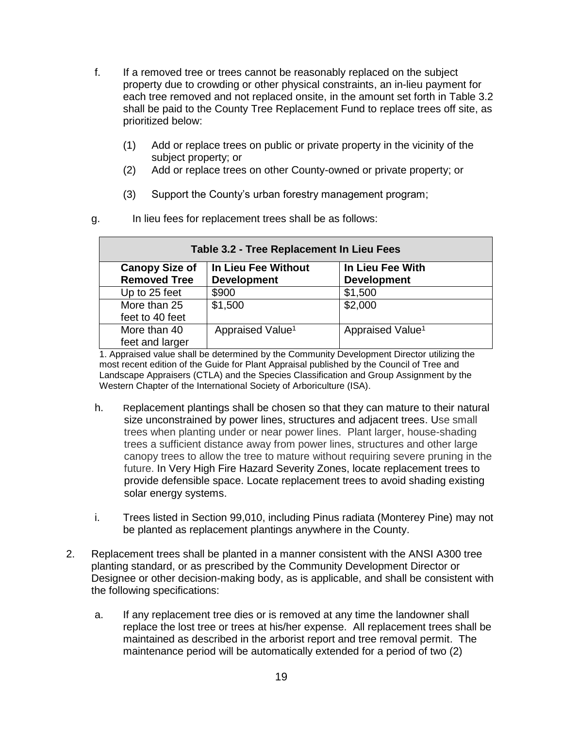f. If a removed tree or trees cannot be reasonably replaced on the subject property due to crowding or other physical constraints, an in-lieu payment for each tree removed and not replaced onsite, in the amount set forth in Table 3.2 shall be paid to the County Tree Replacement Fund to replace trees off site, as prioritized below:

   (1) Add or replace trees on public or private property in the vicinity of the subject property; or
   (2) Add or replace trees on other County-owned or private property; or
   (3) Support the County's urban forestry management program;

g. In lieu fees for replacement trees shall be as follows:

| Table 3.2 - Tree Replacement In Lieu Fees | | |
|---|---|---|
| **Canopy Size of Removed Tree** | **In Lieu Fee Without Development** | **In Lieu Fee With Development** |
| Up to 25 feet | $900 | $1,500 |
| More than 25 feet to 40 feet | $1,500 | $2,000 |
| More than 40 feet and larger | Appraised Value[1] | Appraised Value[1] |

1. Appraised value shall be determined by the Community Development Director utilizing the most recent edition of the Guide for Plant Appraisal published by the Council of Tree and Landscape Appraisers (CTLA) and the Species Classification and Group Assignment by the Western Chapter of the International Society of Arboriculture (ISA).

h. Replacement plantings shall be chosen so that they can mature to their natural size unconstrained by power lines, structures and adjacent trees. Use small trees when planting under or near power lines. Plant larger, house-shading trees a sufficient distance away from power lines, structures and other large canopy trees to allow the tree to mature without requiring severe pruning in the future. In Very High Fire Hazard Severity Zones, locate replacement trees to provide defensible space. Locate replacement trees to avoid shading existing solar energy systems.

i. Trees listed in Section 99,010, including Pinus radiata (Monterey Pine) may not be planted as replacement plantings anywhere in the County.

2. Replacement trees shall be planted in a manner consistent with the ANSI A300 tree planting standard, or as prescribed by the Community Development Director or Designee or other decision-making body, as is applicable, and shall be consistent with the following specifications:

   a. If any replacement tree dies or is removed at any time the landowner shall replace the lost tree or trees at his/her expense. All replacement trees shall be maintained as described in the arborist report and tree removal permit. The maintenance period will be automatically extended for a period of two (2)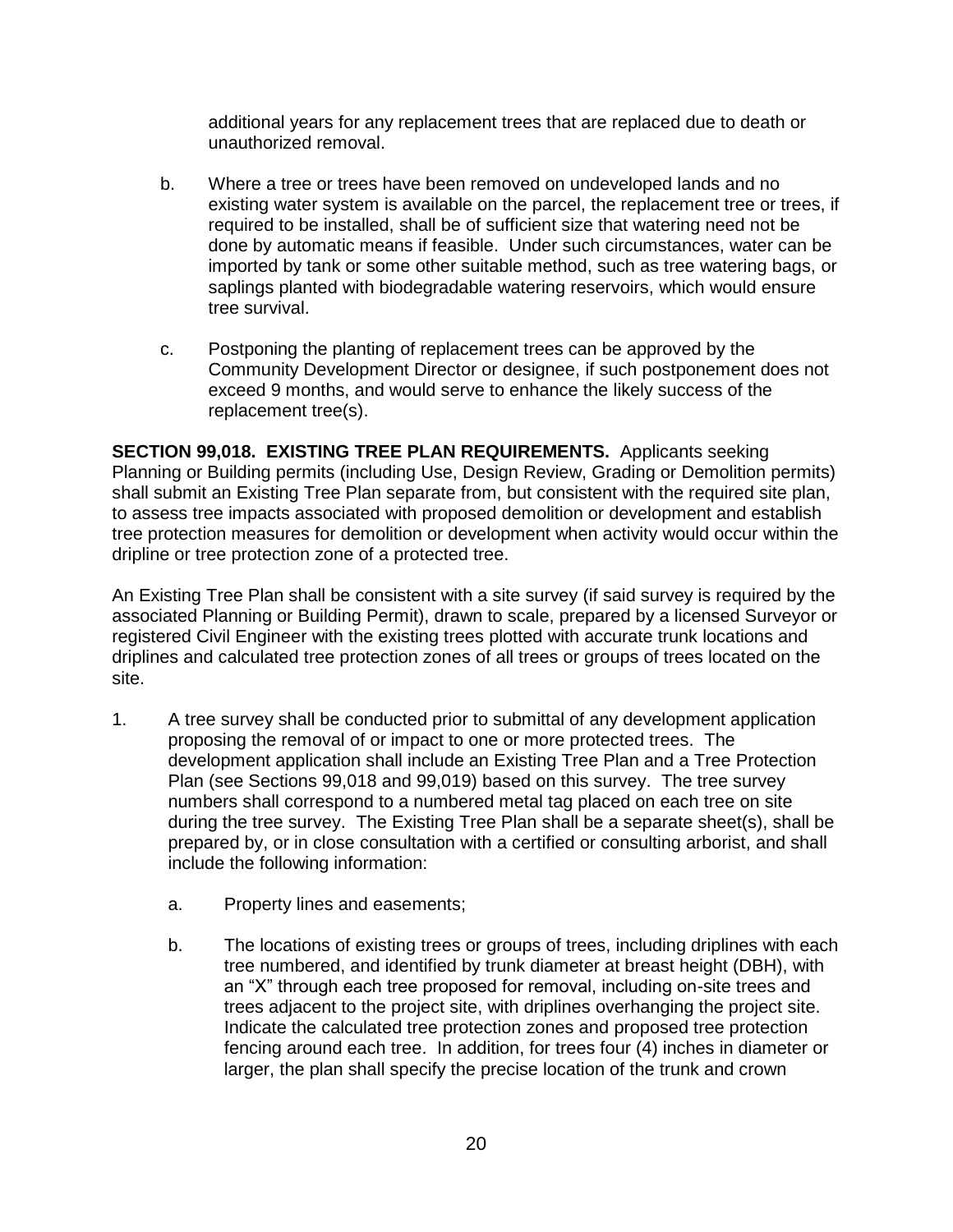additional years for any replacement trees that are replaced due to death or unauthorized removal.

b. Where a tree or trees have been removed on undeveloped lands and no existing water system is available on the parcel, the replacement tree or trees, if required to be installed, shall be of sufficient size that watering need not be done by automatic means if feasible. Under such circumstances, water can be imported by tank or some other suitable method, such as tree watering bags, or saplings planted with biodegradable watering reservoirs, which would ensure tree survival.

c. Postponing the planting of replacement trees can be approved by the Community Development Director or designee, if such postponement does not exceed 9 months, and would serve to enhance the likely success of the replacement tree(s).

**SECTION 99,018. EXISTING TREE PLAN REQUIREMENTS.** Applicants seeking Planning or Building permits (including Use, Design Review, Grading or Demolition permits) shall submit an Existing Tree Plan separate from, but consistent with the required site plan, to assess tree impacts associated with proposed demolition or development and establish tree protection measures for demolition or development when activity would occur within the dripline or tree protection zone of a protected tree.

An Existing Tree Plan shall be consistent with a site survey (if said survey is required by the associated Planning or Building Permit), drawn to scale, prepared by a licensed Surveyor or registered Civil Engineer with the existing trees plotted with accurate trunk locations and driplines and calculated tree protection zones of all trees or groups of trees located on the site.

1. A tree survey shall be conducted prior to submittal of any development application proposing the removal of or impact to one or more protected trees. The development application shall include an Existing Tree Plan and a Tree Protection Plan (see Sections 99,018 and 99,019) based on this survey. The tree survey numbers shall correspond to a numbered metal tag placed on each tree on site during the tree survey. The Existing Tree Plan shall be a separate sheet(s), shall be prepared by, or in close consultation with a certified or consulting arborist, and shall include the following information:

   a. Property lines and easements;

   b. The locations of existing trees or groups of trees, including driplines with each tree numbered, and identified by trunk diameter at breast height (DBH), with an "X" through each tree proposed for removal, including on-site trees and trees adjacent to the project site, with driplines overhanging the project site. Indicate the calculated tree protection zones and proposed tree protection fencing around each tree. In addition, for trees four (4) inches in diameter or larger, the plan shall specify the precise location of the trunk and crown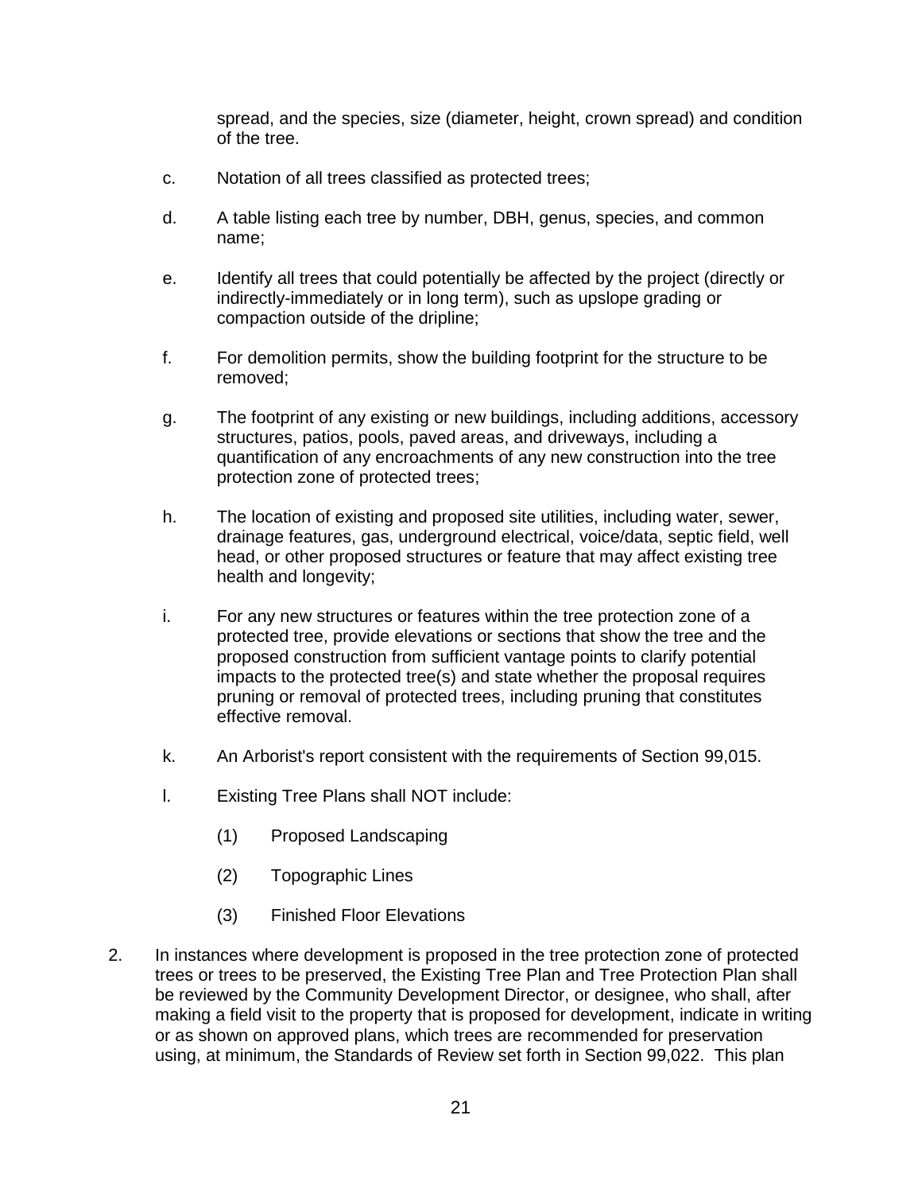spread, and the species, size (diameter, height, crown spread) and condition of the tree.

c. Notation of all trees classified as protected trees;

d. A table listing each tree by number, DBH, genus, species, and common name;

e. Identify all trees that could potentially be affected by the project (directly or indirectly-immediately or in long term), such as upslope grading or compaction outside of the dripline;

f. For demolition permits, show the building footprint for the structure to be removed;

g. The footprint of any existing or new buildings, including additions, accessory structures, patios, pools, paved areas, and driveways, including a quantification of any encroachments of any new construction into the tree protection zone of protected trees;

h. The location of existing and proposed site utilities, including water, sewer, drainage features, gas, underground electrical, voice/data, septic field, well head, or other proposed structures or feature that may affect existing tree health and longevity;

i. For any new structures or features within the tree protection zone of a protected tree, provide elevations or sections that show the tree and the proposed construction from sufficient vantage points to clarify potential impacts to the protected tree(s) and state whether the proposal requires pruning or removal of protected trees, including pruning that constitutes effective removal.

k. An Arborist's report consistent with the requirements of Section 99,015.

l. Existing Tree Plans shall NOT include:

   (1) Proposed Landscaping

   (2) Topographic Lines

   (3) Finished Floor Elevations

2. In instances where development is proposed in the tree protection zone of protected trees or trees to be preserved, the Existing Tree Plan and Tree Protection Plan shall be reviewed by the Community Development Director, or designee, who shall, after making a field visit to the property that is proposed for development, indicate in writing or as shown on approved plans, which trees are recommended for preservation using, at minimum, the Standards of Review set forth in Section 99,022. This plan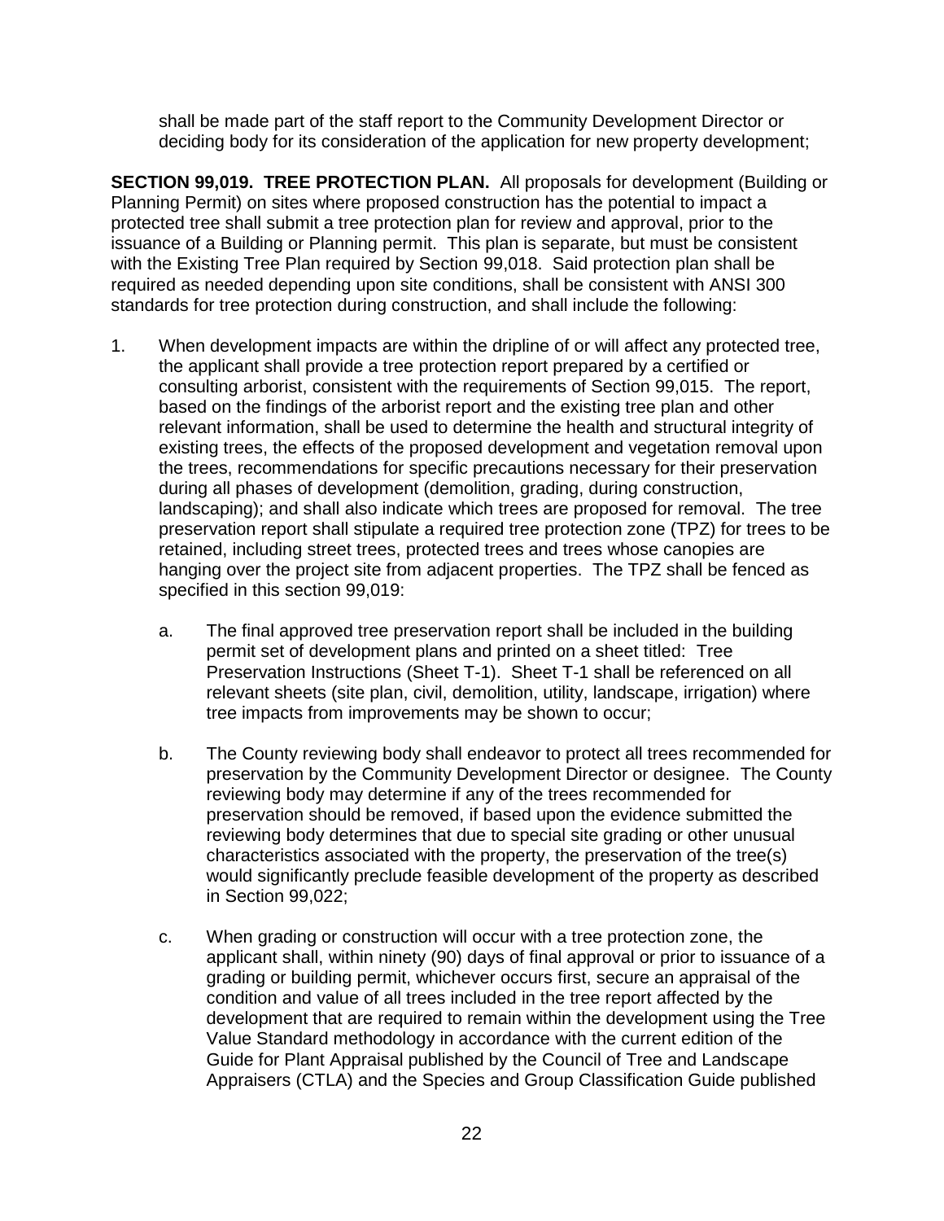shall be made part of the staff report to the Community Development Director or deciding body for its consideration of the application for new property development;

**SECTION 99,019. TREE PROTECTION PLAN.** All proposals for development (Building or Planning Permit) on sites where proposed construction has the potential to impact a protected tree shall submit a tree protection plan for review and approval, prior to the issuance of a Building or Planning permit. This plan is separate, but must be consistent with the Existing Tree Plan required by Section 99,018. Said protection plan shall be required as needed depending upon site conditions, shall be consistent with ANSI 300 standards for tree protection during construction, and shall include the following:

1. When development impacts are within the dripline of or will affect any protected tree, the applicant shall provide a tree protection report prepared by a certified or consulting arborist, consistent with the requirements of Section 99,015. The report, based on the findings of the arborist report and the existing tree plan and other relevant information, shall be used to determine the health and structural integrity of existing trees, the effects of the proposed development and vegetation removal upon the trees, recommendations for specific precautions necessary for their preservation during all phases of development (demolition, grading, during construction, landscaping); and shall also indicate which trees are proposed for removal. The tree preservation report shall stipulate a required tree protection zone (TPZ) for trees to be retained, including street trees, protected trees and trees whose canopies are hanging over the project site from adjacent properties. The TPZ shall be fenced as specified in this section 99,019:

    a. The final approved tree preservation report shall be included in the building permit set of development plans and printed on a sheet titled: Tree Preservation Instructions (Sheet T-1). Sheet T-1 shall be referenced on all relevant sheets (site plan, civil, demolition, utility, landscape, irrigation) where tree impacts from improvements may be shown to occur;

    b. The County reviewing body shall endeavor to protect all trees recommended for preservation by the Community Development Director or designee. The County reviewing body may determine if any of the trees recommended for preservation should be removed, if based upon the evidence submitted the reviewing body determines that due to special site grading or other unusual characteristics associated with the property, the preservation of the tree(s) would significantly preclude feasible development of the property as described in Section 99,022;

    c. When grading or construction will occur with a tree protection zone, the applicant shall, within ninety (90) days of final approval or prior to issuance of a grading or building permit, whichever occurs first, secure an appraisal of the condition and value of all trees included in the tree report affected by the development that are required to remain within the development using the Tree Value Standard methodology in accordance with the current edition of the Guide for Plant Appraisal published by the Council of Tree and Landscape Appraisers (CTLA) and the Species and Group Classification Guide published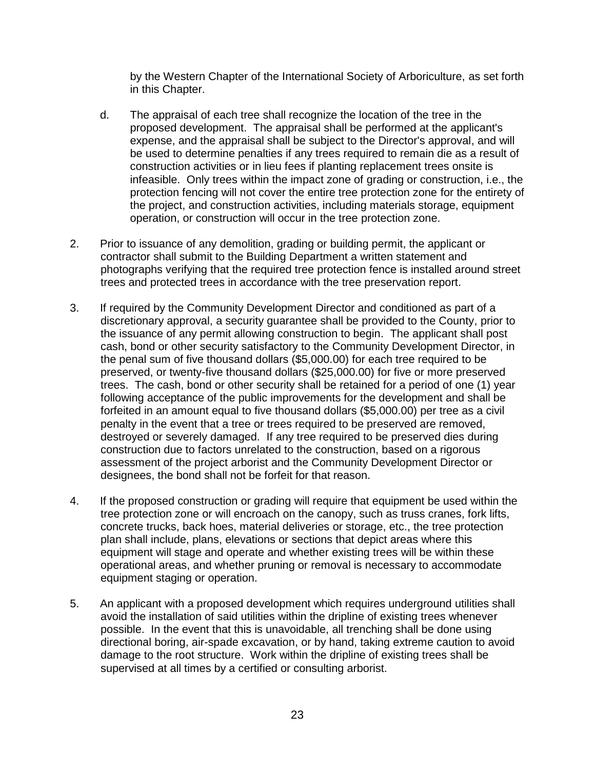by the Western Chapter of the International Society of Arboriculture, as set forth in this Chapter.

d. The appraisal of each tree shall recognize the location of the tree in the proposed development. The appraisal shall be performed at the applicant's expense, and the appraisal shall be subject to the Director's approval, and will be used to determine penalties if any trees required to remain die as a result of construction activities or in lieu fees if planting replacement trees onsite is infeasible. Only trees within the impact zone of grading or construction, i.e., the protection fencing will not cover the entire tree protection zone for the entirety of the project, and construction activities, including materials storage, equipment operation, or construction will occur in the tree protection zone.

2. Prior to issuance of any demolition, grading or building permit, the applicant or contractor shall submit to the Building Department a written statement and photographs verifying that the required tree protection fence is installed around street trees and protected trees in accordance with the tree preservation report.

3. If required by the Community Development Director and conditioned as part of a discretionary approval, a security guarantee shall be provided to the County, prior to the issuance of any permit allowing construction to begin. The applicant shall post cash, bond or other security satisfactory to the Community Development Director, in the penal sum of five thousand dollars ($5,000.00) for each tree required to be preserved, or twenty-five thousand dollars ($25,000.00) for five or more preserved trees. The cash, bond or other security shall be retained for a period of one (1) year following acceptance of the public improvements for the development and shall be forfeited in an amount equal to five thousand dollars ($5,000.00) per tree as a civil penalty in the event that a tree or trees required to be preserved are removed, destroyed or severely damaged. If any tree required to be preserved dies during construction due to factors unrelated to the construction, based on a rigorous assessment of the project arborist and the Community Development Director or designees, the bond shall not be forfeit for that reason.

4. If the proposed construction or grading will require that equipment be used within the tree protection zone or will encroach on the canopy, such as truss cranes, fork lifts, concrete trucks, back hoes, material deliveries or storage, etc., the tree protection plan shall include, plans, elevations or sections that depict areas where this equipment will stage and operate and whether existing trees will be within these operational areas, and whether pruning or removal is necessary to accommodate equipment staging or operation.

5. An applicant with a proposed development which requires underground utilities shall avoid the installation of said utilities within the dripline of existing trees whenever possible. In the event that this is unavoidable, all trenching shall be done using directional boring, air-spade excavation, or by hand, taking extreme caution to avoid damage to the root structure. Work within the dripline of existing trees shall be supervised at all times by a certified or consulting arborist.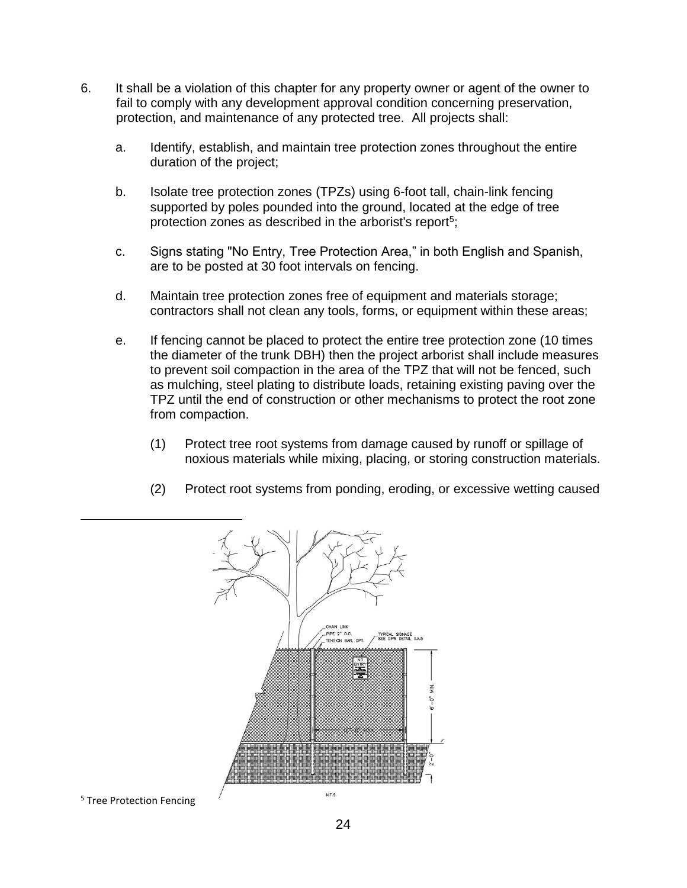6. It shall be a violation of this chapter for any property owner or agent of the owner to fail to comply with any development approval condition concerning preservation, protection, and maintenance of any protected tree. All projects shall:

   a. Identify, establish, and maintain tree protection zones throughout the entire duration of the project;

   b. Isolate tree protection zones (TPZs) using 6-foot tall, chain-link fencing supported by poles pounded into the ground, located at the edge of tree protection zones as described in the arborist's report[5];

   c. Signs stating "No Entry, Tree Protection Area," in both English and Spanish, are to be posted at 30 foot intervals on fencing.

   d. Maintain tree protection zones free of equipment and materials storage; contractors shall not clean any tools, forms, or equipment within these areas;

   e. If fencing cannot be placed to protect the entire tree protection zone (10 times the diameter of the trunk DBH) then the project arborist shall include measures to prevent soil compaction in the area of the TPZ that will not be fenced, such as mulching, steel plating to distribute loads, retaining existing paving over the TPZ until the end of construction or other mechanisms to protect the root zone from compaction.

      (1) Protect tree root systems from damage caused by runoff or spillage of noxious materials while mixing, placing, or storing construction materials.

      (2) Protect root systems from ponding, eroding, or excessive wetting caused

[5] Tree Protection Fencing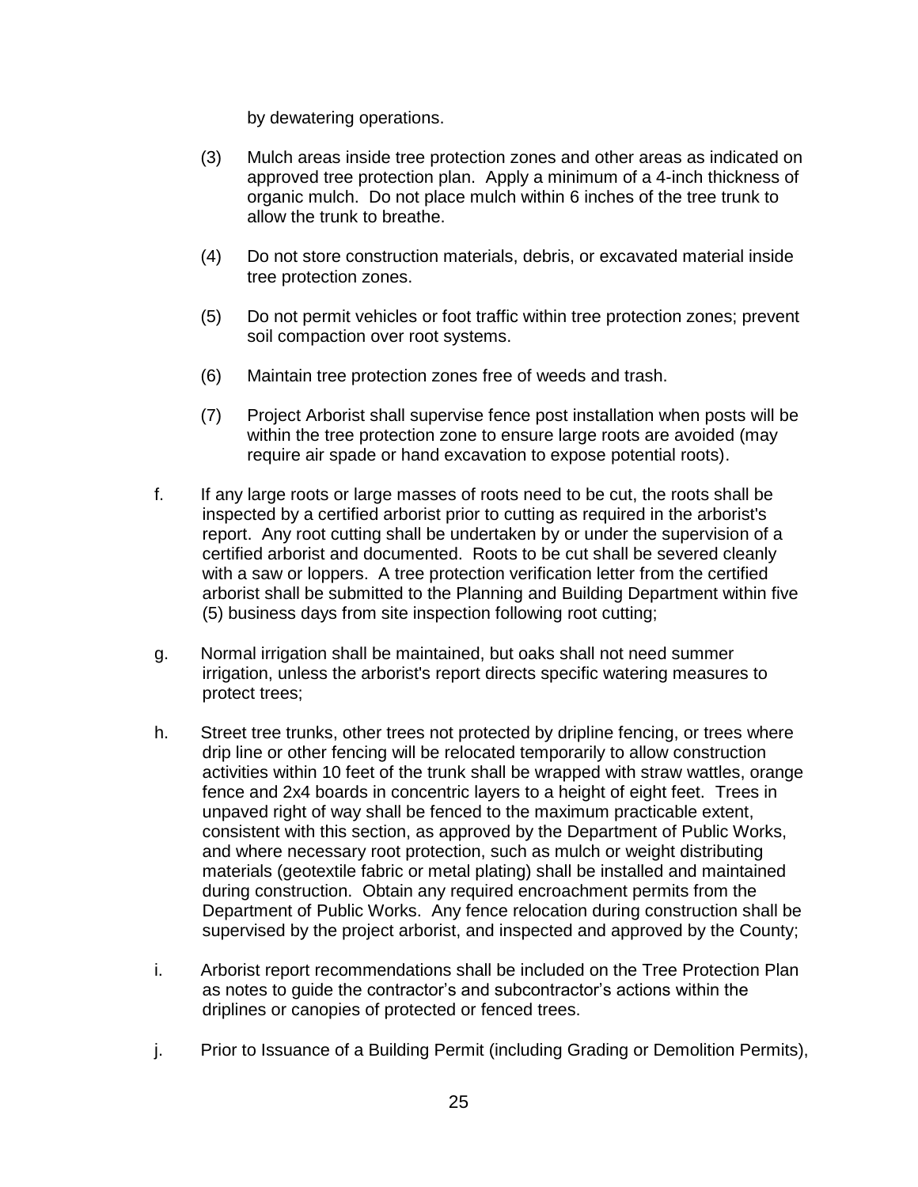by dewatering operations.

(3) Mulch areas inside tree protection zones and other areas as indicated on approved tree protection plan. Apply a minimum of a 4-inch thickness of organic mulch. Do not place mulch within 6 inches of the tree trunk to allow the trunk to breathe.

(4) Do not store construction materials, debris, or excavated material inside tree protection zones.

(5) Do not permit vehicles or foot traffic within tree protection zones; prevent soil compaction over root systems.

(6) Maintain tree protection zones free of weeds and trash.

(7) Project Arborist shall supervise fence post installation when posts will be within the tree protection zone to ensure large roots are avoided (may require air spade or hand excavation to expose potential roots).

f. If any large roots or large masses of roots need to be cut, the roots shall be inspected by a certified arborist prior to cutting as required in the arborist's report. Any root cutting shall be undertaken by or under the supervision of a certified arborist and documented. Roots to be cut shall be severed cleanly with a saw or loppers. A tree protection verification letter from the certified arborist shall be submitted to the Planning and Building Department within five (5) business days from site inspection following root cutting;

g. Normal irrigation shall be maintained, but oaks shall not need summer irrigation, unless the arborist's report directs specific watering measures to protect trees;

h. Street tree trunks, other trees not protected by dripline fencing, or trees where drip line or other fencing will be relocated temporarily to allow construction activities within 10 feet of the trunk shall be wrapped with straw wattles, orange fence and 2x4 boards in concentric layers to a height of eight feet. Trees in unpaved right of way shall be fenced to the maximum practicable extent, consistent with this section, as approved by the Department of Public Works, and where necessary root protection, such as mulch or weight distributing materials (geotextile fabric or metal plating) shall be installed and maintained during construction. Obtain any required encroachment permits from the Department of Public Works. Any fence relocation during construction shall be supervised by the project arborist, and inspected and approved by the County;

i. Arborist report recommendations shall be included on the Tree Protection Plan as notes to guide the contractor's and subcontractor's actions within the driplines or canopies of protected or fenced trees.

j. Prior to Issuance of a Building Permit (including Grading or Demolition Permits),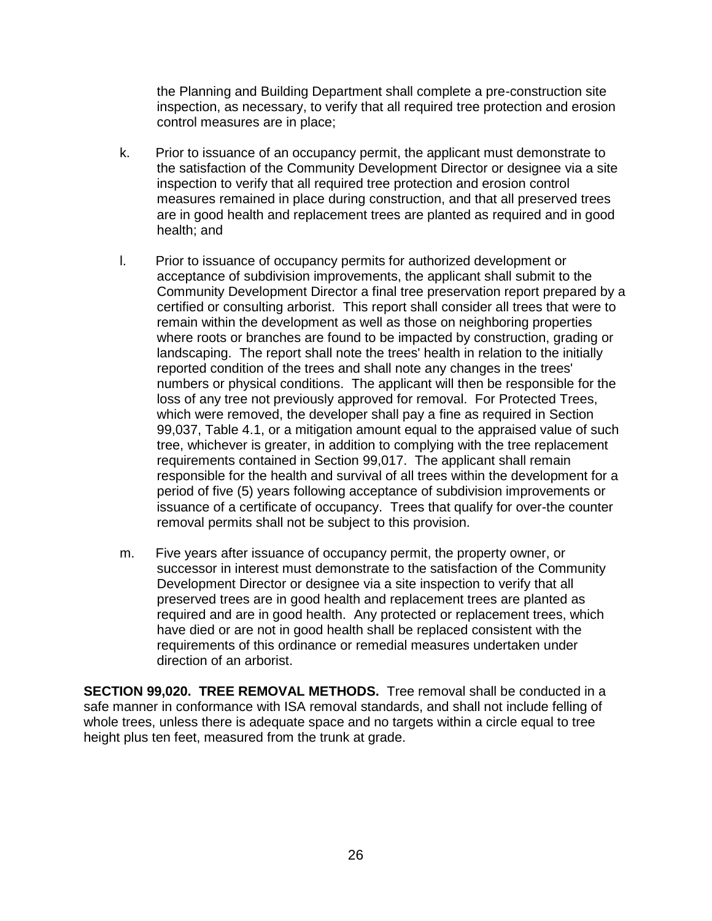the Planning and Building Department shall complete a pre-construction site inspection, as necessary, to verify that all required tree protection and erosion control measures are in place;

k. Prior to issuance of an occupancy permit, the applicant must demonstrate to the satisfaction of the Community Development Director or designee via a site inspection to verify that all required tree protection and erosion control measures remained in place during construction, and that all preserved trees are in good health and replacement trees are planted as required and in good health; and

l. Prior to issuance of occupancy permits for authorized development or acceptance of subdivision improvements, the applicant shall submit to the Community Development Director a final tree preservation report prepared by a certified or consulting arborist. This report shall consider all trees that were to remain within the development as well as those on neighboring properties where roots or branches are found to be impacted by construction, grading or landscaping. The report shall note the trees' health in relation to the initially reported condition of the trees and shall note any changes in the trees' numbers or physical conditions. The applicant will then be responsible for the loss of any tree not previously approved for removal. For Protected Trees, which were removed, the developer shall pay a fine as required in Section 99,037, Table 4.1, or a mitigation amount equal to the appraised value of such tree, whichever is greater, in addition to complying with the tree replacement requirements contained in Section 99,017. The applicant shall remain responsible for the health and survival of all trees within the development for a period of five (5) years following acceptance of subdivision improvements or issuance of a certificate of occupancy. Trees that qualify for over-the counter removal permits shall not be subject to this provision.

m. Five years after issuance of occupancy permit, the property owner, or successor in interest must demonstrate to the satisfaction of the Community Development Director or designee via a site inspection to verify that all preserved trees are in good health and replacement trees are planted as required and are in good health. Any protected or replacement trees, which have died or are not in good health shall be replaced consistent with the requirements of this ordinance or remedial measures undertaken under direction of an arborist.

**SECTION 99,020. TREE REMOVAL METHODS.** Tree removal shall be conducted in a safe manner in conformance with ISA removal standards, and shall not include felling of whole trees, unless there is adequate space and no targets within a circle equal to tree height plus ten feet, measured from the trunk at grade.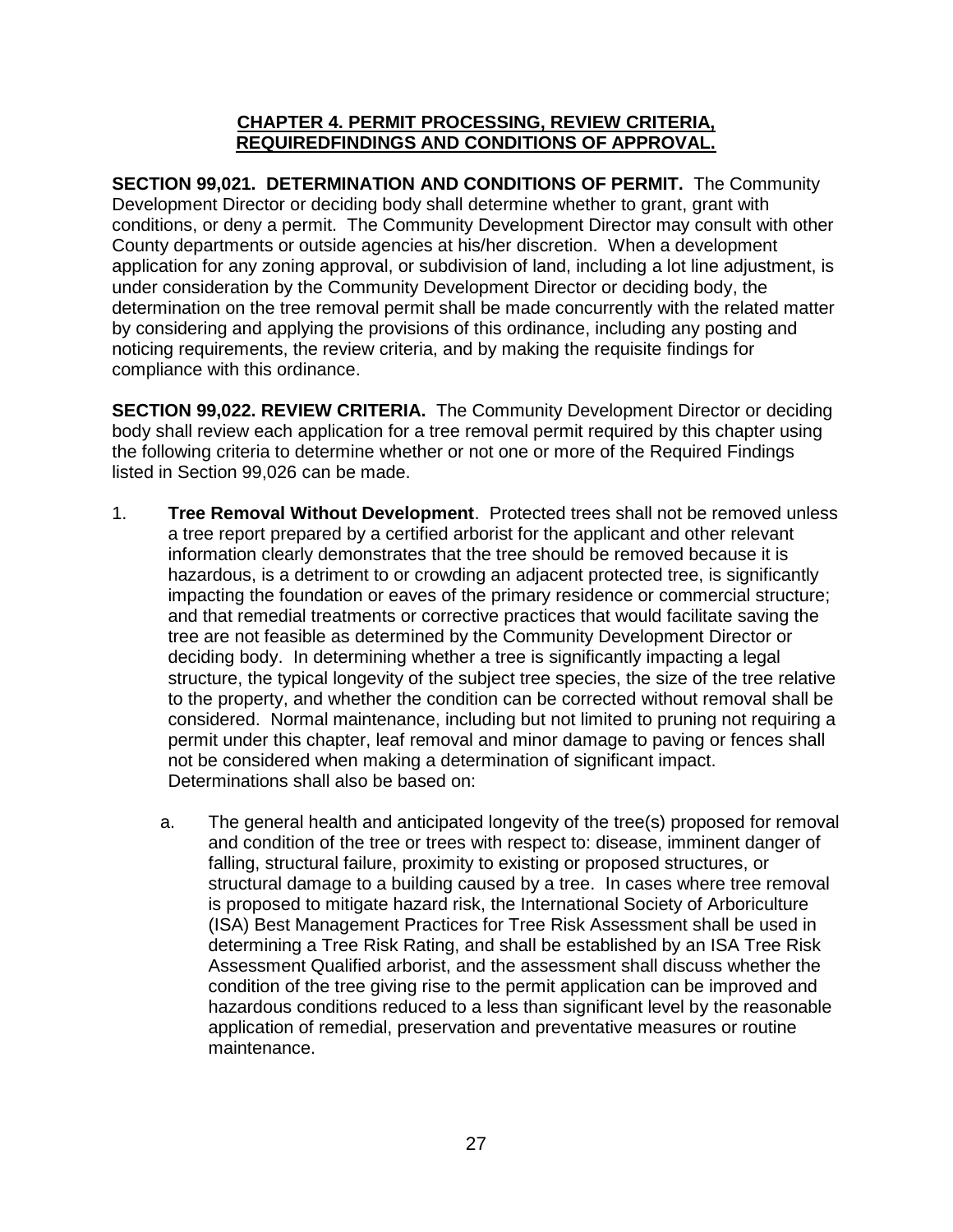## CHAPTER 4. PERMIT PROCESSING, REVIEW CRITERIA, REQUIREDFINDINGS AND CONDITIONS OF APPROVAL.

**SECTION 99,021. DETERMINATION AND CONDITIONS OF PERMIT.** The Community Development Director or deciding body shall determine whether to grant, grant with conditions, or deny a permit. The Community Development Director may consult with other County departments or outside agencies at his/her discretion. When a development application for any zoning approval, or subdivision of land, including a lot line adjustment, is under consideration by the Community Development Director or deciding body, the determination on the tree removal permit shall be made concurrently with the related matter by considering and applying the provisions of this ordinance, including any posting and noticing requirements, the review criteria, and by making the requisite findings for compliance with this ordinance.

**SECTION 99,022. REVIEW CRITERIA.** The Community Development Director or deciding body shall review each application for a tree removal permit required by this chapter using the following criteria to determine whether or not one or more of the Required Findings listed in Section 99,026 can be made.

1. **Tree Removal Without Development**. Protected trees shall not be removed unless a tree report prepared by a certified arborist for the applicant and other relevant information clearly demonstrates that the tree should be removed because it is hazardous, is a detriment to or crowding an adjacent protected tree, is significantly impacting the foundation or eaves of the primary residence or commercial structure; and that remedial treatments or corrective practices that would facilitate saving the tree are not feasible as determined by the Community Development Director or deciding body. In determining whether a tree is significantly impacting a legal structure, the typical longevity of the subject tree species, the size of the tree relative to the property, and whether the condition can be corrected without removal shall be considered. Normal maintenance, including but not limited to pruning not requiring a permit under this chapter, leaf removal and minor damage to paving or fences shall not be considered when making a determination of significant impact. Determinations shall also be based on:

    a. The general health and anticipated longevity of the tree(s) proposed for removal and condition of the tree or trees with respect to: disease, imminent danger of falling, structural failure, proximity to existing or proposed structures, or structural damage to a building caused by a tree. In cases where tree removal is proposed to mitigate hazard risk, the International Society of Arboriculture (ISA) Best Management Practices for Tree Risk Assessment shall be used in determining a Tree Risk Rating, and shall be established by an ISA Tree Risk Assessment Qualified arborist, and the assessment shall discuss whether the condition of the tree giving rise to the permit application can be improved and hazardous conditions reduced to a less than significant level by the reasonable application of remedial, preservation and preventative measures or routine maintenance.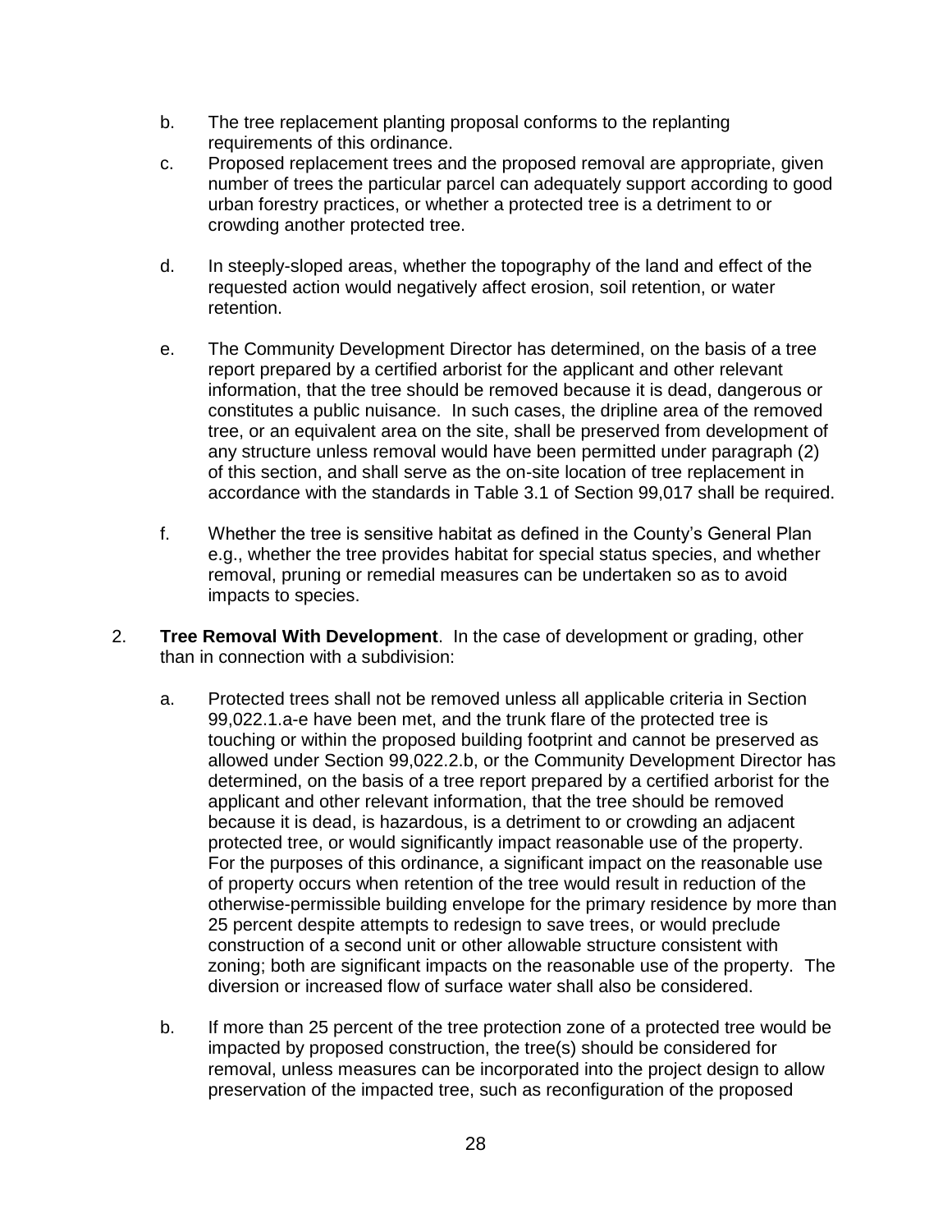b. The tree replacement planting proposal conforms to the replanting requirements of this ordinance.

c. Proposed replacement trees and the proposed removal are appropriate, given number of trees the particular parcel can adequately support according to good urban forestry practices, or whether a protected tree is a detriment to or crowding another protected tree.

d. In steeply-sloped areas, whether the topography of the land and effect of the requested action would negatively affect erosion, soil retention, or water retention.

e. The Community Development Director has determined, on the basis of a tree report prepared by a certified arborist for the applicant and other relevant information, that the tree should be removed because it is dead, dangerous or constitutes a public nuisance. In such cases, the dripline area of the removed tree, or an equivalent area on the site, shall be preserved from development of any structure unless removal would have been permitted under paragraph (2) of this section, and shall serve as the on-site location of tree replacement in accordance with the standards in Table 3.1 of Section 99,017 shall be required.

f. Whether the tree is sensitive habitat as defined in the County's General Plan e.g., whether the tree provides habitat for special status species, and whether removal, pruning or remedial measures can be undertaken so as to avoid impacts to species.

2. **Tree Removal With Development**. In the case of development or grading, other than in connection with a subdivision:

   a. Protected trees shall not be removed unless all applicable criteria in Section 99,022.1.a-e have been met, and the trunk flare of the protected tree is touching or within the proposed building footprint and cannot be preserved as allowed under Section 99,022.2.b, or the Community Development Director has determined, on the basis of a tree report prepared by a certified arborist for the applicant and other relevant information, that the tree should be removed because it is dead, is hazardous, is a detriment to or crowding an adjacent protected tree, or would significantly impact reasonable use of the property. For the purposes of this ordinance, a significant impact on the reasonable use of property occurs when retention of the tree would result in reduction of the otherwise-permissible building envelope for the primary residence by more than 25 percent despite attempts to redesign to save trees, or would preclude construction of a second unit or other allowable structure consistent with zoning; both are significant impacts on the reasonable use of the property. The diversion or increased flow of surface water shall also be considered.

   b. If more than 25 percent of the tree protection zone of a protected tree would be impacted by proposed construction, the tree(s) should be considered for removal, unless measures can be incorporated into the project design to allow preservation of the impacted tree, such as reconfiguration of the proposed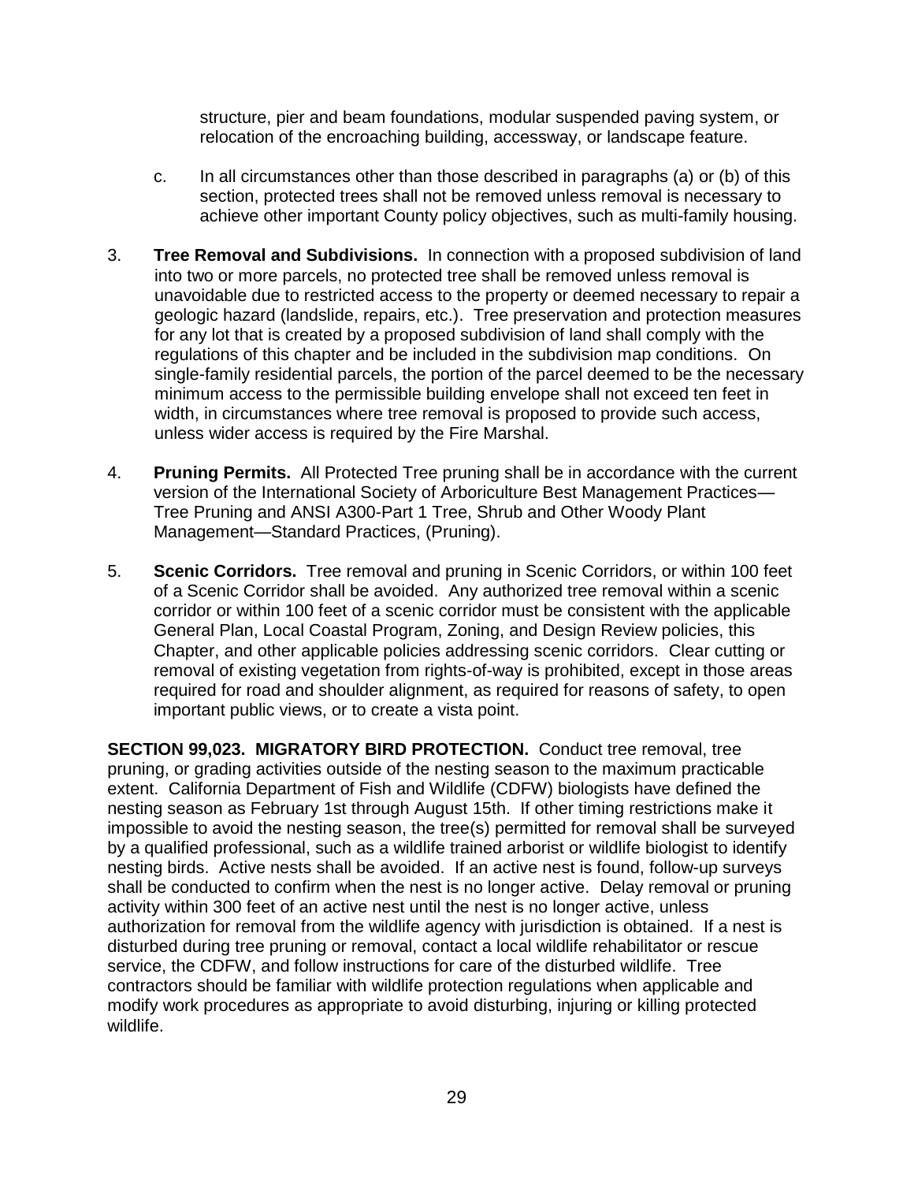structure, pier and beam foundations, modular suspended paving system, or relocation of the encroaching building, accessway, or landscape feature.

c. In all circumstances other than those described in paragraphs (a) or (b) of this section, protected trees shall not be removed unless removal is necessary to achieve other important County policy objectives, such as multi-family housing.

3. **Tree Removal and Subdivisions.** In connection with a proposed subdivision of land into two or more parcels, no protected tree shall be removed unless removal is unavoidable due to restricted access to the property or deemed necessary to repair a geologic hazard (landslide, repairs, etc.). Tree preservation and protection measures for any lot that is created by a proposed subdivision of land shall comply with the regulations of this chapter and be included in the subdivision map conditions. On single-family residential parcels, the portion of the parcel deemed to be the necessary minimum access to the permissible building envelope shall not exceed ten feet in width, in circumstances where tree removal is proposed to provide such access, unless wider access is required by the Fire Marshal.

4. **Pruning Permits.** All Protected Tree pruning shall be in accordance with the current version of the International Society of Arboriculture Best Management Practices—Tree Pruning and ANSI A300-Part 1 Tree, Shrub and Other Woody Plant Management—Standard Practices, (Pruning).

5. **Scenic Corridors.** Tree removal and pruning in Scenic Corridors, or within 100 feet of a Scenic Corridor shall be avoided. Any authorized tree removal within a scenic corridor or within 100 feet of a scenic corridor must be consistent with the applicable General Plan, Local Coastal Program, Zoning, and Design Review policies, this Chapter, and other applicable policies addressing scenic corridors. Clear cutting or removal of existing vegetation from rights-of-way is prohibited, except in those areas required for road and shoulder alignment, as required for reasons of safety, to open important public views, or to create a vista point.

**SECTION 99,023. MIGRATORY BIRD PROTECTION.** Conduct tree removal, tree pruning, or grading activities outside of the nesting season to the maximum practicable extent. California Department of Fish and Wildlife (CDFW) biologists have defined the nesting season as February 1st through August 15th. If other timing restrictions make it impossible to avoid the nesting season, the tree(s) permitted for removal shall be surveyed by a qualified professional, such as a wildlife trained arborist or wildlife biologist to identify nesting birds. Active nests shall be avoided. If an active nest is found, follow-up surveys shall be conducted to confirm when the nest is no longer active. Delay removal or pruning activity within 300 feet of an active nest until the nest is no longer active, unless authorization for removal from the wildlife agency with jurisdiction is obtained. If a nest is disturbed during tree pruning or removal, contact a local wildlife rehabilitator or rescue service, the CDFW, and follow instructions for care of the disturbed wildlife. Tree contractors should be familiar with wildlife protection regulations when applicable and modify work procedures as appropriate to avoid disturbing, injuring or killing protected wildlife.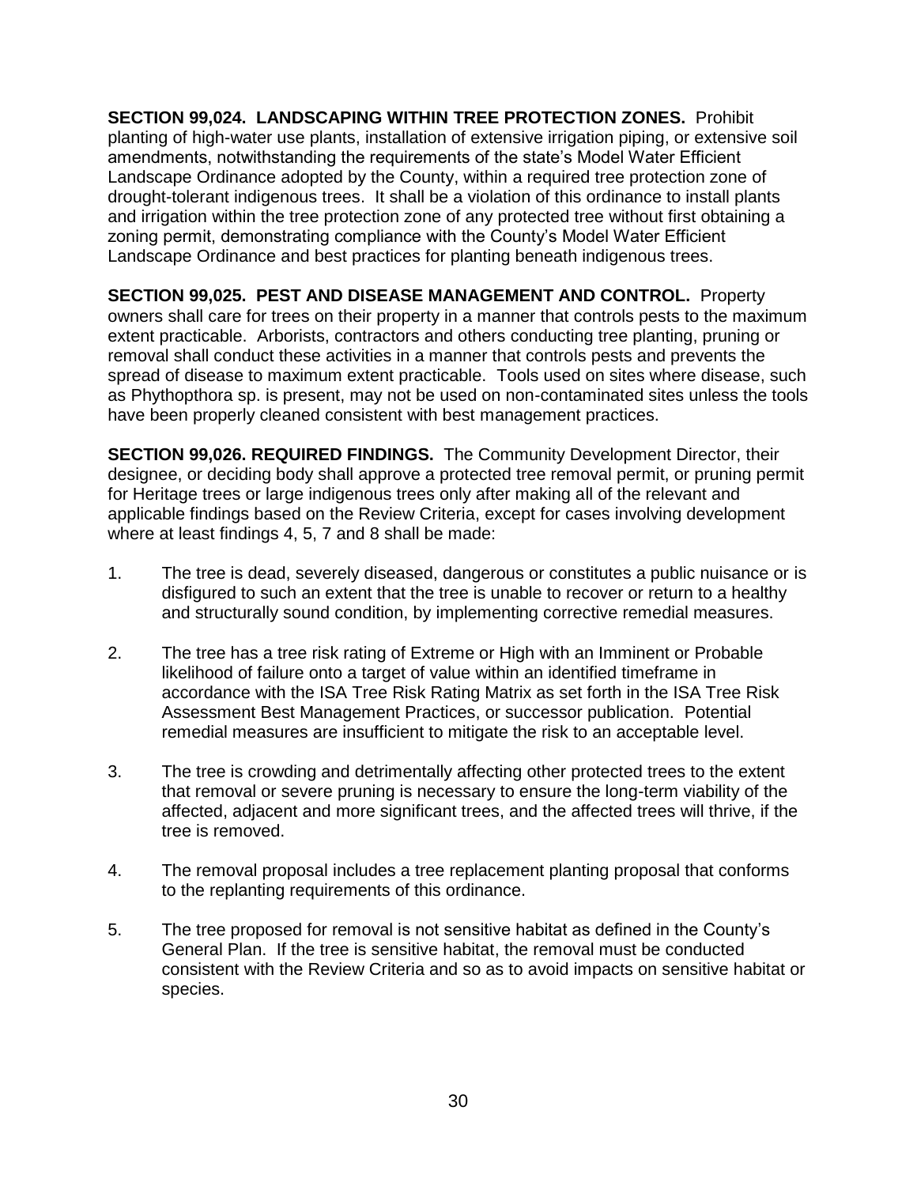**SECTION 99,024. LANDSCAPING WITHIN TREE PROTECTION ZONES.** Prohibit planting of high-water use plants, installation of extensive irrigation piping, or extensive soil amendments, notwithstanding the requirements of the state's Model Water Efficient Landscape Ordinance adopted by the County, within a required tree protection zone of drought-tolerant indigenous trees. It shall be a violation of this ordinance to install plants and irrigation within the tree protection zone of any protected tree without first obtaining a zoning permit, demonstrating compliance with the County's Model Water Efficient Landscape Ordinance and best practices for planting beneath indigenous trees.

**SECTION 99,025. PEST AND DISEASE MANAGEMENT AND CONTROL.** Property owners shall care for trees on their property in a manner that controls pests to the maximum extent practicable. Arborists, contractors and others conducting tree planting, pruning or removal shall conduct these activities in a manner that controls pests and prevents the spread of disease to maximum extent practicable. Tools used on sites where disease, such as Phythopthora sp. is present, may not be used on non-contaminated sites unless the tools have been properly cleaned consistent with best management practices.

**SECTION 99,026. REQUIRED FINDINGS.** The Community Development Director, their designee, or deciding body shall approve a protected tree removal permit, or pruning permit for Heritage trees or large indigenous trees only after making all of the relevant and applicable findings based on the Review Criteria, except for cases involving development where at least findings 4, 5, 7 and 8 shall be made:

1. The tree is dead, severely diseased, dangerous or constitutes a public nuisance or is disfigured to such an extent that the tree is unable to recover or return to a healthy and structurally sound condition, by implementing corrective remedial measures.

2. The tree has a tree risk rating of Extreme or High with an Imminent or Probable likelihood of failure onto a target of value within an identified timeframe in accordance with the ISA Tree Risk Rating Matrix as set forth in the ISA Tree Risk Assessment Best Management Practices, or successor publication. Potential remedial measures are insufficient to mitigate the risk to an acceptable level.

3. The tree is crowding and detrimentally affecting other protected trees to the extent that removal or severe pruning is necessary to ensure the long-term viability of the affected, adjacent and more significant trees, and the affected trees will thrive, if the tree is removed.

4. The removal proposal includes a tree replacement planting proposal that conforms to the replanting requirements of this ordinance.

5. The tree proposed for removal is not sensitive habitat as defined in the County's General Plan. If the tree is sensitive habitat, the removal must be conducted consistent with the Review Criteria and so as to avoid impacts on sensitive habitat or species.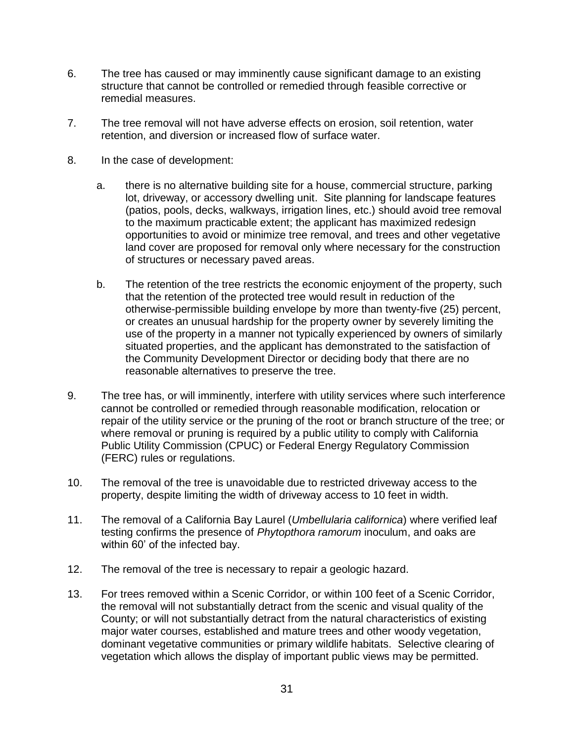6. The tree has caused or may imminently cause significant damage to an existing structure that cannot be controlled or remedied through feasible corrective or remedial measures.

7. The tree removal will not have adverse effects on erosion, soil retention, water retention, and diversion or increased flow of surface water.

8. In the case of development:

   a. there is no alternative building site for a house, commercial structure, parking lot, driveway, or accessory dwelling unit. Site planning for landscape features (patios, pools, decks, walkways, irrigation lines, etc.) should avoid tree removal to the maximum practicable extent; the applicant has maximized redesign opportunities to avoid or minimize tree removal, and trees and other vegetative land cover are proposed for removal only where necessary for the construction of structures or necessary paved areas.

   b. The retention of the tree restricts the economic enjoyment of the property, such that the retention of the protected tree would result in reduction of the otherwise-permissible building envelope by more than twenty-five (25) percent, or creates an unusual hardship for the property owner by severely limiting the use of the property in a manner not typically experienced by owners of similarly situated properties, and the applicant has demonstrated to the satisfaction of the Community Development Director or deciding body that there are no reasonable alternatives to preserve the tree.

9. The tree has, or will imminently, interfere with utility services where such interference cannot be controlled or remedied through reasonable modification, relocation or repair of the utility service or the pruning of the root or branch structure of the tree; or where removal or pruning is required by a public utility to comply with California Public Utility Commission (CPUC) or Federal Energy Regulatory Commission (FERC) rules or regulations.

10. The removal of the tree is unavoidable due to restricted driveway access to the property, despite limiting the width of driveway access to 10 feet in width.

11. The removal of a California Bay Laurel (*Umbellularia californica*) where verified leaf testing confirms the presence of *Phytopthora ramorum* inoculum, and oaks are within 60' of the infected bay.

12. The removal of the tree is necessary to repair a geologic hazard.

13. For trees removed within a Scenic Corridor, or within 100 feet of a Scenic Corridor, the removal will not substantially detract from the scenic and visual quality of the County; or will not substantially detract from the natural characteristics of existing major water courses, established and mature trees and other woody vegetation, dominant vegetative communities or primary wildlife habitats. Selective clearing of vegetation which allows the display of important public views may be permitted.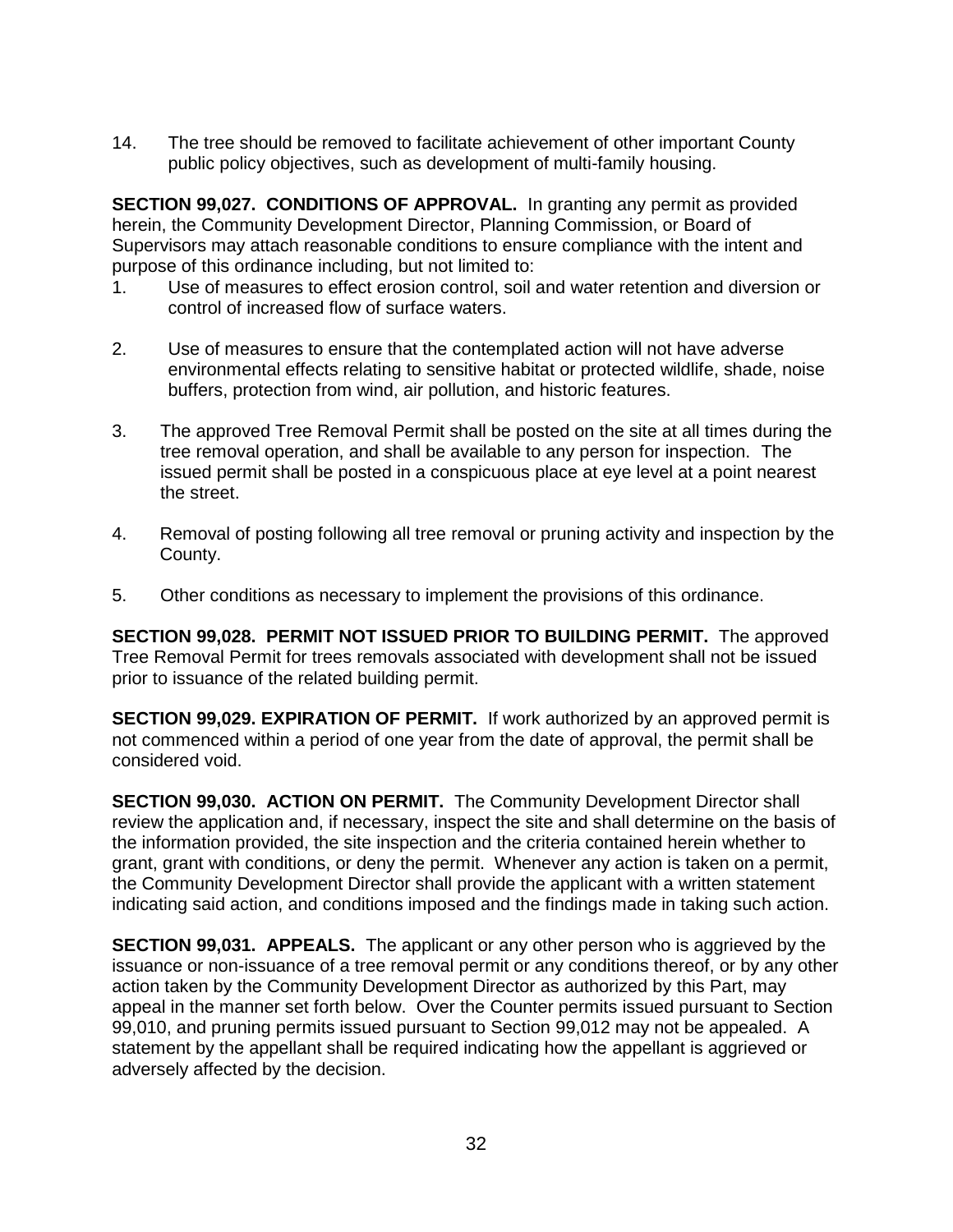14. The tree should be removed to facilitate achievement of other important County public policy objectives, such as development of multi-family housing.

**SECTION 99,027. CONDITIONS OF APPROVAL.** In granting any permit as provided herein, the Community Development Director, Planning Commission, or Board of Supervisors may attach reasonable conditions to ensure compliance with the intent and purpose of this ordinance including, but not limited to:

1. Use of measures to effect erosion control, soil and water retention and diversion or control of increased flow of surface waters.

2. Use of measures to ensure that the contemplated action will not have adverse environmental effects relating to sensitive habitat or protected wildlife, shade, noise buffers, protection from wind, air pollution, and historic features.

3. The approved Tree Removal Permit shall be posted on the site at all times during the tree removal operation, and shall be available to any person for inspection. The issued permit shall be posted in a conspicuous place at eye level at a point nearest the street.

4. Removal of posting following all tree removal or pruning activity and inspection by the County.

5. Other conditions as necessary to implement the provisions of this ordinance.

**SECTION 99,028. PERMIT NOT ISSUED PRIOR TO BUILDING PERMIT.** The approved Tree Removal Permit for trees removals associated with development shall not be issued prior to issuance of the related building permit.

**SECTION 99,029. EXPIRATION OF PERMIT.** If work authorized by an approved permit is not commenced within a period of one year from the date of approval, the permit shall be considered void.

**SECTION 99,030. ACTION ON PERMIT.** The Community Development Director shall review the application and, if necessary, inspect the site and shall determine on the basis of the information provided, the site inspection and the criteria contained herein whether to grant, grant with conditions, or deny the permit. Whenever any action is taken on a permit, the Community Development Director shall provide the applicant with a written statement indicating said action, and conditions imposed and the findings made in taking such action.

**SECTION 99,031. APPEALS.** The applicant or any other person who is aggrieved by the issuance or non-issuance of a tree removal permit or any conditions thereof, or by any other action taken by the Community Development Director as authorized by this Part, may appeal in the manner set forth below. Over the Counter permits issued pursuant to Section 99,010, and pruning permits issued pursuant to Section 99,012 may not be appealed. A statement by the appellant shall be required indicating how the appellant is aggrieved or adversely affected by the decision.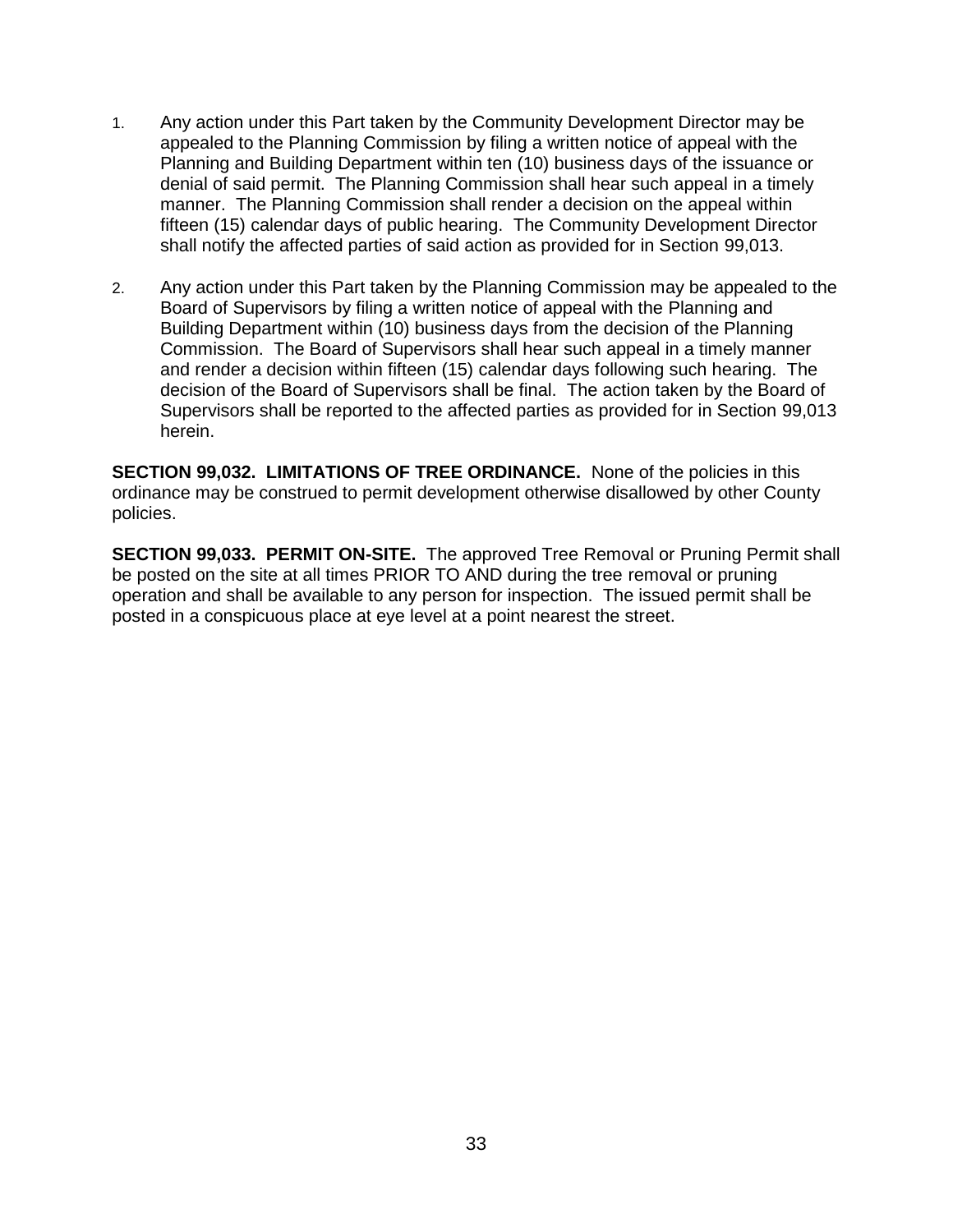1. Any action under this Part taken by the Community Development Director may be appealed to the Planning Commission by filing a written notice of appeal with the Planning and Building Department within ten (10) business days of the issuance or denial of said permit. The Planning Commission shall hear such appeal in a timely manner. The Planning Commission shall render a decision on the appeal within fifteen (15) calendar days of public hearing. The Community Development Director shall notify the affected parties of said action as provided for in Section 99,013.

2. Any action under this Part taken by the Planning Commission may be appealed to the Board of Supervisors by filing a written notice of appeal with the Planning and Building Department within (10) business days from the decision of the Planning Commission. The Board of Supervisors shall hear such appeal in a timely manner and render a decision within fifteen (15) calendar days following such hearing. The decision of the Board of Supervisors shall be final. The action taken by the Board of Supervisors shall be reported to the affected parties as provided for in Section 99,013 herein.

**SECTION 99,032. LIMITATIONS OF TREE ORDINANCE.** None of the policies in this ordinance may be construed to permit development otherwise disallowed by other County policies.

**SECTION 99,033. PERMIT ON-SITE.** The approved Tree Removal or Pruning Permit shall be posted on the site at all times PRIOR TO AND during the tree removal or pruning operation and shall be available to any person for inspection. The issued permit shall be posted in a conspicuous place at eye level at a point nearest the street.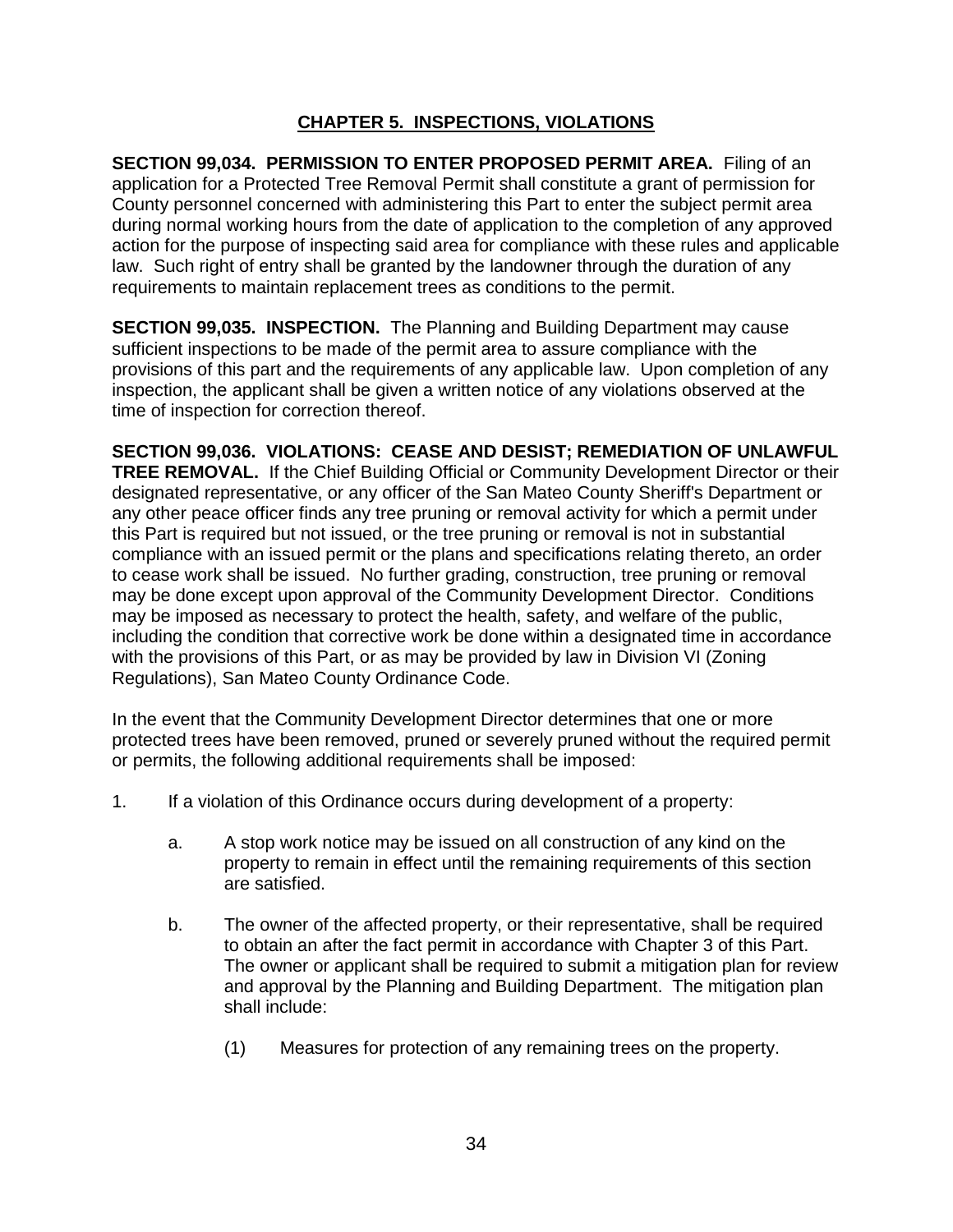## CHAPTER 5. INSPECTIONS, VIOLATIONS

**SECTION 99,034. PERMISSION TO ENTER PROPOSED PERMIT AREA.** Filing of an application for a Protected Tree Removal Permit shall constitute a grant of permission for County personnel concerned with administering this Part to enter the subject permit area during normal working hours from the date of application to the completion of any approved action for the purpose of inspecting said area for compliance with these rules and applicable law. Such right of entry shall be granted by the landowner through the duration of any requirements to maintain replacement trees as conditions to the permit.

**SECTION 99,035. INSPECTION.** The Planning and Building Department may cause sufficient inspections to be made of the permit area to assure compliance with the provisions of this part and the requirements of any applicable law. Upon completion of any inspection, the applicant shall be given a written notice of any violations observed at the time of inspection for correction thereof.

**SECTION 99,036. VIOLATIONS: CEASE AND DESIST; REMEDIATION OF UNLAWFUL TREE REMOVAL.** If the Chief Building Official or Community Development Director or their designated representative, or any officer of the San Mateo County Sheriff's Department or any other peace officer finds any tree pruning or removal activity for which a permit under this Part is required but not issued, or the tree pruning or removal is not in substantial compliance with an issued permit or the plans and specifications relating thereto, an order to cease work shall be issued. No further grading, construction, tree pruning or removal may be done except upon approval of the Community Development Director. Conditions may be imposed as necessary to protect the health, safety, and welfare of the public, including the condition that corrective work be done within a designated time in accordance with the provisions of this Part, or as may be provided by law in Division VI (Zoning Regulations), San Mateo County Ordinance Code.

In the event that the Community Development Director determines that one or more protected trees have been removed, pruned or severely pruned without the required permit or permits, the following additional requirements shall be imposed:

1. If a violation of this Ordinance occurs during development of a property:

    a. A stop work notice may be issued on all construction of any kind on the property to remain in effect until the remaining requirements of this section are satisfied.

    b. The owner of the affected property, or their representative, shall be required to obtain an after the fact permit in accordance with Chapter 3 of this Part. The owner or applicant shall be required to submit a mitigation plan for review and approval by the Planning and Building Department. The mitigation plan shall include:

        (1) Measures for protection of any remaining trees on the property.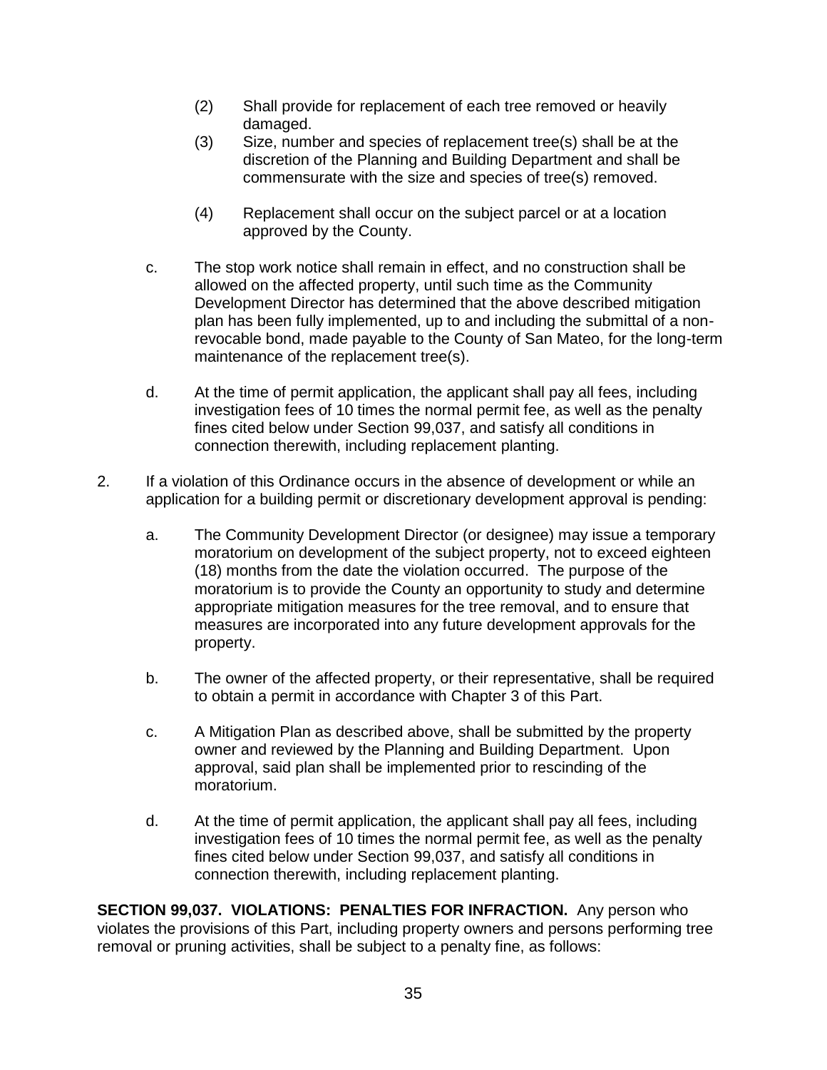(2) Shall provide for replacement of each tree removed or heavily damaged.

(3) Size, number and species of replacement tree(s) shall be at the discretion of the Planning and Building Department and shall be commensurate with the size and species of tree(s) removed.

(4) Replacement shall occur on the subject parcel or at a location approved by the County.

c. The stop work notice shall remain in effect, and no construction shall be allowed on the affected property, until such time as the Community Development Director has determined that the above described mitigation plan has been fully implemented, up to and including the submittal of a non-revocable bond, made payable to the County of San Mateo, for the long-term maintenance of the replacement tree(s).

d. At the time of permit application, the applicant shall pay all fees, including investigation fees of 10 times the normal permit fee, as well as the penalty fines cited below under Section 99,037, and satisfy all conditions in connection therewith, including replacement planting.

2. If a violation of this Ordinance occurs in the absence of development or while an application for a building permit or discretionary development approval is pending:

a. The Community Development Director (or designee) may issue a temporary moratorium on development of the subject property, not to exceed eighteen (18) months from the date the violation occurred. The purpose of the moratorium is to provide the County an opportunity to study and determine appropriate mitigation measures for the tree removal, and to ensure that measures are incorporated into any future development approvals for the property.

b. The owner of the affected property, or their representative, shall be required to obtain a permit in accordance with Chapter 3 of this Part.

c. A Mitigation Plan as described above, shall be submitted by the property owner and reviewed by the Planning and Building Department. Upon approval, said plan shall be implemented prior to rescinding of the moratorium.

d. At the time of permit application, the applicant shall pay all fees, including investigation fees of 10 times the normal permit fee, as well as the penalty fines cited below under Section 99,037, and satisfy all conditions in connection therewith, including replacement planting.

**SECTION 99,037. VIOLATIONS: PENALTIES FOR INFRACTION.** Any person who violates the provisions of this Part, including property owners and persons performing tree removal or pruning activities, shall be subject to a penalty fine, as follows: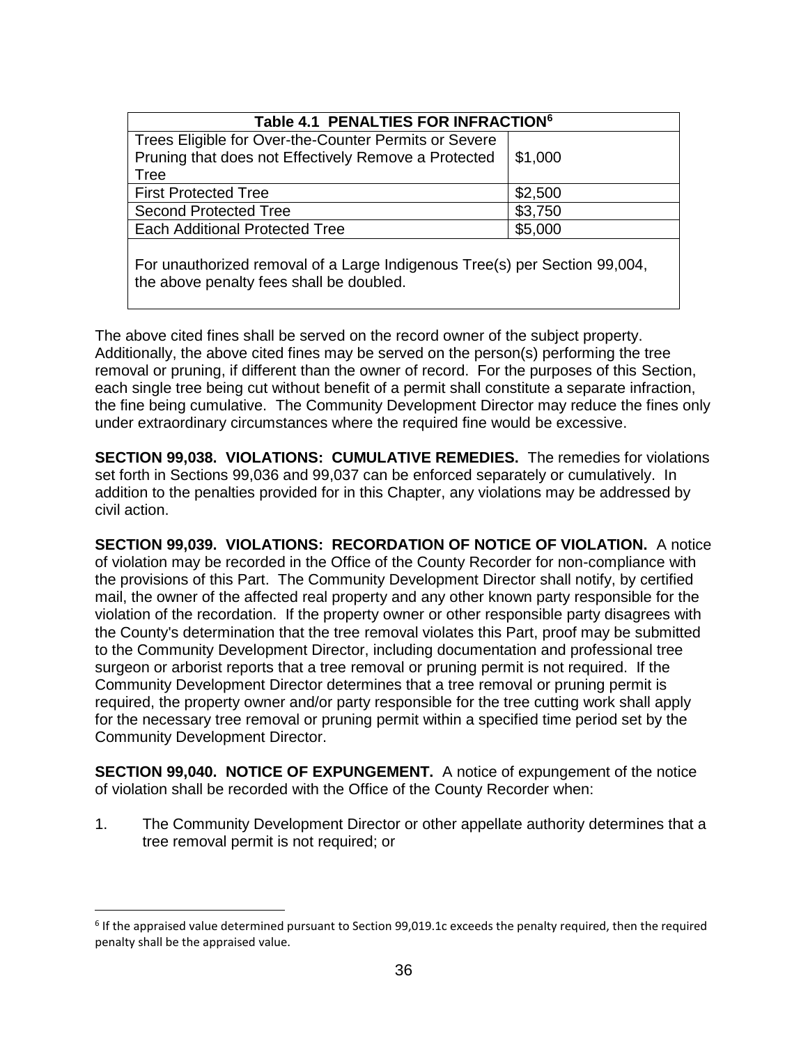| Table 4.1 PENALTIES FOR INFRACTION[6] | |
|---|---|
| Trees Eligible for Over-the-Counter Permits or Severe Pruning that does not Effectively Remove a Protected Tree | $1,000 |
| First Protected Tree | $2,500 |
| Second Protected Tree | $3,750 |
| Each Additional Protected Tree | $5,000 |
| For unauthorized removal of a Large Indigenous Tree(s) per Section 99,004, the above penalty fees shall be doubled. | |

The above cited fines shall be served on the record owner of the subject property. Additionally, the above cited fines may be served on the person(s) performing the tree removal or pruning, if different than the owner of record. For the purposes of this Section, each single tree being cut without benefit of a permit shall constitute a separate infraction, the fine being cumulative. The Community Development Director may reduce the fines only under extraordinary circumstances where the required fine would be excessive.

**SECTION 99,038. VIOLATIONS: CUMULATIVE REMEDIES.** The remedies for violations set forth in Sections 99,036 and 99,037 can be enforced separately or cumulatively. In addition to the penalties provided for in this Chapter, any violations may be addressed by civil action.

**SECTION 99,039. VIOLATIONS: RECORDATION OF NOTICE OF VIOLATION.** A notice of violation may be recorded in the Office of the County Recorder for non-compliance with the provisions of this Part. The Community Development Director shall notify, by certified mail, the owner of the affected real property and any other known party responsible for the violation of the recordation. If the property owner or other responsible party disagrees with the County's determination that the tree removal violates this Part, proof may be submitted to the Community Development Director, including documentation and professional tree surgeon or arborist reports that a tree removal or pruning permit is not required. If the Community Development Director determines that a tree removal or pruning permit is required, the property owner and/or party responsible for the tree cutting work shall apply for the necessary tree removal or pruning permit within a specified time period set by the Community Development Director.

**SECTION 99,040. NOTICE OF EXPUNGEMENT.** A notice of expungement of the notice of violation shall be recorded with the Office of the County Recorder when:

1. The Community Development Director or other appellate authority determines that a tree removal permit is not required; or

[6] If the appraised value determined pursuant to Section 99,019.1c exceeds the penalty required, then the required penalty shall be the appraised value.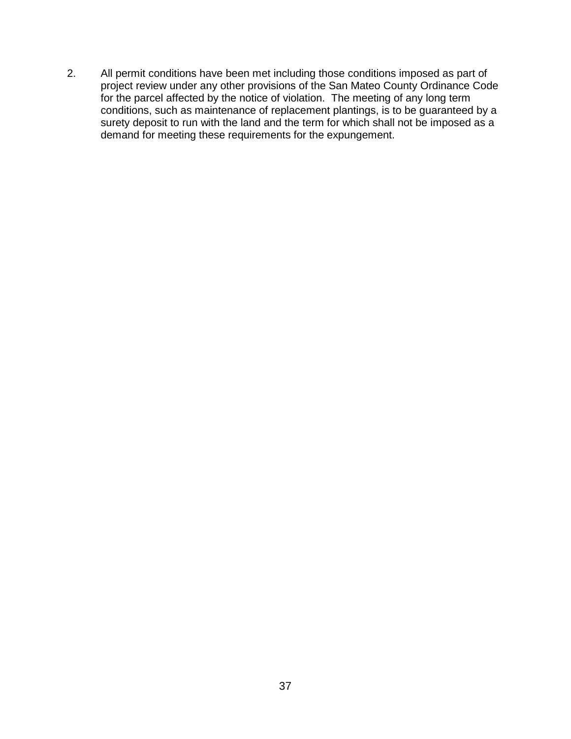2. All permit conditions have been met including those conditions imposed as part of project review under any other provisions of the San Mateo County Ordinance Code for the parcel affected by the notice of violation. The meeting of any long term conditions, such as maintenance of replacement plantings, is to be guaranteed by a surety deposit to run with the land and the term for which shall not be imposed as a demand for meeting these requirements for the expungement.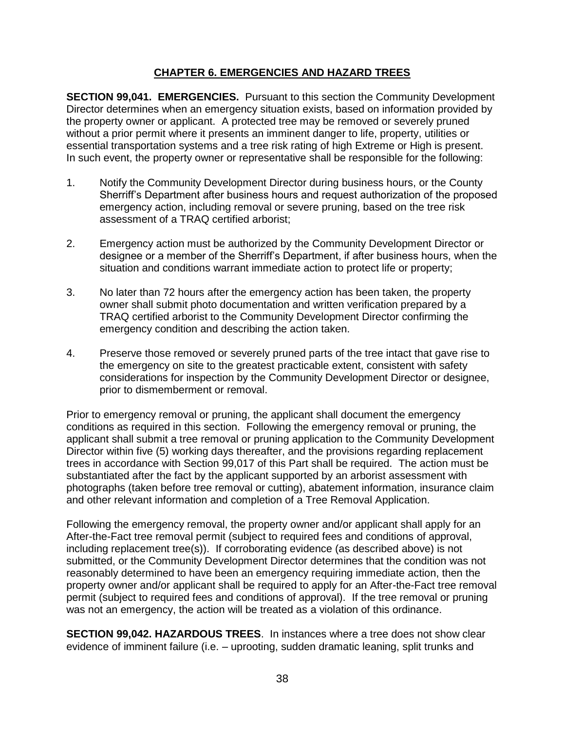## CHAPTER 6. EMERGENCIES AND HAZARD TREES

**SECTION 99,041. EMERGENCIES.** Pursuant to this section the Community Development Director determines when an emergency situation exists, based on information provided by the property owner or applicant. A protected tree may be removed or severely pruned without a prior permit where it presents an imminent danger to life, property, utilities or essential transportation systems and a tree risk rating of high Extreme or High is present. In such event, the property owner or representative shall be responsible for the following:

1. Notify the Community Development Director during business hours, or the County Sherriff's Department after business hours and request authorization of the proposed emergency action, including removal or severe pruning, based on the tree risk assessment of a TRAQ certified arborist;

2. Emergency action must be authorized by the Community Development Director or designee or a member of the Sherriff's Department, if after business hours, when the situation and conditions warrant immediate action to protect life or property;

3. No later than 72 hours after the emergency action has been taken, the property owner shall submit photo documentation and written verification prepared by a TRAQ certified arborist to the Community Development Director confirming the emergency condition and describing the action taken.

4. Preserve those removed or severely pruned parts of the tree intact that gave rise to the emergency on site to the greatest practicable extent, consistent with safety considerations for inspection by the Community Development Director or designee, prior to dismemberment or removal.

Prior to emergency removal or pruning, the applicant shall document the emergency conditions as required in this section. Following the emergency removal or pruning, the applicant shall submit a tree removal or pruning application to the Community Development Director within five (5) working days thereafter, and the provisions regarding replacement trees in accordance with Section 99,017 of this Part shall be required. The action must be substantiated after the fact by the applicant supported by an arborist assessment with photographs (taken before tree removal or cutting), abatement information, insurance claim and other relevant information and completion of a Tree Removal Application.

Following the emergency removal, the property owner and/or applicant shall apply for an After-the-Fact tree removal permit (subject to required fees and conditions of approval, including replacement tree(s)). If corroborating evidence (as described above) is not submitted, or the Community Development Director determines that the condition was not reasonably determined to have been an emergency requiring immediate action, then the property owner and/or applicant shall be required to apply for an After-the-Fact tree removal permit (subject to required fees and conditions of approval). If the tree removal or pruning was not an emergency, the action will be treated as a violation of this ordinance.

**SECTION 99,042. HAZARDOUS TREES**. In instances where a tree does not show clear evidence of imminent failure (i.e. – uprooting, sudden dramatic leaning, split trunks and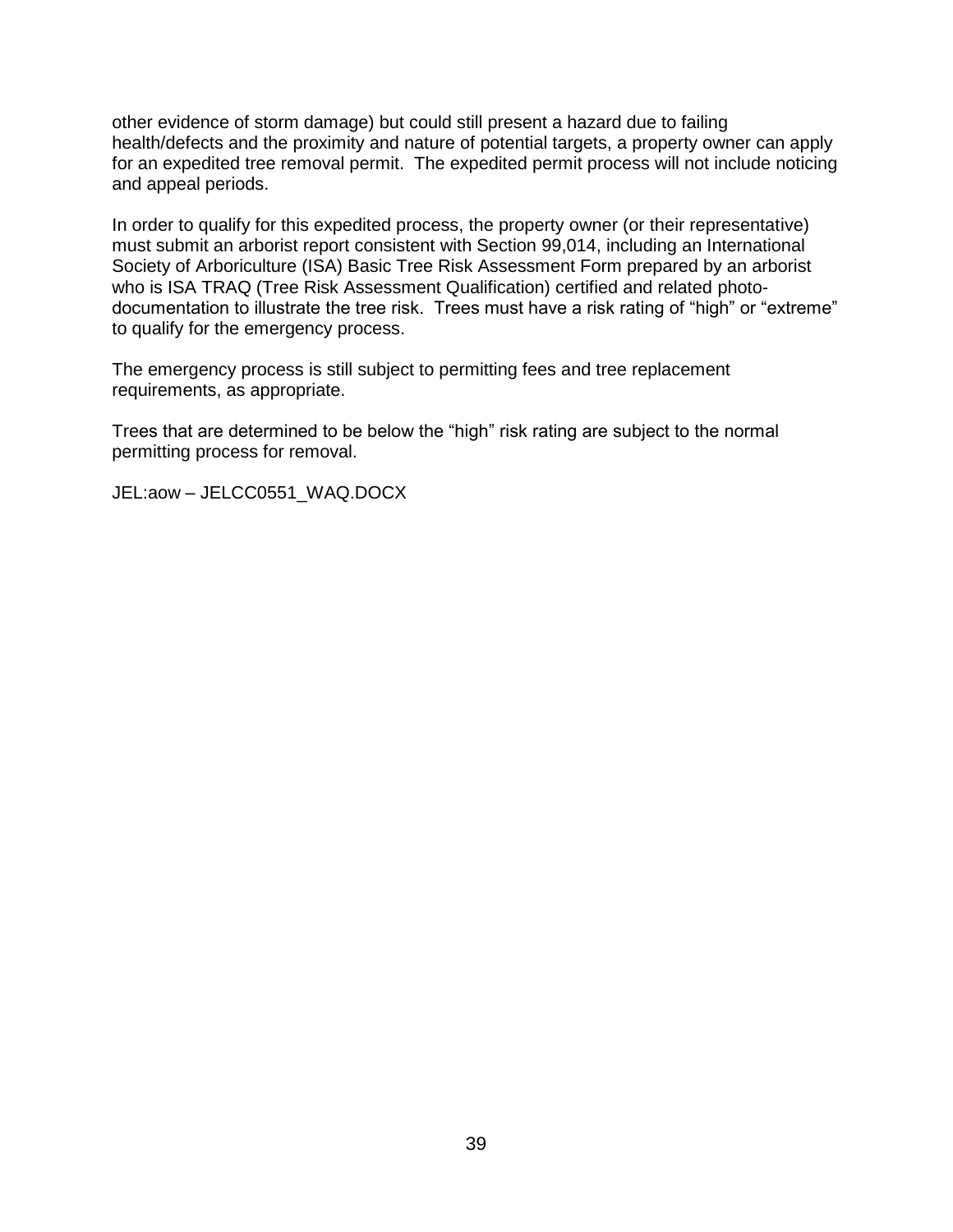other evidence of storm damage) but could still present a hazard due to failing health/defects and the proximity and nature of potential targets, a property owner can apply for an expedited tree removal permit. The expedited permit process will not include noticing and appeal periods.

In order to qualify for this expedited process, the property owner (or their representative) must submit an arborist report consistent with Section 99,014, including an International Society of Arboriculture (ISA) Basic Tree Risk Assessment Form prepared by an arborist who is ISA TRAQ (Tree Risk Assessment Qualification) certified and related photo-documentation to illustrate the tree risk. Trees must have a risk rating of “high” or “extreme” to qualify for the emergency process.

The emergency process is still subject to permitting fees and tree replacement requirements, as appropriate.

Trees that are determined to be below the “high” risk rating are subject to the normal permitting process for removal.

JEL:aow – JELCC0551_WAQ.DOCX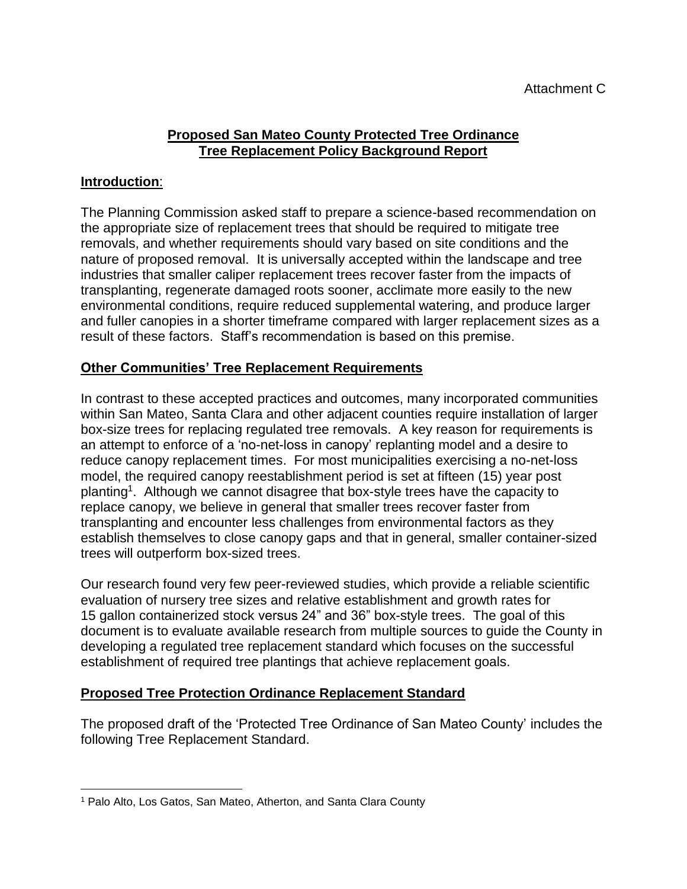Attachment C

**Proposed San Mateo County Protected Tree Ordinance**
**Tree Replacement Policy Background Report**

## Introduction:

The Planning Commission asked staff to prepare a science-based recommendation on the appropriate size of replacement trees that should be required to mitigate tree removals, and whether requirements should vary based on site conditions and the nature of proposed removal. It is universally accepted within the landscape and tree industries that smaller caliper replacement trees recover faster from the impacts of transplanting, regenerate damaged roots sooner, acclimate more easily to the new environmental conditions, require reduced supplemental watering, and produce larger and fuller canopies in a shorter timeframe compared with larger replacement sizes as a result of these factors. Staff's recommendation is based on this premise.

## Other Communities' Tree Replacement Requirements

In contrast to these accepted practices and outcomes, many incorporated communities within San Mateo, Santa Clara and other adjacent counties require installation of larger box-size trees for replacing regulated tree removals. A key reason for requirements is an attempt to enforce of a 'no-net-loss in canopy' replanting model and a desire to reduce canopy replacement times. For most municipalities exercising a no-net-loss model, the required canopy reestablishment period is set at fifteen (15) year post planting[1]. Although we cannot disagree that box-style trees have the capacity to replace canopy, we believe in general that smaller trees recover faster from transplanting and encounter less challenges from environmental factors as they establish themselves to close canopy gaps and that in general, smaller container-sized trees will outperform box-sized trees.

Our research found very few peer-reviewed studies, which provide a reliable scientific evaluation of nursery tree sizes and relative establishment and growth rates for 15 gallon containerized stock versus 24" and 36" box-style trees. The goal of this document is to evaluate available research from multiple sources to guide the County in developing a regulated tree replacement standard which focuses on the successful establishment of required tree plantings that achieve replacement goals.

## Proposed Tree Protection Ordinance Replacement Standard

The proposed draft of the 'Protected Tree Ordinance of San Mateo County' includes the following Tree Replacement Standard.

[1] Palo Alto, Los Gatos, San Mateo, Atherton, and Santa Clara County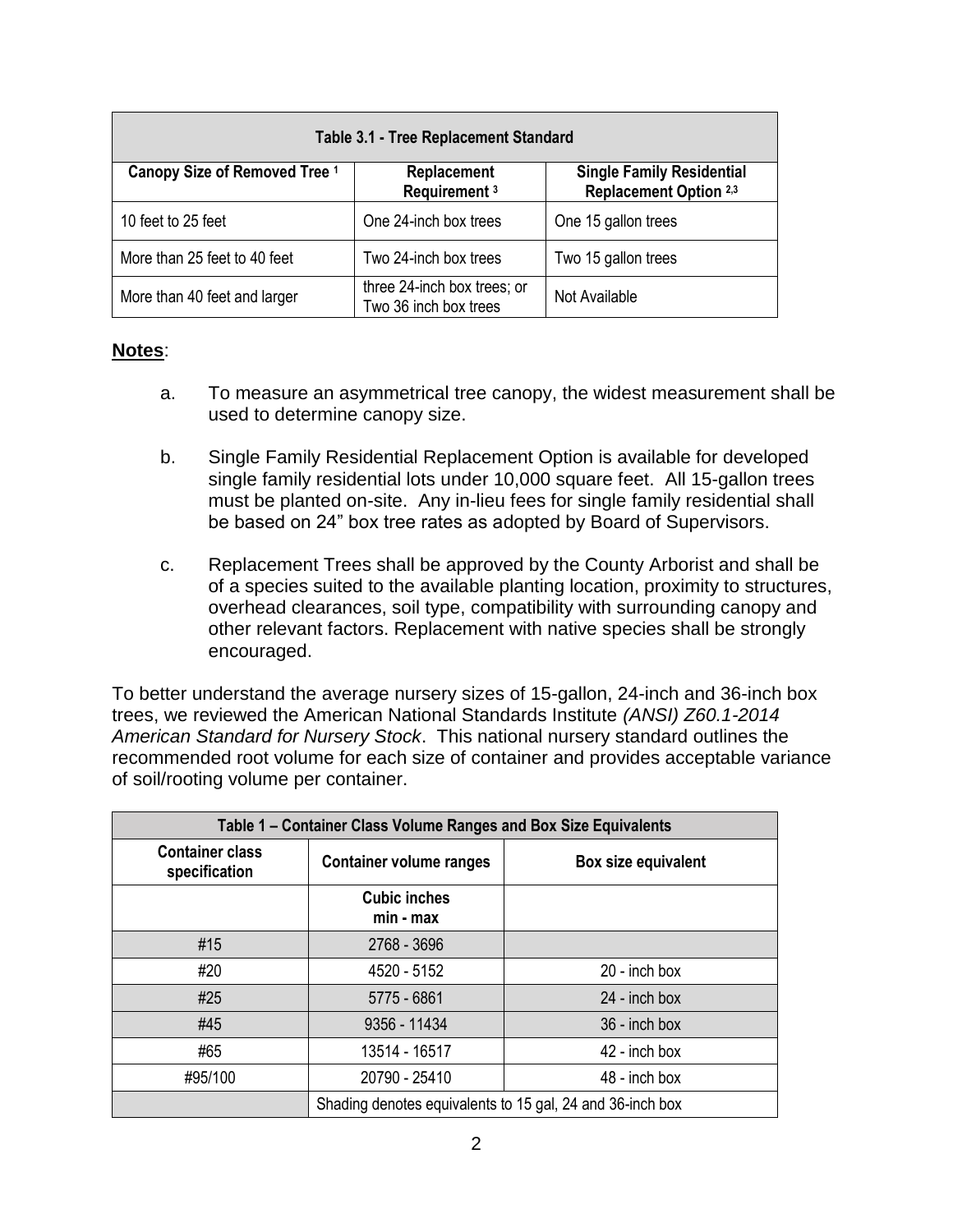| Table 3.1 - Tree Replacement Standard | | |
|---|---|---|
| **Canopy Size of Removed Tree [1]** | **Replacement Requirement [3]** | **Single Family Residential Replacement Option [2,3]** |
| 10 feet to 25 feet | One 24-inch box trees | One 15 gallon trees |
| More than 25 feet to 40 feet | Two 24-inch box trees | Two 15 gallon trees |
| More than 40 feet and larger | three 24-inch box trees; or Two 36 inch box trees | Not Available |

**Notes**:

a. To measure an asymmetrical tree canopy, the widest measurement shall be used to determine canopy size.

b. Single Family Residential Replacement Option is available for developed single family residential lots under 10,000 square feet. All 15-gallon trees must be planted on-site. Any in-lieu fees for single family residential shall be based on 24" box tree rates as adopted by Board of Supervisors.

c. Replacement Trees shall be approved by the County Arborist and shall be of a species suited to the available planting location, proximity to structures, overhead clearances, soil type, compatibility with surrounding canopy and other relevant factors. Replacement with native species shall be strongly encouraged.

To better understand the average nursery sizes of 15-gallon, 24-inch and 36-inch box trees, we reviewed the American National Standards Institute *(ANSI) Z60.1-2014 American Standard for Nursery Stock*. This national nursery standard outlines the recommended root volume for each size of container and provides acceptable variance of soil/rooting volume per container.

| Table 1 – Container Class Volume Ranges and Box Size Equivalents | | |
|---|---|---|
| **Container class specification** | **Container volume ranges** | **Box size equivalent** |
| | **Cubic inches min - max** | |
| #15 | 2768 - 3696 | |
| #20 | 4520 - 5152 | 20 - inch box |
| #25 | 5775 - 6861 | 24 - inch box |
| #45 | 9356 - 11434 | 36 - inch box |
| #65 | 13514 - 16517 | 42 - inch box |
| #95/100 | 20790 - 25410 | 48 - inch box |
| | Shading denotes equivalents to 15 gal, 24 and 36-inch box | |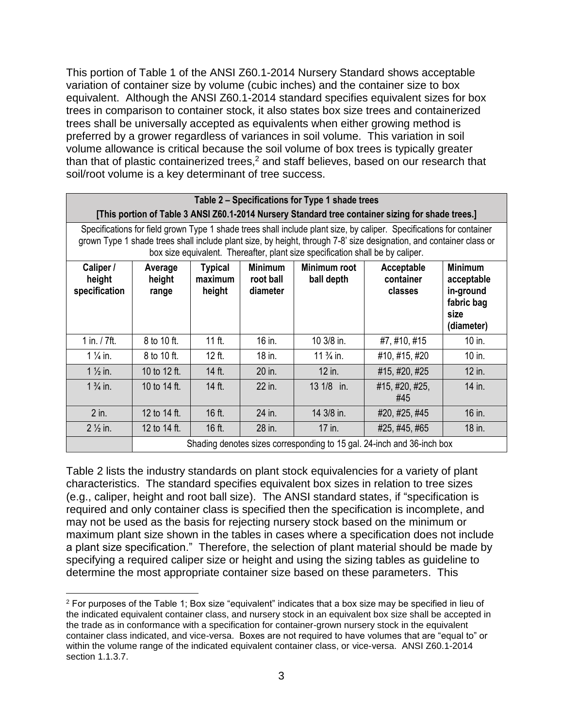This portion of Table 1 of the ANSI Z60.1-2014 Nursery Standard shows acceptable variation of container size by volume (cubic inches) and the container size to box equivalent. Although the ANSI Z60.1-2014 standard specifies equivalent sizes for box trees in comparison to container stock, it also states box size trees and containerized trees shall be universally accepted as equivalents when either growing method is preferred by a grower regardless of variances in soil volume. This variation in soil volume allowance is critical because the soil volume of box trees is typically greater than that of plastic containerized trees,[2] and staff believes, based on our research that soil/root volume is a key determinant of tree success.

| Table 2 – Specifications for Type 1 shade trees [This portion of Table 3 ANSI Z60.1-2014 Nursery Standard tree container sizing for shade trees.] | | | | | | |
|---|---|---|---|---|---|---|
| Specifications for field grown Type 1 shade trees shall include plant size, by caliper. Specifications for container grown Type 1 shade trees shall include plant size, by height, through 7-8' size designation, and container class or box size equivalent. Thereafter, plant size specification shall be by caliper. | | | | | | |
| **Caliper / height specification** | **Average height range** | **Typical maximum height** | **Minimum root ball diameter** | **Minimum root ball depth** | **Acceptable container classes** | **Minimum acceptable in-ground fabric bag size (diameter)** |
| 1 in. / 7ft. | 8 to 10 ft. | 11 ft. | 16 in. | 10 3/8 in. | #7, #10, #15 | 10 in. |
| 1 ¼ in. | 8 to 10 ft. | 12 ft. | 18 in. | 11 ¾ in. | #10, #15, #20 | 10 in. |
| 1 ½ in. | 10 to 12 ft. | 14 ft. | 20 in. | 12 in. | #15, #20, #25 | 12 in. |
| 1 ¾ in. | 10 to 14 ft. | 14 ft. | 22 in. | 13 1/8 in. | #15, #20, #25, #45 | 14 in. |
| 2 in. | 12 to 14 ft. | 16 ft. | 24 in. | 14 3/8 in. | #20, #25, #45 | 16 in. |
| 2 ½ in. | 12 to 14 ft. | 16 ft. | 28 in. | 17 in. | #25, #45, #65 | 18 in. |
| | Shading denotes sizes corresponding to 15 gal. 24-inch and 36-inch box | | | | | |

Table 2 lists the industry standards on plant stock equivalencies for a variety of plant characteristics. The standard specifies equivalent box sizes in relation to tree sizes (e.g., caliper, height and root ball size). The ANSI standard states, if "specification is required and only container class is specified then the specification is incomplete, and may not be used as the basis for rejecting nursery stock based on the minimum or maximum plant size shown in the tables in cases where a specification does not include a plant size specification." Therefore, the selection of plant material should be made by specifying a required caliper size or height and using the sizing tables as guideline to determine the most appropriate container size based on these parameters. This

[2] For purposes of the Table 1; Box size "equivalent" indicates that a box size may be specified in lieu of the indicated equivalent container class, and nursery stock in an equivalent box size shall be accepted in the trade as in conformance with a specification for container-grown nursery stock in the equivalent container class indicated, and vice-versa. Boxes are not required to have volumes that are "equal to" or within the volume range of the indicated equivalent container class, or vice-versa. ANSI Z60.1-2014 section 1.1.3.7.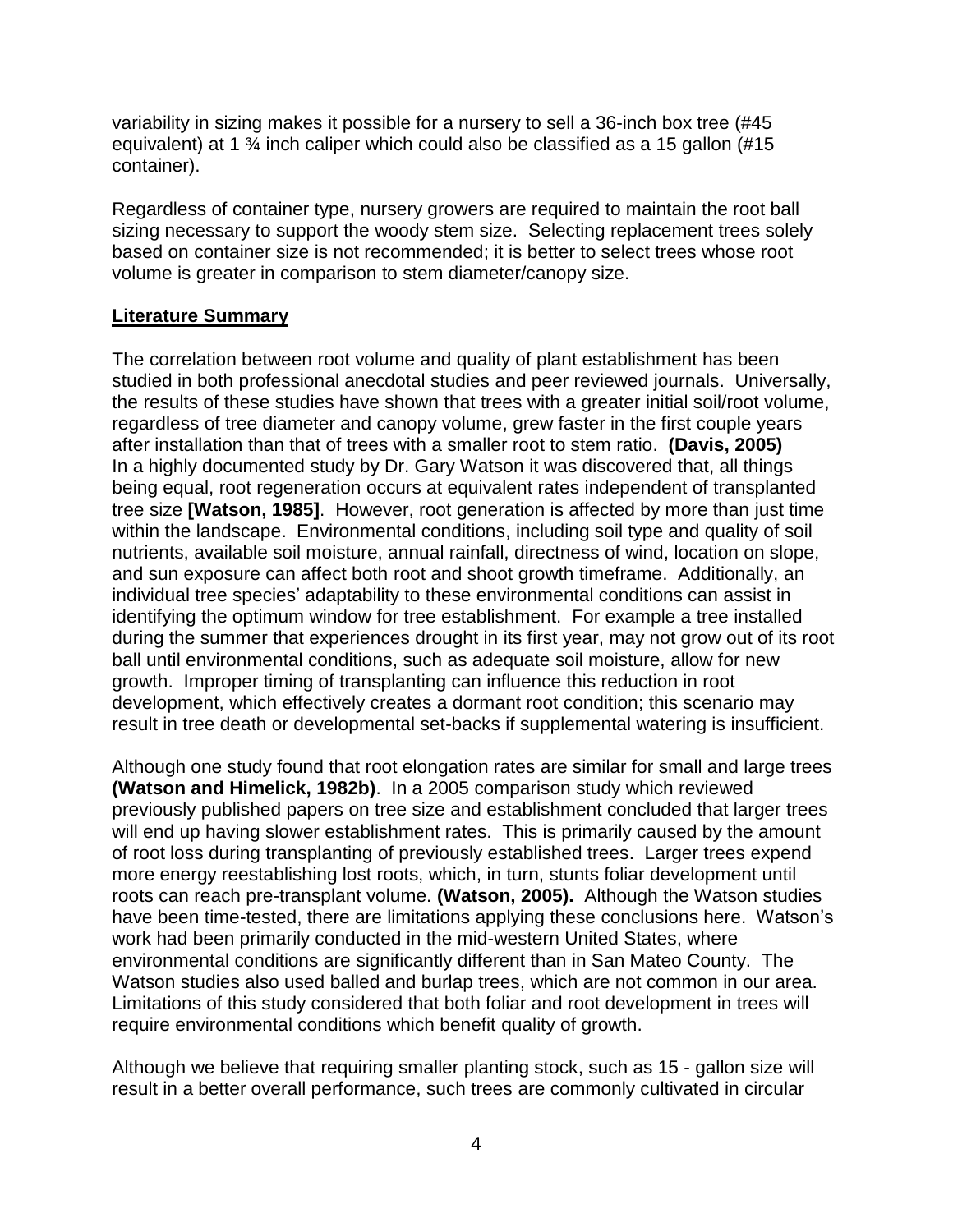variability in sizing makes it possible for a nursery to sell a 36-inch box tree (#45 equivalent) at 1 ¾ inch caliper which could also be classified as a 15 gallon (#15 container).

Regardless of container type, nursery growers are required to maintain the root ball sizing necessary to support the woody stem size. Selecting replacement trees solely based on container size is not recommended; it is better to select trees whose root volume is greater in comparison to stem diameter/canopy size.

## Literature Summary

The correlation between root volume and quality of plant establishment has been studied in both professional anecdotal studies and peer reviewed journals. Universally, the results of these studies have shown that trees with a greater initial soil/root volume, regardless of tree diameter and canopy volume, grew faster in the first couple years after installation than that of trees with a smaller root to stem ratio. **(Davis, 2005)** In a highly documented study by Dr. Gary Watson it was discovered that, all things being equal, root regeneration occurs at equivalent rates independent of transplanted tree size **[Watson, 1985]**. However, root generation is affected by more than just time within the landscape. Environmental conditions, including soil type and quality of soil nutrients, available soil moisture, annual rainfall, directness of wind, location on slope, and sun exposure can affect both root and shoot growth timeframe. Additionally, an individual tree species' adaptability to these environmental conditions can assist in identifying the optimum window for tree establishment. For example a tree installed during the summer that experiences drought in its first year, may not grow out of its root ball until environmental conditions, such as adequate soil moisture, allow for new growth. Improper timing of transplanting can influence this reduction in root development, which effectively creates a dormant root condition; this scenario may result in tree death or developmental set-backs if supplemental watering is insufficient.

Although one study found that root elongation rates are similar for small and large trees **(Watson and Himelick, 1982b)**. In a 2005 comparison study which reviewed previously published papers on tree size and establishment concluded that larger trees will end up having slower establishment rates. This is primarily caused by the amount of root loss during transplanting of previously established trees. Larger trees expend more energy reestablishing lost roots, which, in turn, stunts foliar development until roots can reach pre-transplant volume. **(Watson, 2005).** Although the Watson studies have been time-tested, there are limitations applying these conclusions here. Watson's work had been primarily conducted in the mid-western United States, where environmental conditions are significantly different than in San Mateo County. The Watson studies also used balled and burlap trees, which are not common in our area. Limitations of this study considered that both foliar and root development in trees will require environmental conditions which benefit quality of growth.

Although we believe that requiring smaller planting stock, such as 15 - gallon size will result in a better overall performance, such trees are commonly cultivated in circular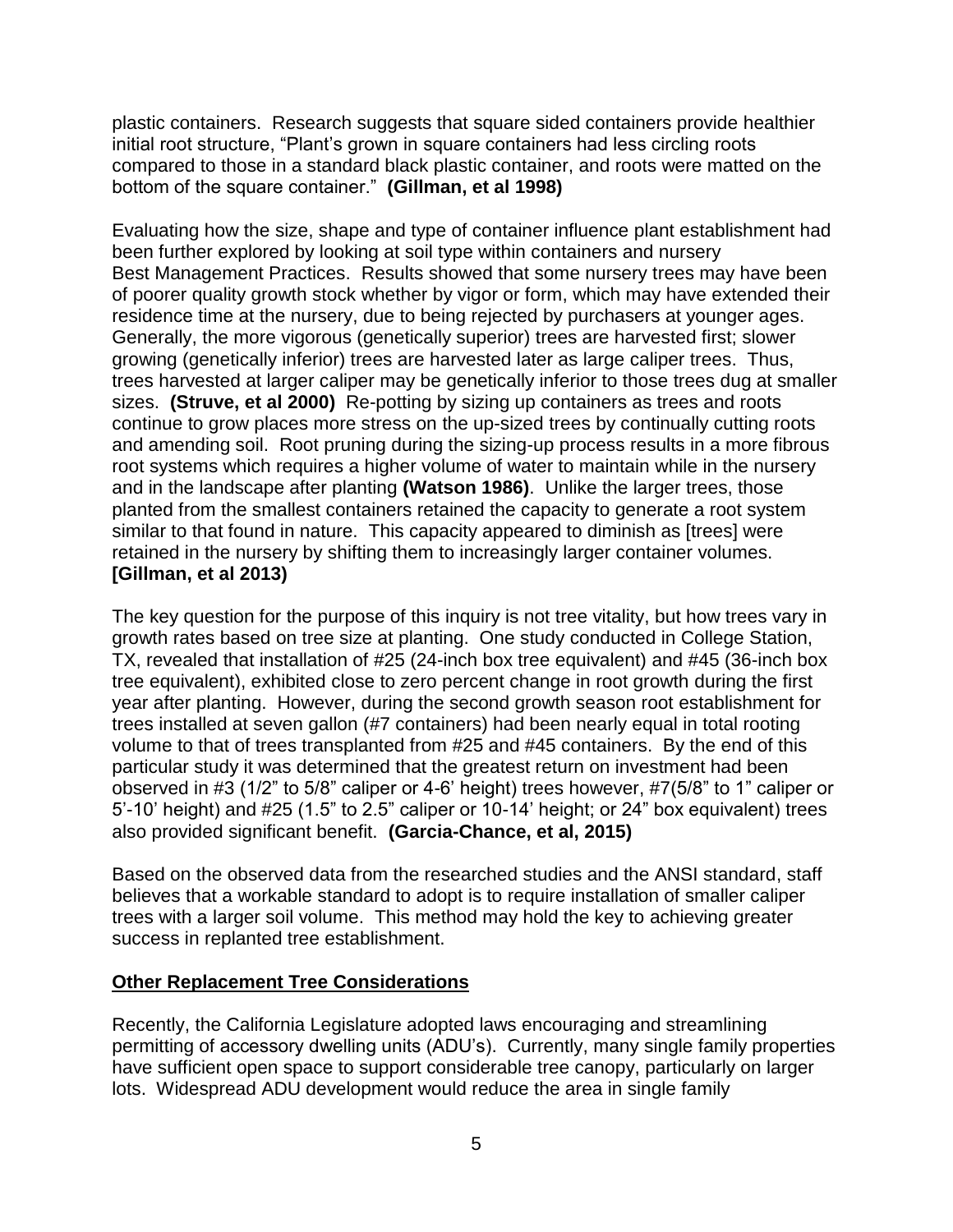plastic containers. Research suggests that square sided containers provide healthier initial root structure, "Plant's grown in square containers had less circling roots compared to those in a standard black plastic container, and roots were matted on the bottom of the square container." **(Gillman, et al 1998)**

Evaluating how the size, shape and type of container influence plant establishment had been further explored by looking at soil type within containers and nursery Best Management Practices. Results showed that some nursery trees may have been of poorer quality growth stock whether by vigor or form, which may have extended their residence time at the nursery, due to being rejected by purchasers at younger ages. Generally, the more vigorous (genetically superior) trees are harvested first; slower growing (genetically inferior) trees are harvested later as large caliper trees. Thus, trees harvested at larger caliper may be genetically inferior to those trees dug at smaller sizes. **(Struve, et al 2000)** Re-potting by sizing up containers as trees and roots continue to grow places more stress on the up-sized trees by continually cutting roots and amending soil. Root pruning during the sizing-up process results in a more fibrous root systems which requires a higher volume of water to maintain while in the nursery and in the landscape after planting **(Watson 1986)**. Unlike the larger trees, those planted from the smallest containers retained the capacity to generate a root system similar to that found in nature. This capacity appeared to diminish as [trees] were retained in the nursery by shifting them to increasingly larger container volumes. **[Gillman, et al 2013)**

The key question for the purpose of this inquiry is not tree vitality, but how trees vary in growth rates based on tree size at planting. One study conducted in College Station, TX, revealed that installation of #25 (24-inch box tree equivalent) and #45 (36-inch box tree equivalent), exhibited close to zero percent change in root growth during the first year after planting. However, during the second growth season root establishment for trees installed at seven gallon (#7 containers) had been nearly equal in total rooting volume to that of trees transplanted from #25 and #45 containers. By the end of this particular study it was determined that the greatest return on investment had been observed in #3 (1/2" to 5/8" caliper or 4-6' height) trees however, #7(5/8" to 1" caliper or 5'-10' height) and #25 (1.5" to 2.5" caliper or 10-14' height; or 24" box equivalent) trees also provided significant benefit. **(Garcia-Chance, et al, 2015)**

Based on the observed data from the researched studies and the ANSI standard, staff believes that a workable standard to adopt is to require installation of smaller caliper trees with a larger soil volume. This method may hold the key to achieving greater success in replanted tree establishment.

**Other Replacement Tree Considerations**

Recently, the California Legislature adopted laws encouraging and streamlining permitting of accessory dwelling units (ADU's). Currently, many single family properties have sufficient open space to support considerable tree canopy, particularly on larger lots. Widespread ADU development would reduce the area in single family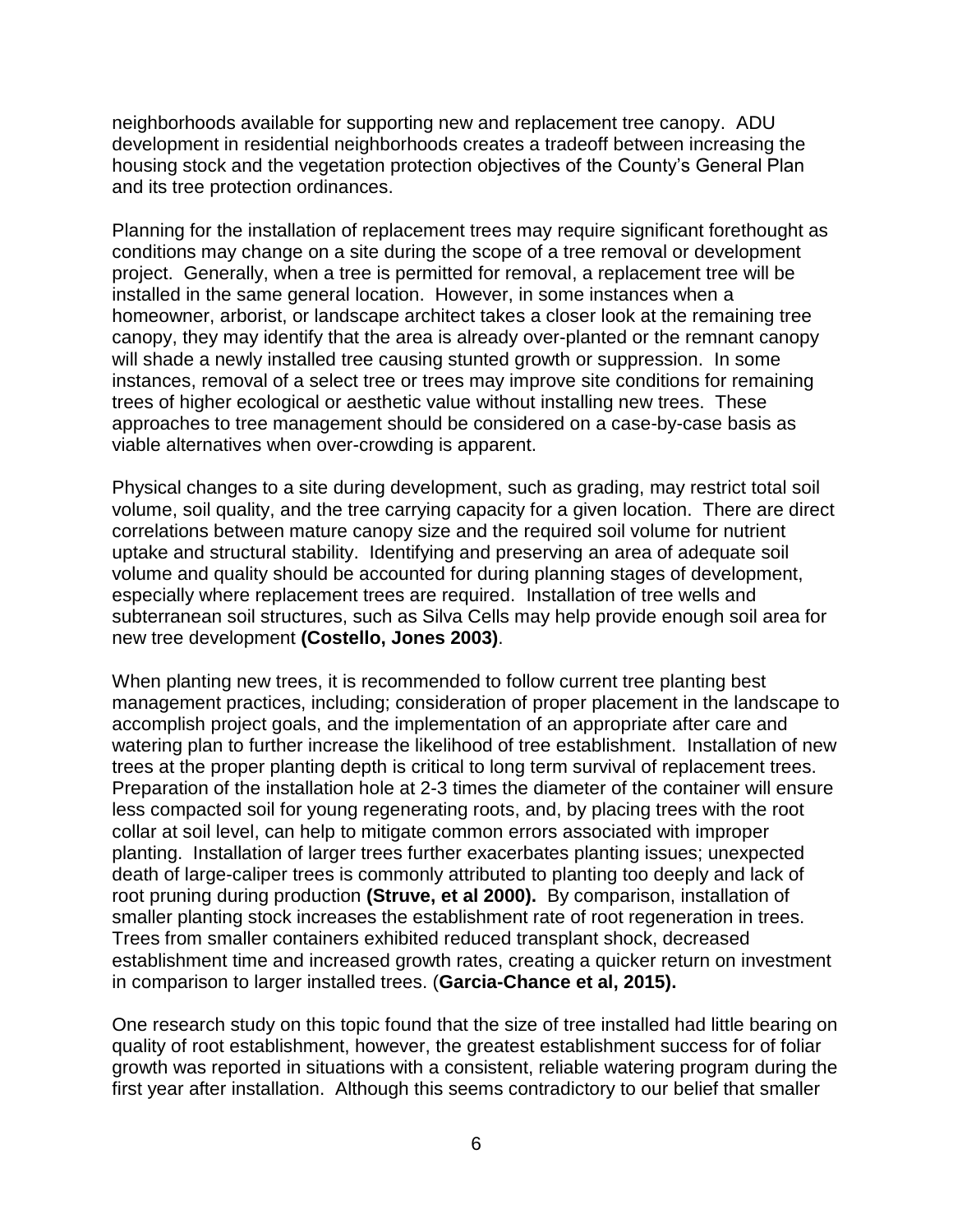neighborhoods available for supporting new and replacement tree canopy. ADU development in residential neighborhoods creates a tradeoff between increasing the housing stock and the vegetation protection objectives of the County's General Plan and its tree protection ordinances.

Planning for the installation of replacement trees may require significant forethought as conditions may change on a site during the scope of a tree removal or development project. Generally, when a tree is permitted for removal, a replacement tree will be installed in the same general location. However, in some instances when a homeowner, arborist, or landscape architect takes a closer look at the remaining tree canopy, they may identify that the area is already over-planted or the remnant canopy will shade a newly installed tree causing stunted growth or suppression. In some instances, removal of a select tree or trees may improve site conditions for remaining trees of higher ecological or aesthetic value without installing new trees. These approaches to tree management should be considered on a case-by-case basis as viable alternatives when over-crowding is apparent.

Physical changes to a site during development, such as grading, may restrict total soil volume, soil quality, and the tree carrying capacity for a given location. There are direct correlations between mature canopy size and the required soil volume for nutrient uptake and structural stability. Identifying and preserving an area of adequate soil volume and quality should be accounted for during planning stages of development, especially where replacement trees are required. Installation of tree wells and subterranean soil structures, such as Silva Cells may help provide enough soil area for new tree development **(Costello, Jones 2003)**.

When planting new trees, it is recommended to follow current tree planting best management practices, including; consideration of proper placement in the landscape to accomplish project goals, and the implementation of an appropriate after care and watering plan to further increase the likelihood of tree establishment. Installation of new trees at the proper planting depth is critical to long term survival of replacement trees. Preparation of the installation hole at 2-3 times the diameter of the container will ensure less compacted soil for young regenerating roots, and, by placing trees with the root collar at soil level, can help to mitigate common errors associated with improper planting. Installation of larger trees further exacerbates planting issues; unexpected death of large-caliper trees is commonly attributed to planting too deeply and lack of root pruning during production **(Struve, et al 2000).** By comparison, installation of smaller planting stock increases the establishment rate of root regeneration in trees. Trees from smaller containers exhibited reduced transplant shock, decreased establishment time and increased growth rates, creating a quicker return on investment in comparison to larger installed trees. (**Garcia-Chance et al, 2015).**

One research study on this topic found that the size of tree installed had little bearing on quality of root establishment, however, the greatest establishment success for of foliar growth was reported in situations with a consistent, reliable watering program during the first year after installation. Although this seems contradictory to our belief that smaller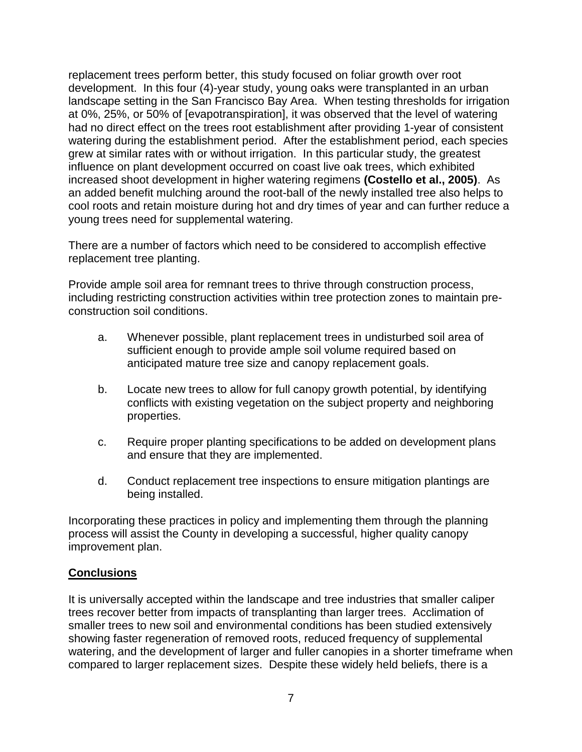replacement trees perform better, this study focused on foliar growth over root development. In this four (4)-year study, young oaks were transplanted in an urban landscape setting in the San Francisco Bay Area. When testing thresholds for irrigation at 0%, 25%, or 50% of [evapotranspiration], it was observed that the level of watering had no direct effect on the trees root establishment after providing 1-year of consistent watering during the establishment period. After the establishment period, each species grew at similar rates with or without irrigation. In this particular study, the greatest influence on plant development occurred on coast live oak trees, which exhibited increased shoot development in higher watering regimens **(Costello et al., 2005)**. As an added benefit mulching around the root-ball of the newly installed tree also helps to cool roots and retain moisture during hot and dry times of year and can further reduce a young trees need for supplemental watering.

There are a number of factors which need to be considered to accomplish effective replacement tree planting.

Provide ample soil area for remnant trees to thrive through construction process, including restricting construction activities within tree protection zones to maintain pre-construction soil conditions.

a. Whenever possible, plant replacement trees in undisturbed soil area of sufficient enough to provide ample soil volume required based on anticipated mature tree size and canopy replacement goals.

b. Locate new trees to allow for full canopy growth potential, by identifying conflicts with existing vegetation on the subject property and neighboring properties.

c. Require proper planting specifications to be added on development plans and ensure that they are implemented.

d. Conduct replacement tree inspections to ensure mitigation plantings are being installed.

Incorporating these practices in policy and implementing them through the planning process will assist the County in developing a successful, higher quality canopy improvement plan.

## Conclusions

It is universally accepted within the landscape and tree industries that smaller caliper trees recover better from impacts of transplanting than larger trees. Acclimation of smaller trees to new soil and environmental conditions has been studied extensively showing faster regeneration of removed roots, reduced frequency of supplemental watering, and the development of larger and fuller canopies in a shorter timeframe when compared to larger replacement sizes. Despite these widely held beliefs, there is a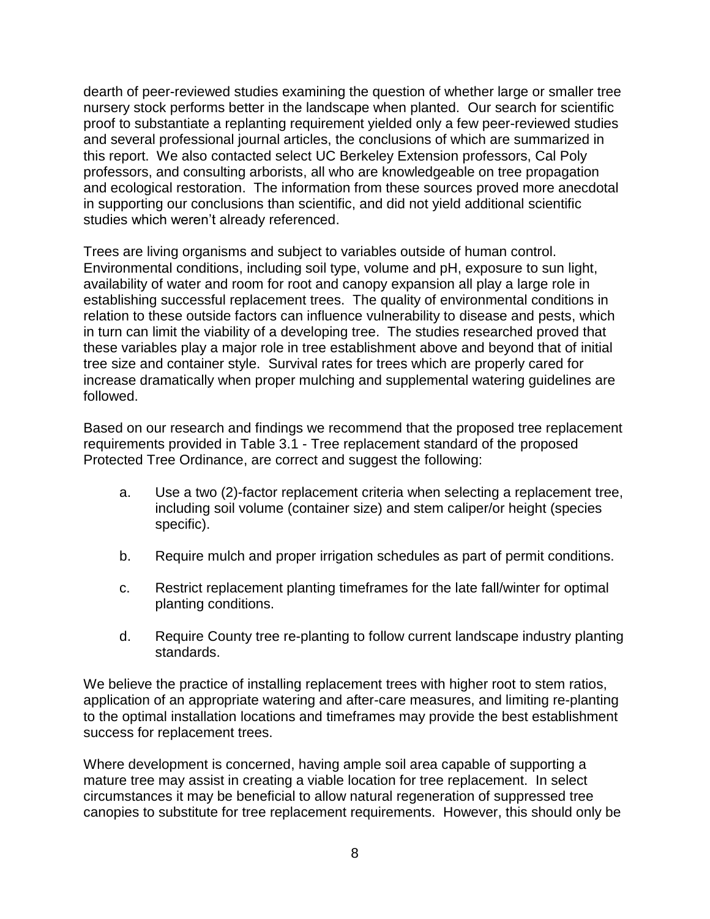dearth of peer-reviewed studies examining the question of whether large or smaller tree nursery stock performs better in the landscape when planted. Our search for scientific proof to substantiate a replanting requirement yielded only a few peer-reviewed studies and several professional journal articles, the conclusions of which are summarized in this report. We also contacted select UC Berkeley Extension professors, Cal Poly professors, and consulting arborists, all who are knowledgeable on tree propagation and ecological restoration. The information from these sources proved more anecdotal in supporting our conclusions than scientific, and did not yield additional scientific studies which weren't already referenced.

Trees are living organisms and subject to variables outside of human control. Environmental conditions, including soil type, volume and pH, exposure to sun light, availability of water and room for root and canopy expansion all play a large role in establishing successful replacement trees. The quality of environmental conditions in relation to these outside factors can influence vulnerability to disease and pests, which in turn can limit the viability of a developing tree. The studies researched proved that these variables play a major role in tree establishment above and beyond that of initial tree size and container style. Survival rates for trees which are properly cared for increase dramatically when proper mulching and supplemental watering guidelines are followed.

Based on our research and findings we recommend that the proposed tree replacement requirements provided in Table 3.1 - Tree replacement standard of the proposed Protected Tree Ordinance, are correct and suggest the following:

a. Use a two (2)-factor replacement criteria when selecting a replacement tree, including soil volume (container size) and stem caliper/or height (species specific).

b. Require mulch and proper irrigation schedules as part of permit conditions.

c. Restrict replacement planting timeframes for the late fall/winter for optimal planting conditions.

d. Require County tree re-planting to follow current landscape industry planting standards.

We believe the practice of installing replacement trees with higher root to stem ratios, application of an appropriate watering and after-care measures, and limiting re-planting to the optimal installation locations and timeframes may provide the best establishment success for replacement trees.

Where development is concerned, having ample soil area capable of supporting a mature tree may assist in creating a viable location for tree replacement. In select circumstances it may be beneficial to allow natural regeneration of suppressed tree canopies to substitute for tree replacement requirements. However, this should only be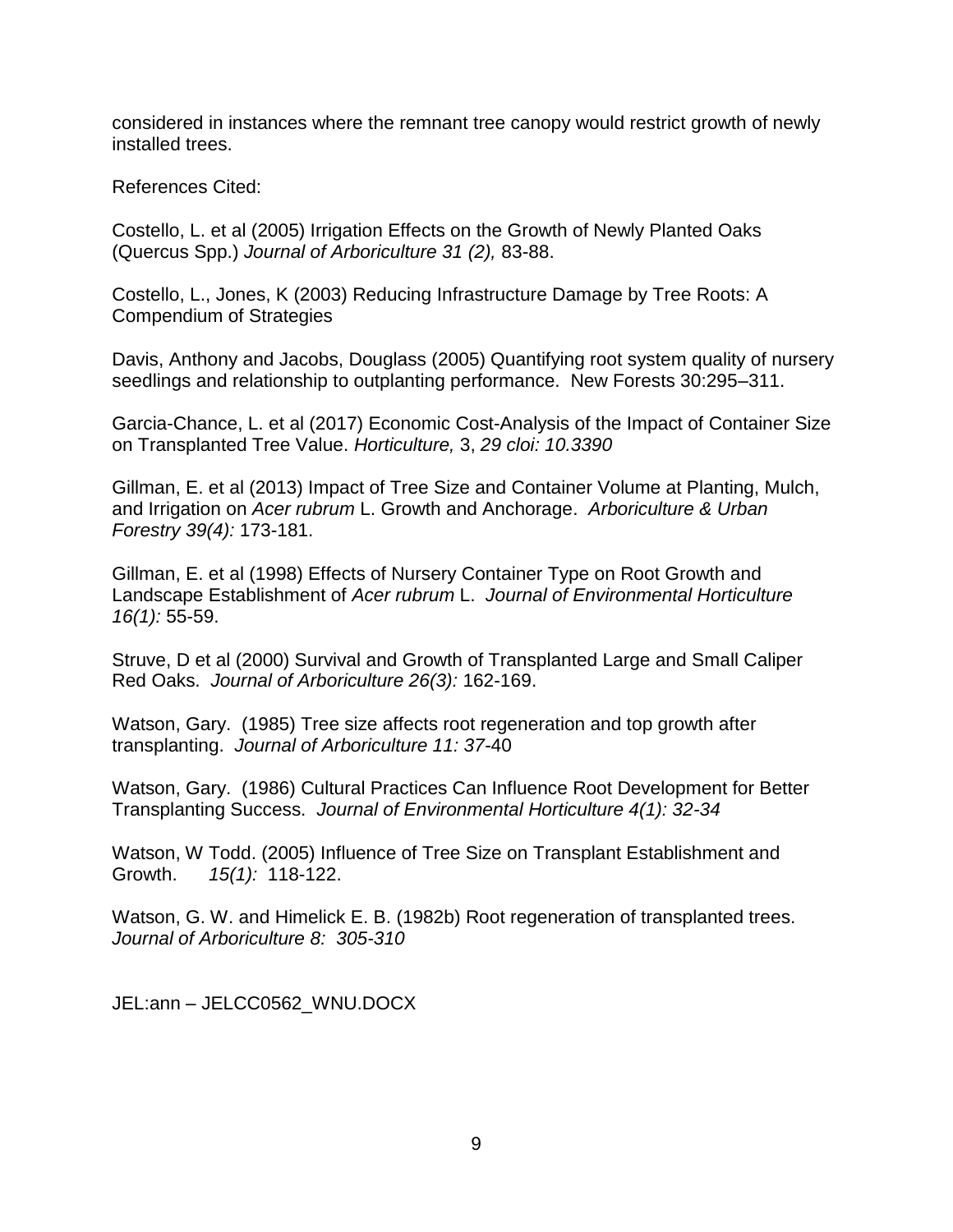considered in instances where the remnant tree canopy would restrict growth of newly installed trees.

References Cited:

Costello, L. et al (2005) Irrigation Effects on the Growth of Newly Planted Oaks (Quercus Spp.) *Journal of Arboriculture 31 (2),* 83-88.

Costello, L., Jones, K (2003) Reducing Infrastructure Damage by Tree Roots: A Compendium of Strategies

Davis, Anthony and Jacobs, Douglass (2005) Quantifying root system quality of nursery seedlings and relationship to outplanting performance. New Forests 30:295–311.

Garcia-Chance, L. et al (2017) Economic Cost-Analysis of the Impact of Container Size on Transplanted Tree Value. *Horticulture,* 3, *29 cloi: 10.3390*

Gillman, E. et al (2013) Impact of Tree Size and Container Volume at Planting, Mulch, and Irrigation on *Acer rubrum* L. Growth and Anchorage. *Arboriculture & Urban Forestry 39(4):* 173-181.

Gillman, E. et al (1998) Effects of Nursery Container Type on Root Growth and Landscape Establishment of *Acer rubrum* L. *Journal of Environmental Horticulture 16(1):* 55-59.

Struve, D et al (2000) Survival and Growth of Transplanted Large and Small Caliper Red Oaks. *Journal of Arboriculture 26(3):* 162-169.

Watson, Gary. (1985) Tree size affects root regeneration and top growth after transplanting. *Journal of Arboriculture 11: 37*-40

Watson, Gary. (1986) Cultural Practices Can Influence Root Development for Better Transplanting Success. *Journal of Environmental Horticulture 4(1): 32-34*

Watson, W Todd. (2005) Influence of Tree Size on Transplant Establishment and Growth. *15(1):* 118-122.

Watson, G. W. and Himelick E. B. (1982b) Root regeneration of transplanted trees. *Journal of Arboriculture 8: 305-310*

JEL:ann – JELCC0562_WNU.DOCX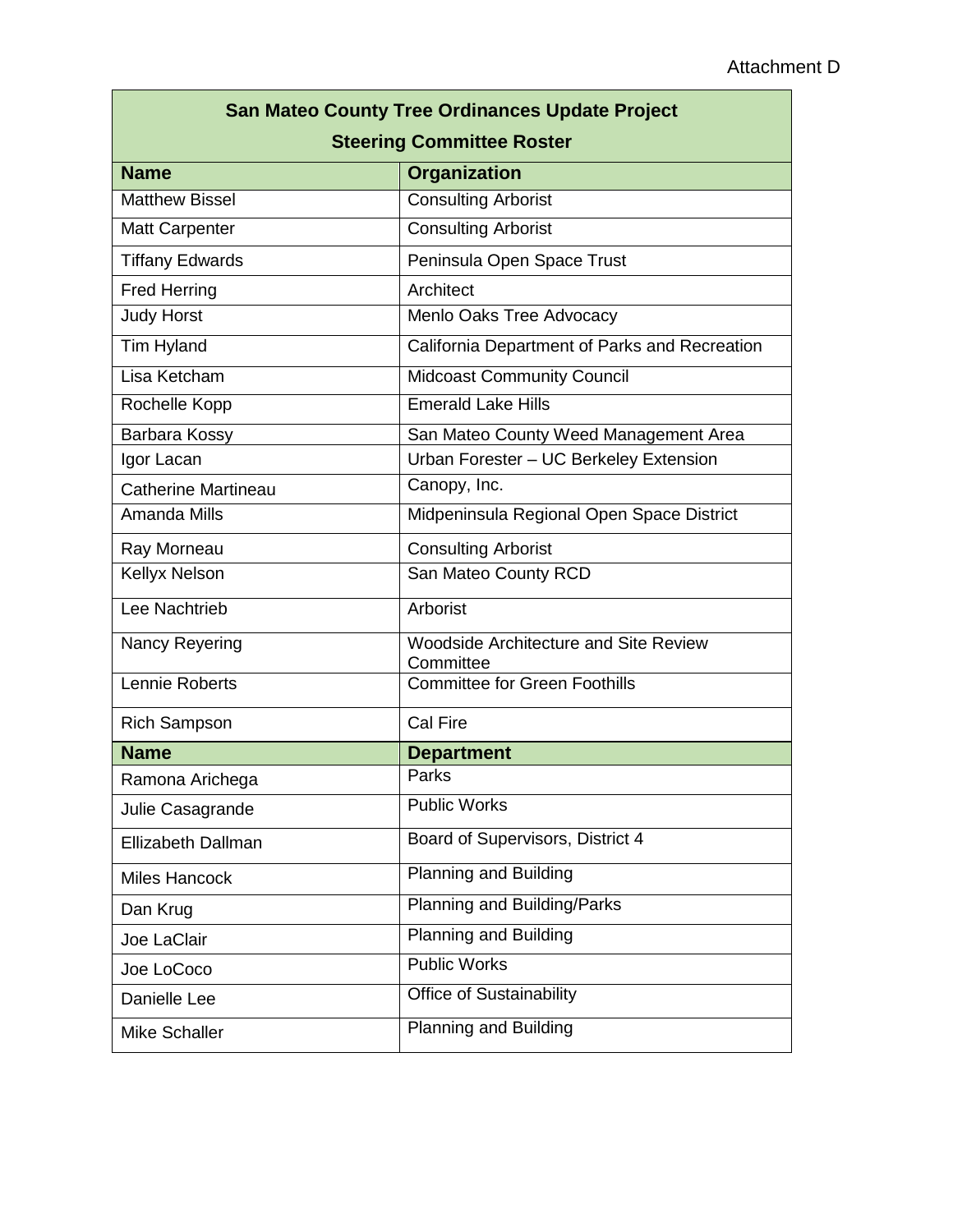Attachment D

| San Mateo County Tree Ordinances Update Project<br>Steering Committee Roster | |
|---|---|
| **Name** | **Organization** |
| Matthew Bissel | Consulting Arborist |
| Matt Carpenter | Consulting Arborist |
| Tiffany Edwards | Peninsula Open Space Trust |
| Fred Herring | Architect |
| Judy Horst | Menlo Oaks Tree Advocacy |
| Tim Hyland | California Department of Parks and Recreation |
| Lisa Ketcham | Midcoast Community Council |
| Rochelle Kopp | Emerald Lake Hills |
| Barbara Kossy | San Mateo County Weed Management Area |
| Igor Lacan | Urban Forester – UC Berkeley Extension |
| Catherine Martineau | Canopy, Inc. |
| Amanda Mills | Midpeninsula Regional Open Space District |
| Ray Morneau | Consulting Arborist |
| Kellyx Nelson | San Mateo County RCD |
| Lee Nachtrieb | Arborist |
| Nancy Reyering | Woodside Architecture and Site Review Committee |
| Lennie Roberts | Committee for Green Foothills |
| Rich Sampson | Cal Fire |
| **Name** | **Department** |
| Ramona Arichega | Parks |
| Julie Casagrande | Public Works |
| Ellizabeth Dallman | Board of Supervisors, District 4 |
| Miles Hancock | Planning and Building |
| Dan Krug | Planning and Building/Parks |
| Joe LaClair | Planning and Building |
| Joe LoCoco | Public Works |
| Danielle Lee | Office of Sustainability |
| Mike Schaller | Planning and Building |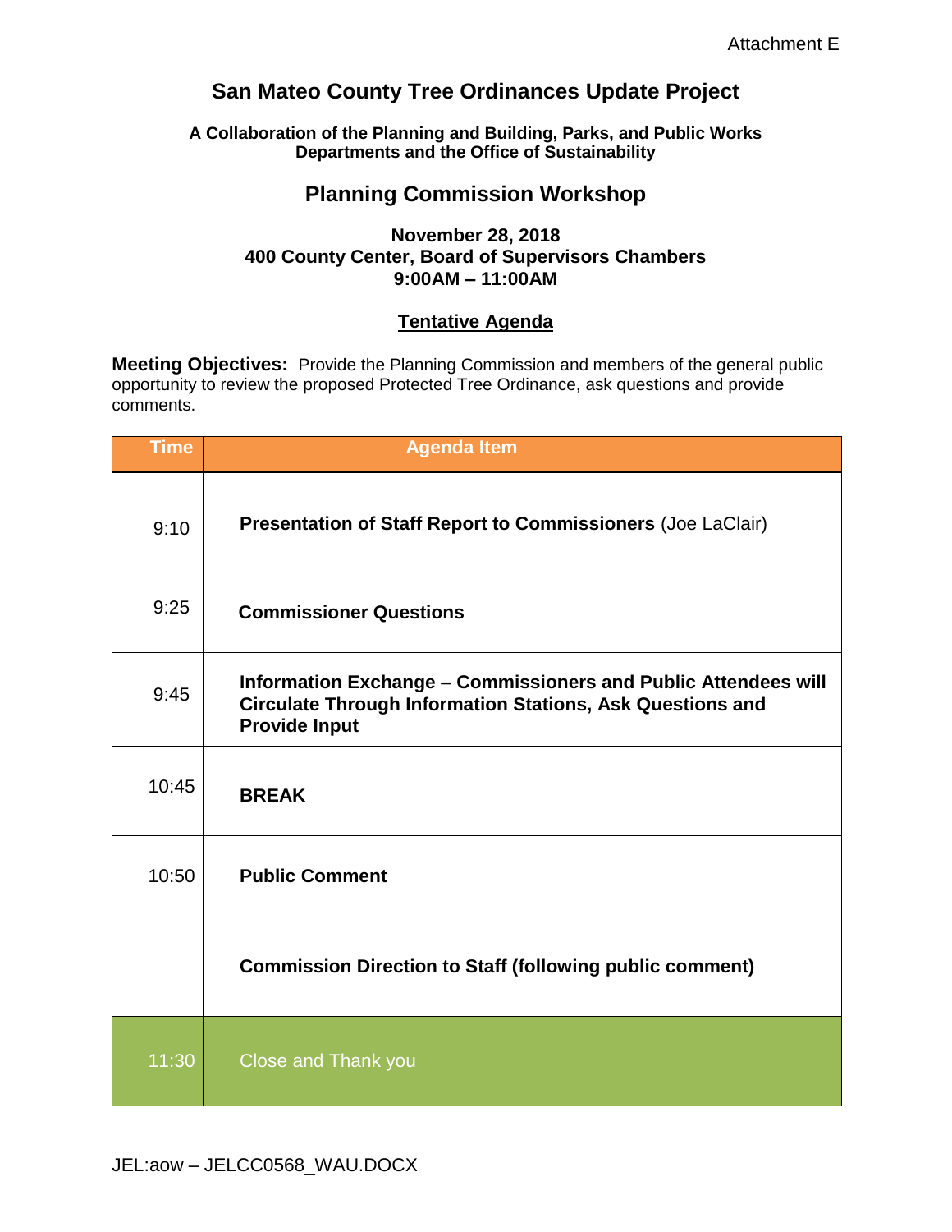Attachment E

# San Mateo County Tree Ordinances Update Project

**A Collaboration of the Planning and Building, Parks, and Public Works Departments and the Office of Sustainability**

## Planning Commission Workshop

**November 28, 2018**
**400 County Center, Board of Supervisors Chambers**
**9:00AM – 11:00AM**

**Tentative Agenda**

**Meeting Objectives:** Provide the Planning Commission and members of the general public opportunity to review the proposed Protected Tree Ordinance, ask questions and provide comments.

| Time | Agenda Item |
|---|---|
| 9:10 | **Presentation of Staff Report to Commissioners** (Joe LaClair) |
| 9:25 | **Commissioner Questions** |
| 9:45 | **Information Exchange – Commissioners and Public Attendees will Circulate Through Information Stations, Ask Questions and Provide Input** |
| 10:45 | **BREAK** |
| 10:50 | **Public Comment** |
| | **Commission Direction to Staff (following public comment)** |
| 11:30 | Close and Thank you |

JEL:aow – JELCC0568_WAU.DOCX